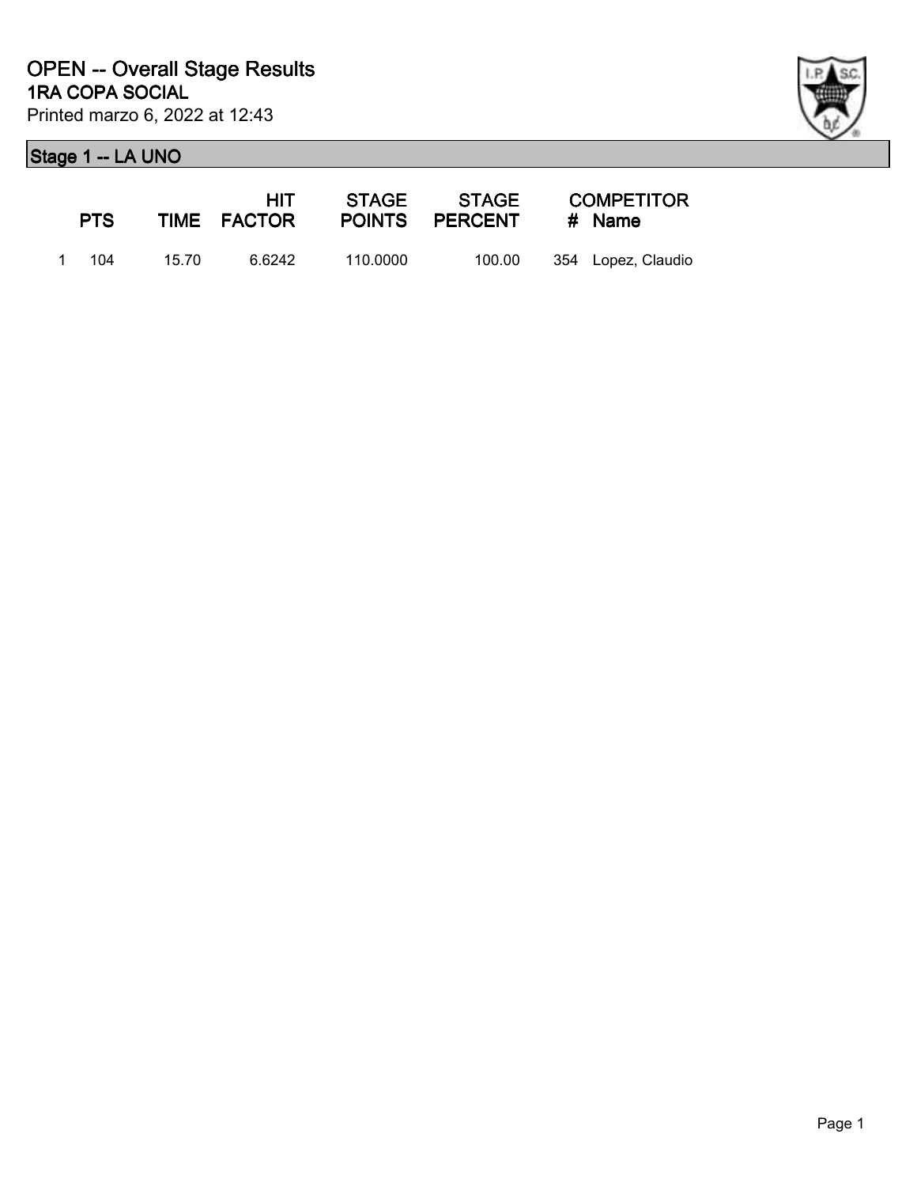# OPEN -- Overall Stage Results

## 1RA COPA SOCIAL

Printed marzo 6, 2022 at 12:43

### Stage 1 -- LA UNO

| | PTS | TIME | HIT FACTOR | STAGE POINTS | STAGE PERCENT | # | COMPETITOR Name |
|---|---|---|---|---|---|---|---|
| 1 | 104 | 15.70 | 6.6242 | 110.0000 | 100.00 | 354 | Lopez, Claudio |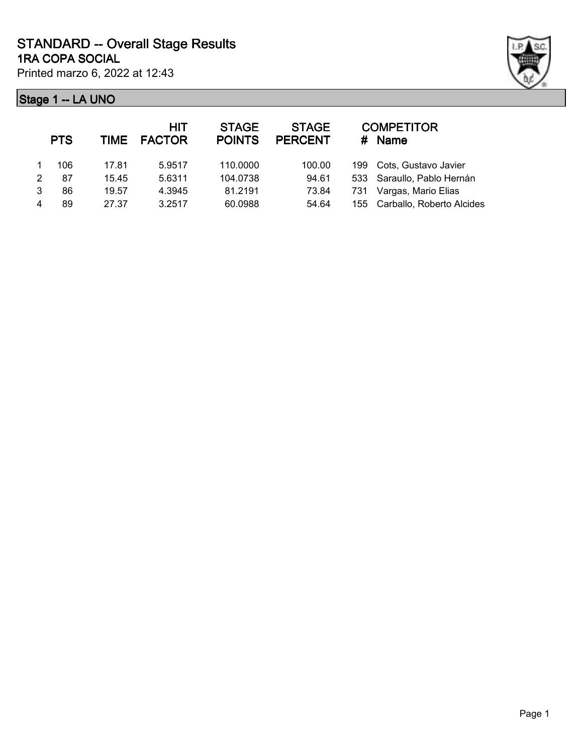# STANDARD -- Overall Stage Results

## 1RA COPA SOCIAL

Printed marzo 6, 2022 at 12:43

### Stage 1 -- LA UNO

| | PTS | TIME | HIT FACTOR | STAGE POINTS | STAGE PERCENT | # | COMPETITOR Name |
|---|---|---|---|---|---|---|---|
| 1 | 106 | 17.81 | 5.9517 | 110.0000 | 100.00 | 199 | Cots, Gustavo Javier |
| 2 | 87 | 15.45 | 5.6311 | 104.0738 | 94.61 | 533 | Saraullo, Pablo Hernán |
| 3 | 86 | 19.57 | 4.3945 | 81.2191 | 73.84 | 731 | Vargas, Mario Elias |
| 4 | 89 | 27.37 | 3.2517 | 60.0988 | 54.64 | 155 | Carballo, Roberto Alcides |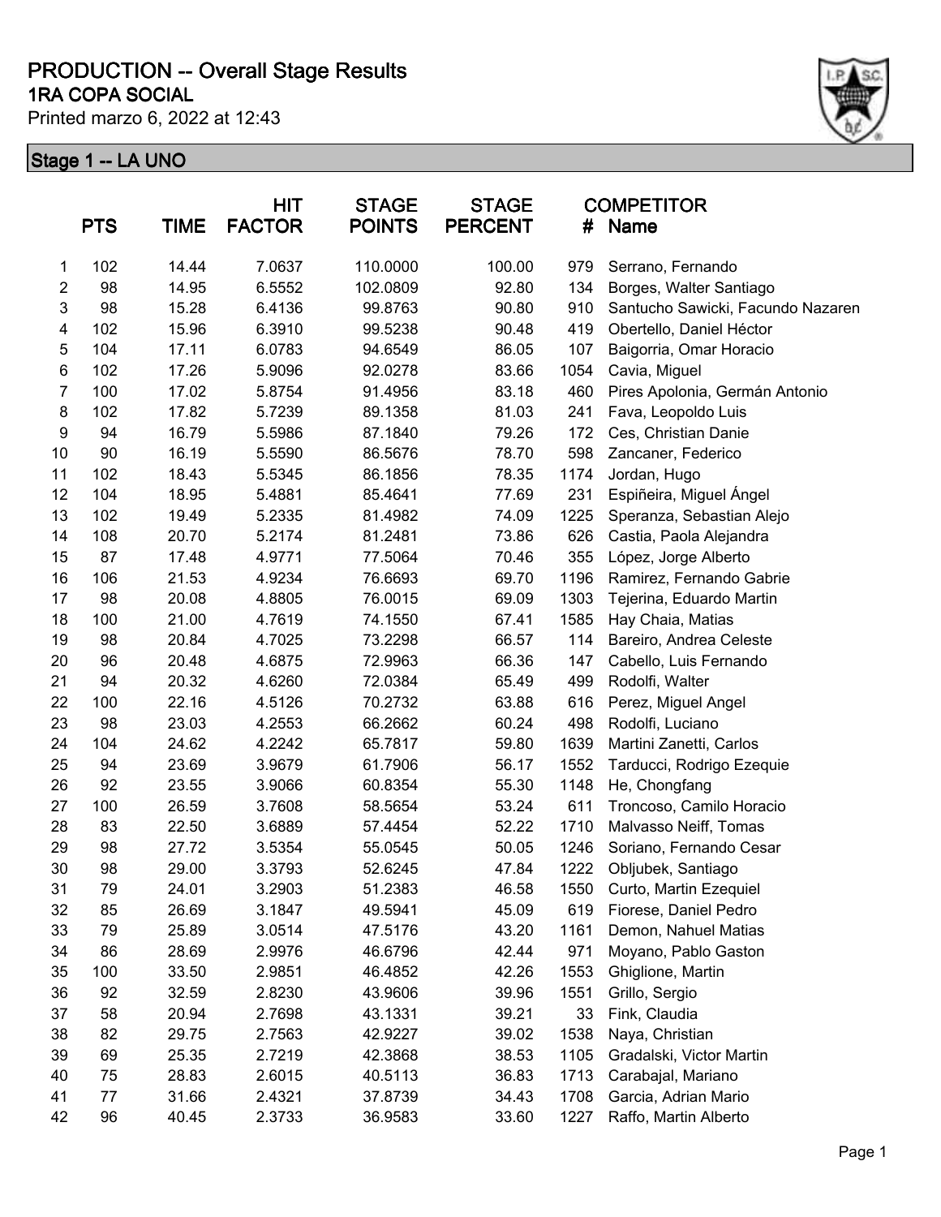# PRODUCTION -- Overall Stage Results

## 1RA COPA SOCIAL

Printed marzo 6, 2022 at 12:43

### Stage 1 -- LA UNO

| | PTS | TIME | HIT FACTOR | STAGE POINTS | STAGE PERCENT | # | COMPETITOR Name |
|---|---|---|---|---|---|---|---|
| 1 | 102 | 14.44 | 7.0637 | 110.0000 | 100.00 | 979 | Serrano, Fernando |
| 2 | 98 | 14.95 | 6.5552 | 102.0809 | 92.80 | 134 | Borges, Walter Santiago |
| 3 | 98 | 15.28 | 6.4136 | 99.8763 | 90.80 | 910 | Santucho Sawicki, Facundo Nazaren |
| 4 | 102 | 15.96 | 6.3910 | 99.5238 | 90.48 | 419 | Obertello, Daniel Héctor |
| 5 | 104 | 17.11 | 6.0783 | 94.6549 | 86.05 | 107 | Baigorria, Omar Horacio |
| 6 | 102 | 17.26 | 5.9096 | 92.0278 | 83.66 | 1054 | Cavia, Miguel |
| 7 | 100 | 17.02 | 5.8754 | 91.4956 | 83.18 | 460 | Pires Apolonia, Germán Antonio |
| 8 | 102 | 17.82 | 5.7239 | 89.1358 | 81.03 | 241 | Fava, Leopoldo Luis |
| 9 | 94 | 16.79 | 5.5986 | 87.1840 | 79.26 | 172 | Ces, Christian Danie |
| 10 | 90 | 16.19 | 5.5590 | 86.5676 | 78.70 | 598 | Zancaner, Federico |
| 11 | 102 | 18.43 | 5.5345 | 86.1856 | 78.35 | 1174 | Jordan, Hugo |
| 12 | 104 | 18.95 | 5.4881 | 85.4641 | 77.69 | 231 | Espiñeira, Miguel Ángel |
| 13 | 102 | 19.49 | 5.2335 | 81.4982 | 74.09 | 1225 | Speranza, Sebastian Alejo |
| 14 | 108 | 20.70 | 5.2174 | 81.2481 | 73.86 | 626 | Castia, Paola Alejandra |
| 15 | 87 | 17.48 | 4.9771 | 77.5064 | 70.46 | 355 | López, Jorge Alberto |
| 16 | 106 | 21.53 | 4.9234 | 76.6693 | 69.70 | 1196 | Ramirez, Fernando Gabrie |
| 17 | 98 | 20.08 | 4.8805 | 76.0015 | 69.09 | 1303 | Tejerina, Eduardo Martin |
| 18 | 100 | 21.00 | 4.7619 | 74.1550 | 67.41 | 1585 | Hay Chaia, Matias |
| 19 | 98 | 20.84 | 4.7025 | 73.2298 | 66.57 | 114 | Bareiro, Andrea Celeste |
| 20 | 96 | 20.48 | 4.6875 | 72.9963 | 66.36 | 147 | Cabello, Luis Fernando |
| 21 | 94 | 20.32 | 4.6260 | 72.0384 | 65.49 | 499 | Rodolfi, Walter |
| 22 | 100 | 22.16 | 4.5126 | 70.2732 | 63.88 | 616 | Perez, Miguel Angel |
| 23 | 98 | 23.03 | 4.2553 | 66.2662 | 60.24 | 498 | Rodolfi, Luciano |
| 24 | 104 | 24.62 | 4.2242 | 65.7817 | 59.80 | 1639 | Martini Zanetti, Carlos |
| 25 | 94 | 23.69 | 3.9679 | 61.7906 | 56.17 | 1552 | Tarducci, Rodrigo Ezequie |
| 26 | 92 | 23.55 | 3.9066 | 60.8354 | 55.30 | 1148 | He, Chongfang |
| 27 | 100 | 26.59 | 3.7608 | 58.5654 | 53.24 | 611 | Troncoso, Camilo Horacio |
| 28 | 83 | 22.50 | 3.6889 | 57.4454 | 52.22 | 1710 | Malvasso Neiff, Tomas |
| 29 | 98 | 27.72 | 3.5354 | 55.0545 | 50.05 | 1246 | Soriano, Fernando Cesar |
| 30 | 98 | 29.00 | 3.3793 | 52.6245 | 47.84 | 1222 | Obljubek, Santiago |
| 31 | 79 | 24.01 | 3.2903 | 51.2383 | 46.58 | 1550 | Curto, Martin Ezequiel |
| 32 | 85 | 26.69 | 3.1847 | 49.5941 | 45.09 | 619 | Fiorese, Daniel Pedro |
| 33 | 79 | 25.89 | 3.0514 | 47.5176 | 43.20 | 1161 | Demon, Nahuel Matias |
| 34 | 86 | 28.69 | 2.9976 | 46.6796 | 42.44 | 971 | Moyano, Pablo Gaston |
| 35 | 100 | 33.50 | 2.9851 | 46.4852 | 42.26 | 1553 | Ghiglione, Martin |
| 36 | 92 | 32.59 | 2.8230 | 43.9606 | 39.96 | 1551 | Grillo, Sergio |
| 37 | 58 | 20.94 | 2.7698 | 43.1331 | 39.21 | 33 | Fink, Claudia |
| 38 | 82 | 29.75 | 2.7563 | 42.9227 | 39.02 | 1538 | Naya, Christian |
| 39 | 69 | 25.35 | 2.7219 | 42.3868 | 38.53 | 1105 | Gradalski, Victor Martin |
| 40 | 75 | 28.83 | 2.6015 | 40.5113 | 36.83 | 1713 | Carabajal, Mariano |
| 41 | 77 | 31.66 | 2.4321 | 37.8739 | 34.43 | 1708 | Garcia, Adrian Mario |
| 42 | 96 | 40.45 | 2.3733 | 36.9583 | 33.60 | 1227 | Raffo, Martin Alberto |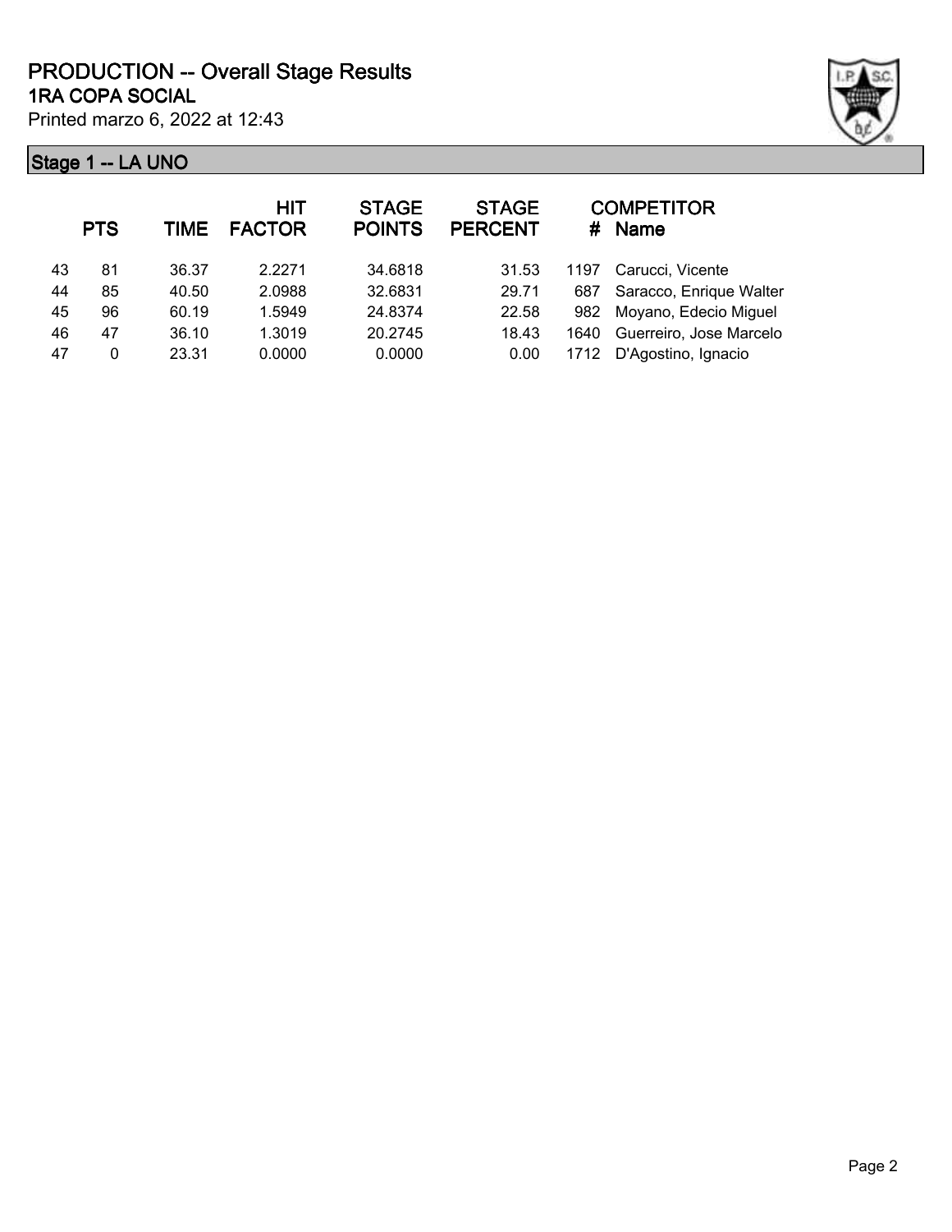# PRODUCTION -- Overall Stage Results

## 1RA COPA SOCIAL

Printed marzo 6, 2022 at 12:43

### Stage 1 -- LA UNO

| | PTS | TIME | HIT FACTOR | STAGE POINTS | STAGE PERCENT | # | COMPETITOR Name |
|---|---|---|---|---|---|---|---|
| 43 | 81 | 36.37 | 2.2271 | 34.6818 | 31.53 | 1197 | Carucci, Vicente |
| 44 | 85 | 40.50 | 2.0988 | 32.6831 | 29.71 | 687 | Saracco, Enrique Walter |
| 45 | 96 | 60.19 | 1.5949 | 24.8374 | 22.58 | 982 | Moyano, Edecio Miguel |
| 46 | 47 | 36.10 | 1.3019 | 20.2745 | 18.43 | 1640 | Guerreiro, Jose Marcelo |
| 47 | 0 | 23.31 | 0.0000 | 0.0000 | 0.00 | 1712 | D'Agostino, Ignacio |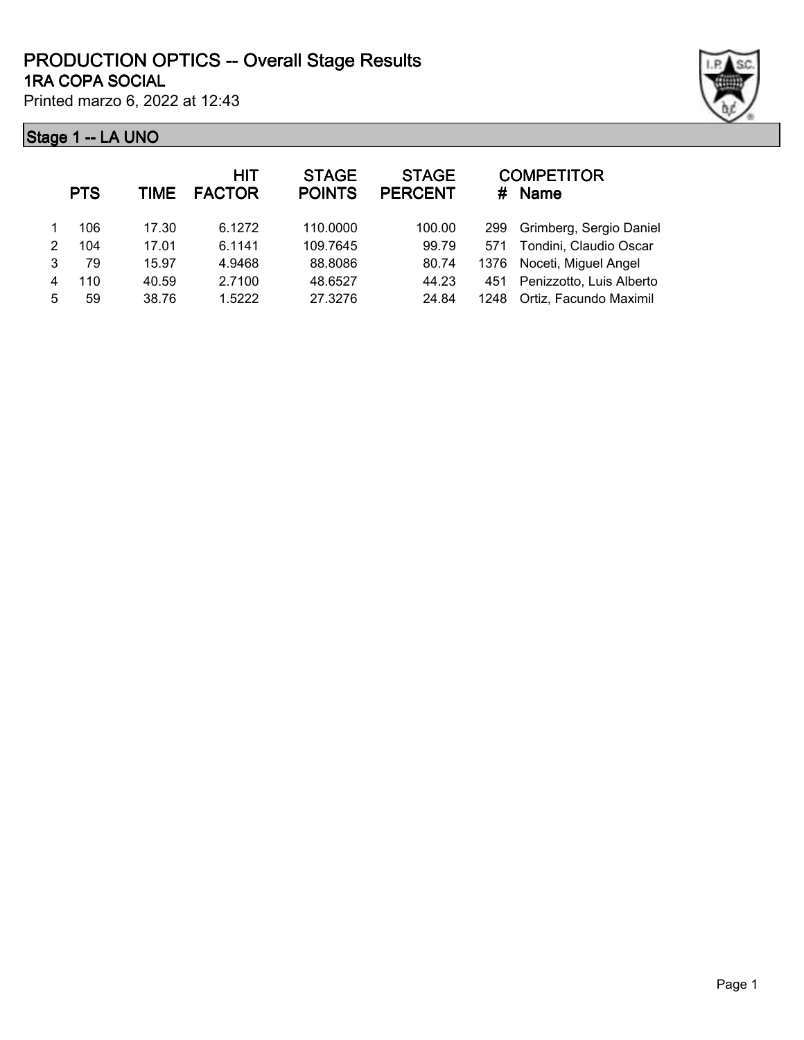# PRODUCTION OPTICS -- Overall Stage Results

## 1RA COPA SOCIAL

Printed marzo 6, 2022 at 12:43

### Stage 1 -- LA UNO

| | PTS | TIME | HIT FACTOR | STAGE POINTS | STAGE PERCENT | # | COMPETITOR Name |
|---|---|---|---|---|---|---|---|
| 1 | 106 | 17.30 | 6.1272 | 110.0000 | 100.00 | 299 | Grimberg, Sergio Daniel |
| 2 | 104 | 17.01 | 6.1141 | 109.7645 | 99.79 | 571 | Tondini, Claudio Oscar |
| 3 | 79 | 15.97 | 4.9468 | 88.8086 | 80.74 | 1376 | Noceti, Miguel Angel |
| 4 | 110 | 40.59 | 2.7100 | 48.6527 | 44.23 | 451 | Penizzotto, Luis Alberto |
| 5 | 59 | 38.76 | 1.5222 | 27.3276 | 24.84 | 1248 | Ortiz, Facundo Maximil |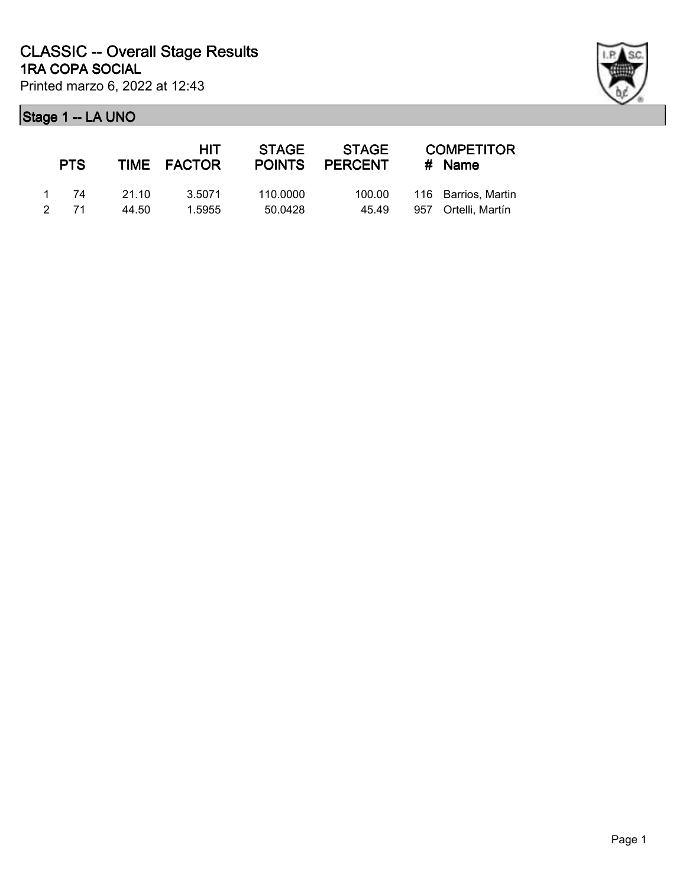# CLASSIC -- Overall Stage Results

## 1RA COPA SOCIAL

Printed marzo 6, 2022 at 12:43

## Stage 1 -- LA UNO

| | PTS | TIME | HIT FACTOR | STAGE POINTS | STAGE PERCENT | COMPETITOR # | Name |
|---|---|---|---|---|---|---|---|
| 1 | 74 | 21.10 | 3.5071 | 110.0000 | 100.00 | 116 | Barrios, Martin |
| 2 | 71 | 44.50 | 1.5955 | 50.0428 | 45.49 | 957 | Ortelli, Martín |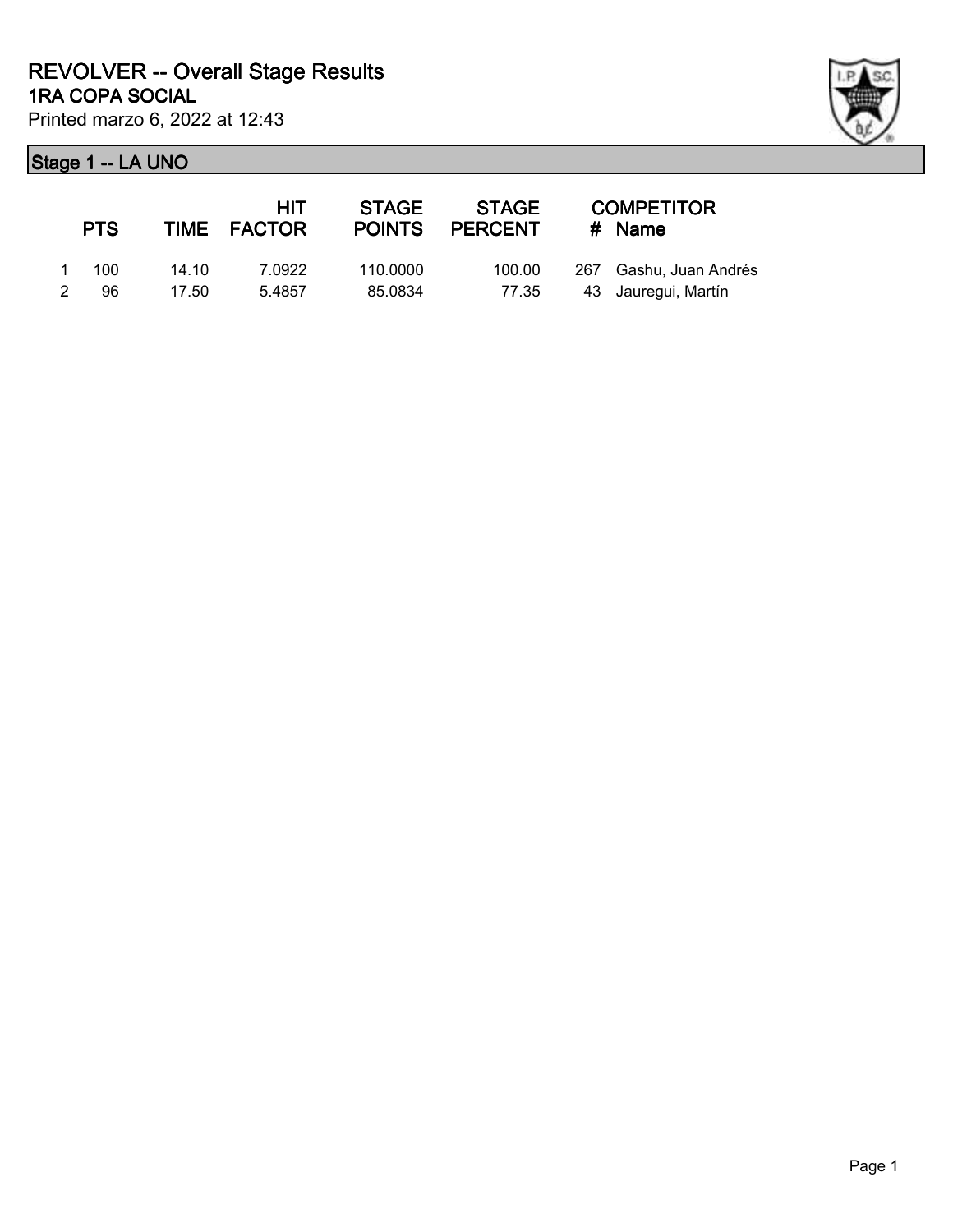# REVOLVER -- Overall Stage Results

## 1RA COPA SOCIAL

Printed marzo 6, 2022 at 12:43

### Stage 1 -- LA UNO

| | PTS | TIME | HIT FACTOR | STAGE POINTS | STAGE PERCENT | # | COMPETITOR Name |
|---|---|---|---|---|---|---|---|
| 1 | 100 | 14.10 | 7.0922 | 110.0000 | 100.00 | 267 | Gashu, Juan Andrés |
| 2 | 96 | 17.50 | 5.4857 | 85.0834 | 77.35 | 43 | Jauregui, Martín |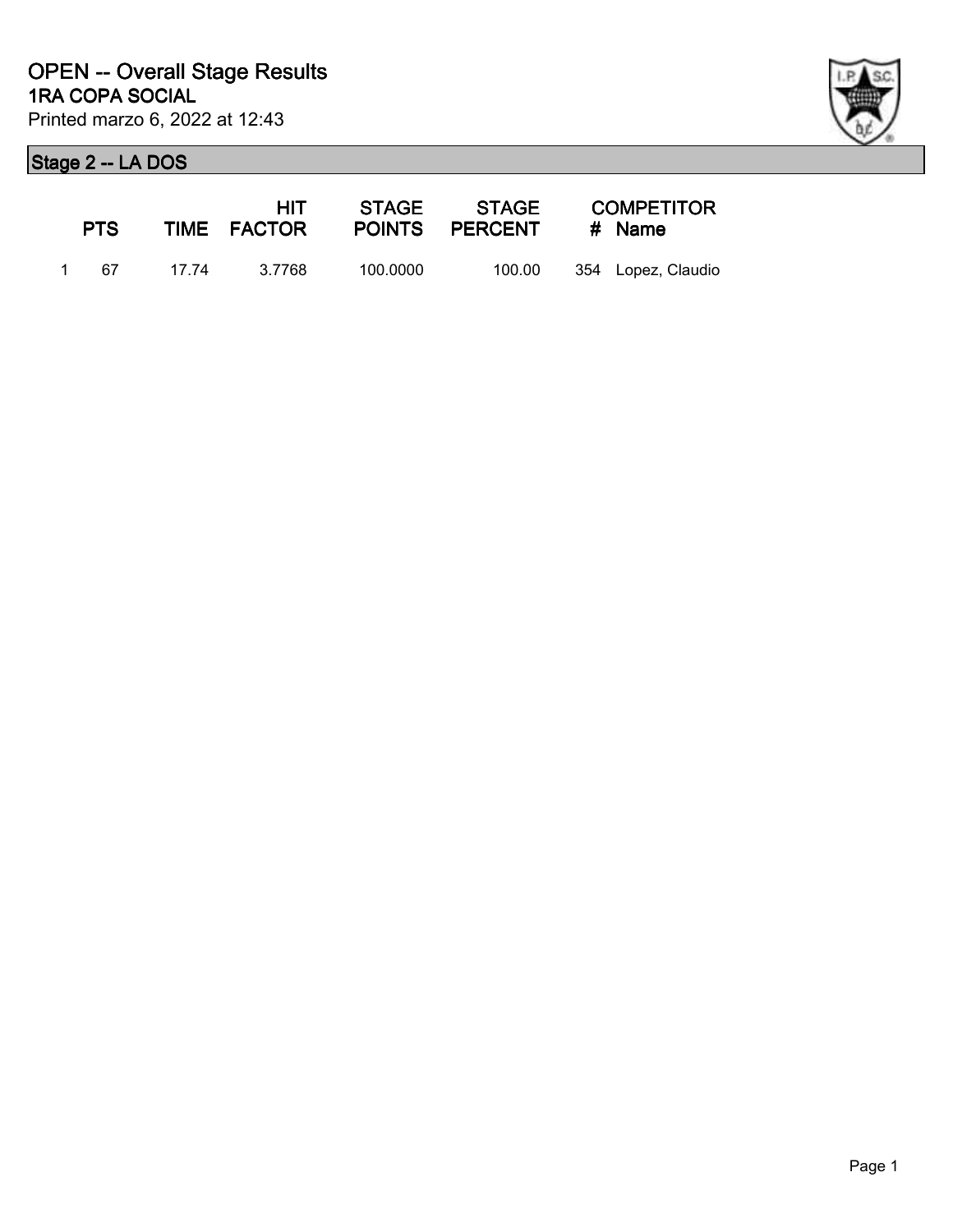# OPEN -- Overall Stage Results

## 1RA COPA SOCIAL

Printed marzo 6, 2022 at 12:43

### Stage 2 -- LA DOS

| | PTS | TIME | HIT FACTOR | STAGE POINTS | STAGE PERCENT | # | COMPETITOR Name |
|---|---|---|---|---|---|---|---|
| 1 | 67 | 17.74 | 3.7768 | 100.0000 | 100.00 | 354 | Lopez, Claudio |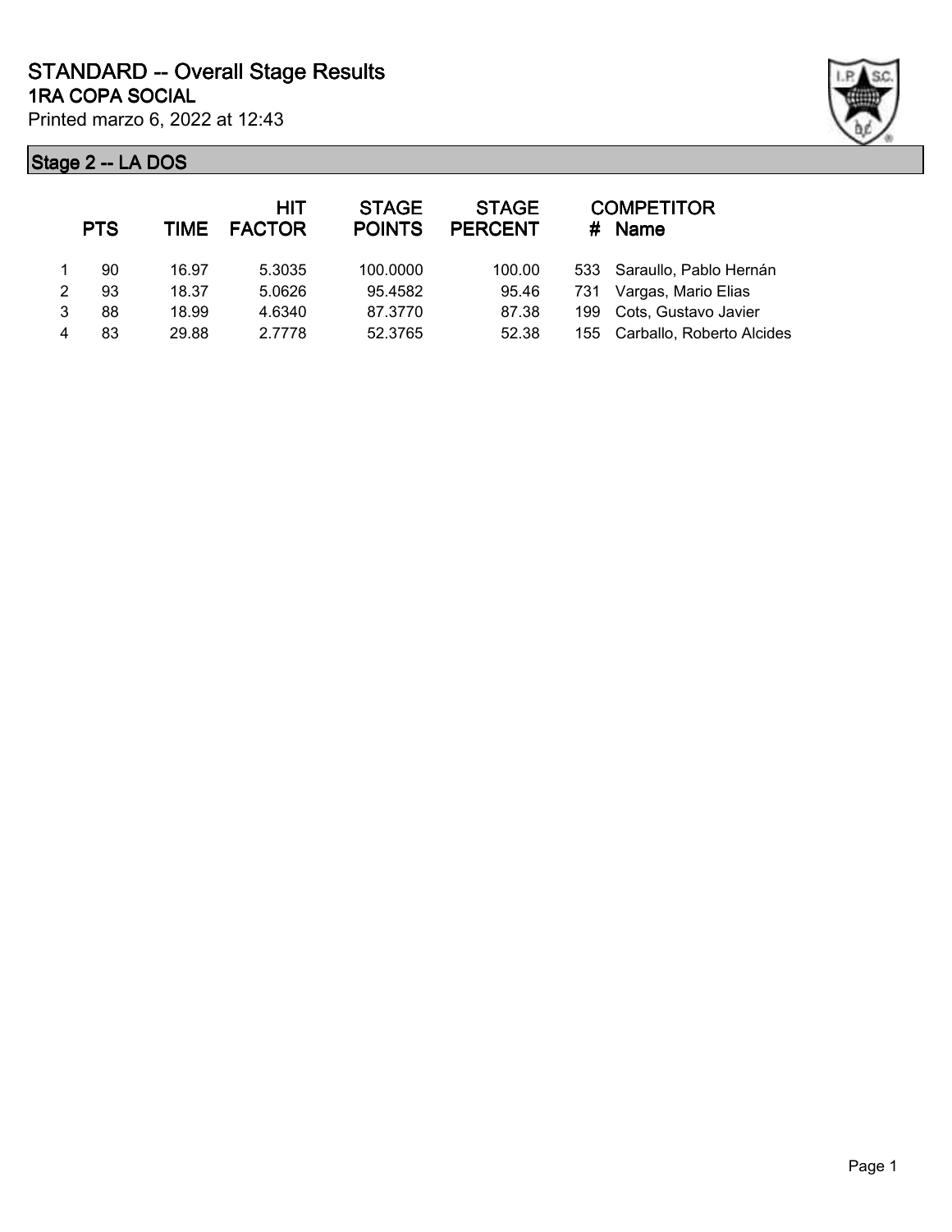# STANDARD -- Overall Stage Results

## 1RA COPA SOCIAL

Printed marzo 6, 2022 at 12:43

### Stage 2 -- LA DOS

| | PTS | TIME | HIT FACTOR | STAGE POINTS | STAGE PERCENT | # | COMPETITOR Name |
|---|---|---|---|---|---|---|---|
| 1 | 90 | 16.97 | 5.3035 | 100.0000 | 100.00 | 533 | Saraullo, Pablo Hernán |
| 2 | 93 | 18.37 | 5.0626 | 95.4582 | 95.46 | 731 | Vargas, Mario Elias |
| 3 | 88 | 18.99 | 4.6340 | 87.3770 | 87.38 | 199 | Cots, Gustavo Javier |
| 4 | 83 | 29.88 | 2.7778 | 52.3765 | 52.38 | 155 | Carballo, Roberto Alcides |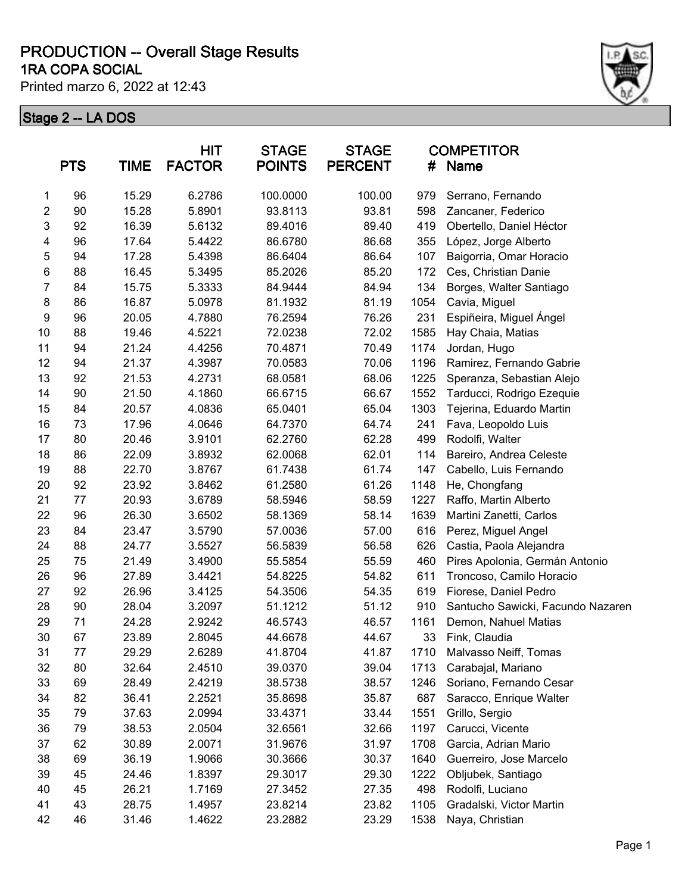# PRODUCTION -- Overall Stage Results

## 1RA COPA SOCIAL

Printed marzo 6, 2022 at 12:43

### Stage 2 -- LA DOS

| | PTS | TIME | HIT FACTOR | STAGE POINTS | STAGE PERCENT | COMPETITOR # | Name |
|---|---|---|---|---|---|---|---|
| 1 | 96 | 15.29 | 6.2786 | 100.0000 | 100.00 | 979 | Serrano, Fernando |
| 2 | 90 | 15.28 | 5.8901 | 93.8113 | 93.81 | 598 | Zancaner, Federico |
| 3 | 92 | 16.39 | 5.6132 | 89.4016 | 89.40 | 419 | Obertello, Daniel Héctor |
| 4 | 96 | 17.64 | 5.4422 | 86.6780 | 86.68 | 355 | López, Jorge Alberto |
| 5 | 94 | 17.28 | 5.4398 | 86.6404 | 86.64 | 107 | Baigorria, Omar Horacio |
| 6 | 88 | 16.45 | 5.3495 | 85.2026 | 85.20 | 172 | Ces, Christian Danie |
| 7 | 84 | 15.75 | 5.3333 | 84.9444 | 84.94 | 134 | Borges, Walter Santiago |
| 8 | 86 | 16.87 | 5.0978 | 81.1932 | 81.19 | 1054 | Cavia, Miguel |
| 9 | 96 | 20.05 | 4.7880 | 76.2594 | 76.26 | 231 | Espiñeira, Miguel Ángel |
| 10 | 88 | 19.46 | 4.5221 | 72.0238 | 72.02 | 1585 | Hay Chaia, Matias |
| 11 | 94 | 21.24 | 4.4256 | 70.4871 | 70.49 | 1174 | Jordan, Hugo |
| 12 | 94 | 21.37 | 4.3987 | 70.0583 | 70.06 | 1196 | Ramirez, Fernando Gabrie |
| 13 | 92 | 21.53 | 4.2731 | 68.0581 | 68.06 | 1225 | Speranza, Sebastian Alejo |
| 14 | 90 | 21.50 | 4.1860 | 66.6715 | 66.67 | 1552 | Tarducci, Rodrigo Ezequie |
| 15 | 84 | 20.57 | 4.0836 | 65.0401 | 65.04 | 1303 | Tejerina, Eduardo Martin |
| 16 | 73 | 17.96 | 4.0646 | 64.7370 | 64.74 | 241 | Fava, Leopoldo Luis |
| 17 | 80 | 20.46 | 3.9101 | 62.2760 | 62.28 | 499 | Rodolfi, Walter |
| 18 | 86 | 22.09 | 3.8932 | 62.0068 | 62.01 | 114 | Bareiro, Andrea Celeste |
| 19 | 88 | 22.70 | 3.8767 | 61.7438 | 61.74 | 147 | Cabello, Luis Fernando |
| 20 | 92 | 23.92 | 3.8462 | 61.2580 | 61.26 | 1148 | He, Chongfang |
| 21 | 77 | 20.93 | 3.6789 | 58.5946 | 58.59 | 1227 | Raffo, Martin Alberto |
| 22 | 96 | 26.30 | 3.6502 | 58.1369 | 58.14 | 1639 | Martini Zanetti, Carlos |
| 23 | 84 | 23.47 | 3.5790 | 57.0036 | 57.00 | 616 | Perez, Miguel Angel |
| 24 | 88 | 24.77 | 3.5527 | 56.5839 | 56.58 | 626 | Castia, Paola Alejandra |
| 25 | 75 | 21.49 | 3.4900 | 55.5854 | 55.59 | 460 | Pires Apolonia, Germán Antonio |
| 26 | 96 | 27.89 | 3.4421 | 54.8225 | 54.82 | 611 | Troncoso, Camilo Horacio |
| 27 | 92 | 26.96 | 3.4125 | 54.3506 | 54.35 | 619 | Fiorese, Daniel Pedro |
| 28 | 90 | 28.04 | 3.2097 | 51.1212 | 51.12 | 910 | Santucho Sawicki, Facundo Nazaren |
| 29 | 71 | 24.28 | 2.9242 | 46.5743 | 46.57 | 1161 | Demon, Nahuel Matias |
| 30 | 67 | 23.89 | 2.8045 | 44.6678 | 44.67 | 33 | Fink, Claudia |
| 31 | 77 | 29.29 | 2.6289 | 41.8704 | 41.87 | 1710 | Malvasso Neiff, Tomas |
| 32 | 80 | 32.64 | 2.4510 | 39.0370 | 39.04 | 1713 | Carabajal, Mariano |
| 33 | 69 | 28.49 | 2.4219 | 38.5738 | 38.57 | 1246 | Soriano, Fernando Cesar |
| 34 | 82 | 36.41 | 2.2521 | 35.8698 | 35.87 | 687 | Saracco, Enrique Walter |
| 35 | 79 | 37.63 | 2.0994 | 33.4371 | 33.44 | 1551 | Grillo, Sergio |
| 36 | 79 | 38.53 | 2.0504 | 32.6561 | 32.66 | 1197 | Carucci, Vicente |
| 37 | 62 | 30.89 | 2.0071 | 31.9676 | 31.97 | 1708 | Garcia, Adrian Mario |
| 38 | 69 | 36.19 | 1.9066 | 30.3666 | 30.37 | 1640 | Guerreiro, Jose Marcelo |
| 39 | 45 | 24.46 | 1.8397 | 29.3017 | 29.30 | 1222 | Obljubek, Santiago |
| 40 | 45 | 26.21 | 1.7169 | 27.3452 | 27.35 | 498 | Rodolfi, Luciano |
| 41 | 43 | 28.75 | 1.4957 | 23.8214 | 23.82 | 1105 | Gradalski, Victor Martin |
| 42 | 46 | 31.46 | 1.4622 | 23.2882 | 23.29 | 1538 | Naya, Christian |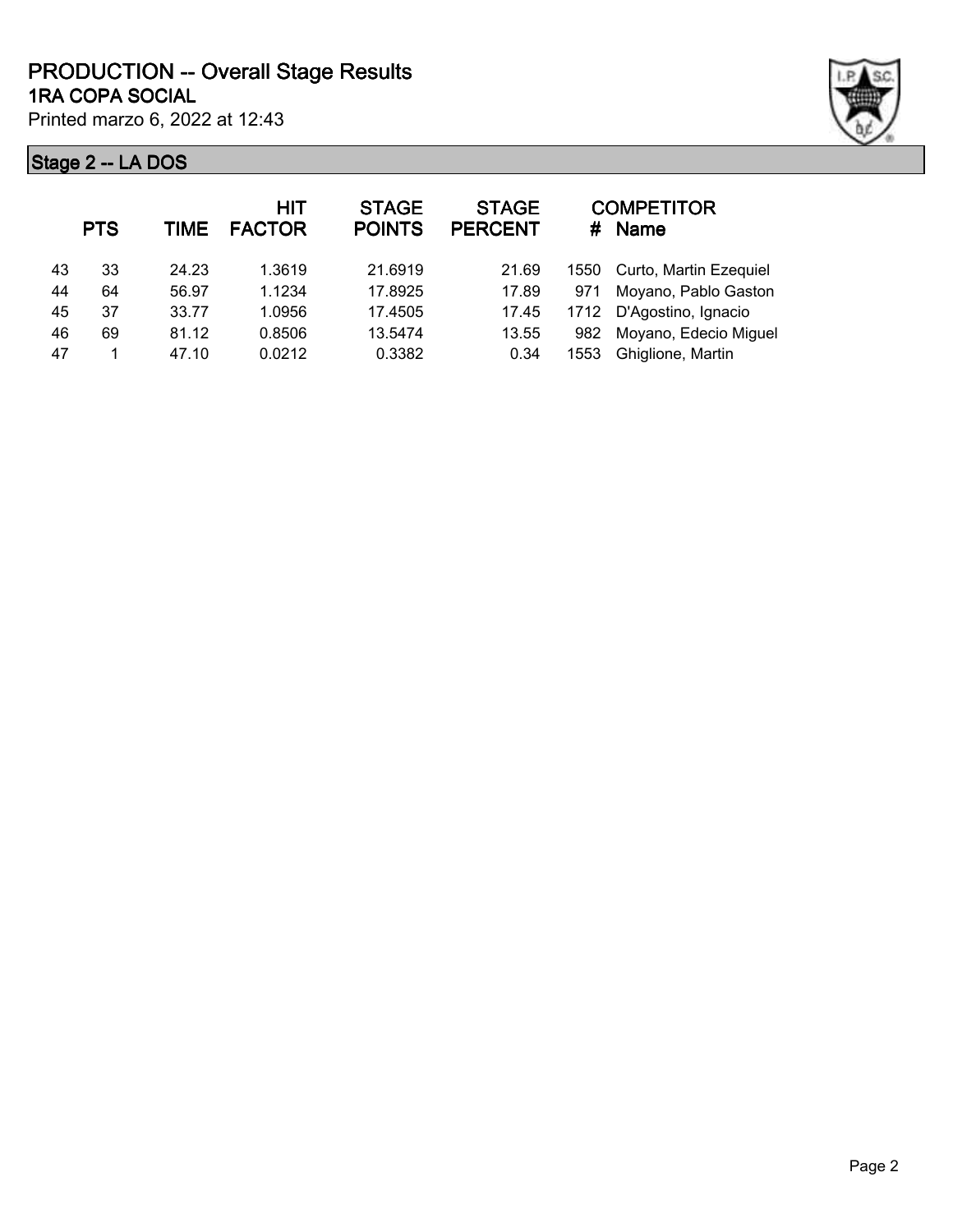# PRODUCTION -- Overall Stage Results

## 1RA COPA SOCIAL

Printed marzo 6, 2022 at 12:43

### Stage 2 -- LA DOS

| | PTS | TIME | HIT FACTOR | STAGE POINTS | STAGE PERCENT | # | COMPETITOR Name |
|---|---|---|---|---|---|---|---|
| 43 | 33 | 24.23 | 1.3619 | 21.6919 | 21.69 | 1550 | Curto, Martin Ezequiel |
| 44 | 64 | 56.97 | 1.1234 | 17.8925 | 17.89 | 971 | Moyano, Pablo Gaston |
| 45 | 37 | 33.77 | 1.0956 | 17.4505 | 17.45 | 1712 | D'Agostino, Ignacio |
| 46 | 69 | 81.12 | 0.8506 | 13.5474 | 13.55 | 982 | Moyano, Edecio Miguel |
| 47 | 1 | 47.10 | 0.0212 | 0.3382 | 0.34 | 1553 | Ghiglione, Martin |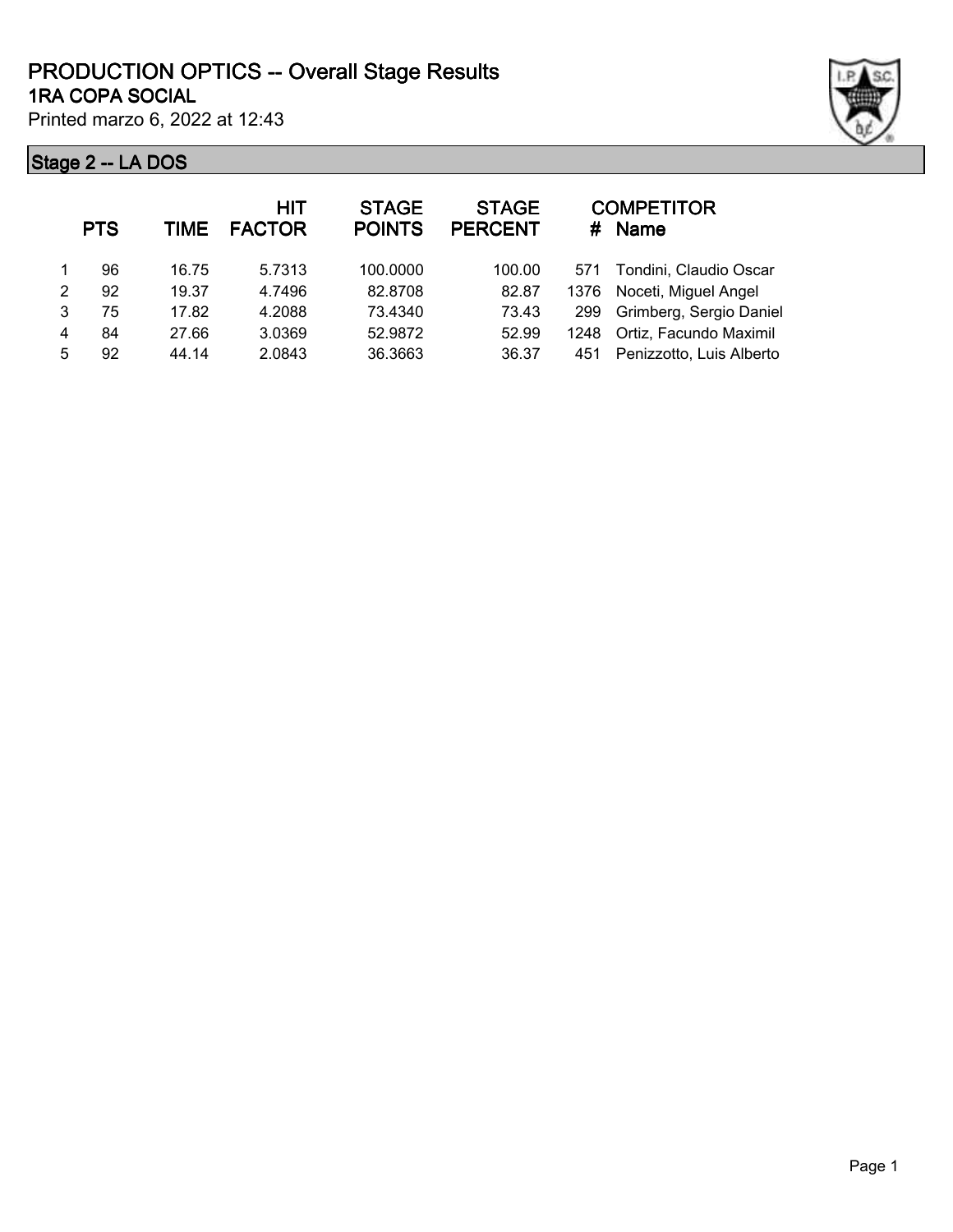# PRODUCTION OPTICS -- Overall Stage Results

## 1RA COPA SOCIAL

Printed marzo 6, 2022 at 12:43

### Stage 2 -- LA DOS

| | PTS | TIME | HIT FACTOR | STAGE POINTS | STAGE PERCENT | # | COMPETITOR Name |
|---|---|---|---|---|---|---|---|
| 1 | 96 | 16.75 | 5.7313 | 100.0000 | 100.00 | 571 | Tondini, Claudio Oscar |
| 2 | 92 | 19.37 | 4.7496 | 82.8708 | 82.87 | 1376 | Noceti, Miguel Angel |
| 3 | 75 | 17.82 | 4.2088 | 73.4340 | 73.43 | 299 | Grimberg, Sergio Daniel |
| 4 | 84 | 27.66 | 3.0369 | 52.9872 | 52.99 | 1248 | Ortiz, Facundo Maximil |
| 5 | 92 | 44.14 | 2.0843 | 36.3663 | 36.37 | 451 | Penizzotto, Luis Alberto |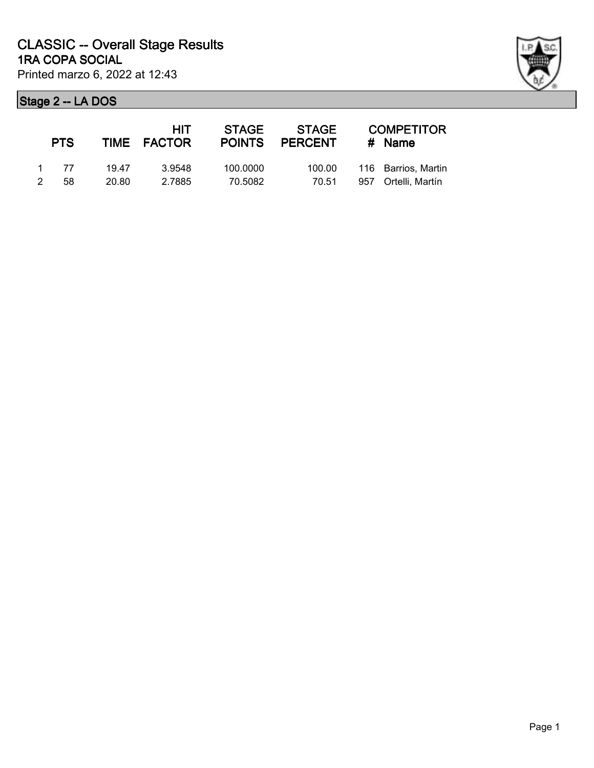# CLASSIC -- Overall Stage Results

## 1RA COPA SOCIAL

Printed marzo 6, 2022 at 12:43

### Stage 2 -- LA DOS

| | PTS | TIME | HIT FACTOR | STAGE POINTS | STAGE PERCENT | # | COMPETITOR Name |
|---|---|---|---|---|---|---|---|
| 1 | 77 | 19.47 | 3.9548 | 100.0000 | 100.00 | 116 | Barrios, Martin |
| 2 | 58 | 20.80 | 2.7885 | 70.5082 | 70.51 | 957 | Ortelli, Martín |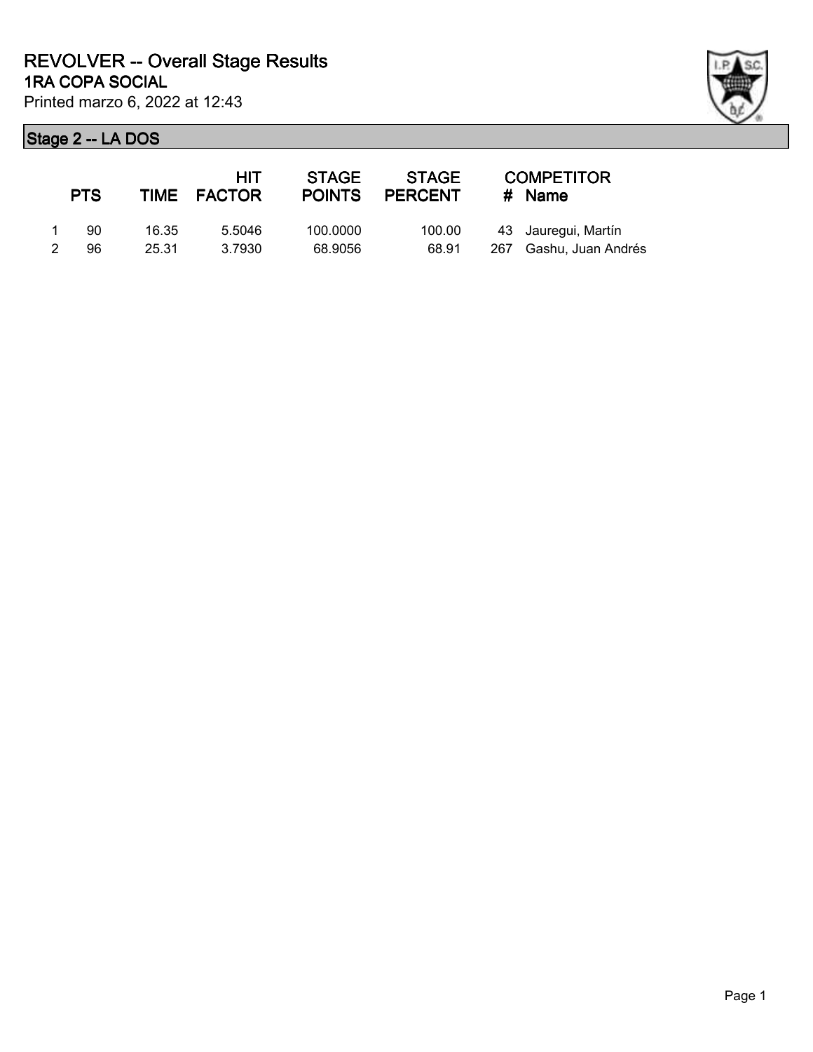# REVOLVER -- Overall Stage Results

## 1RA COPA SOCIAL

Printed marzo 6, 2022 at 12:43

### Stage 2 -- LA DOS

| | PTS | TIME | HIT FACTOR | STAGE POINTS | STAGE PERCENT | # | COMPETITOR Name |
|---|---|---|---|---|---|---|---|
| 1 | 90 | 16.35 | 5.5046 | 100.0000 | 100.00 | 43 | Jauregui, Martín |
| 2 | 96 | 25.31 | 3.7930 | 68.9056 | 68.91 | 267 | Gashu, Juan Andrés |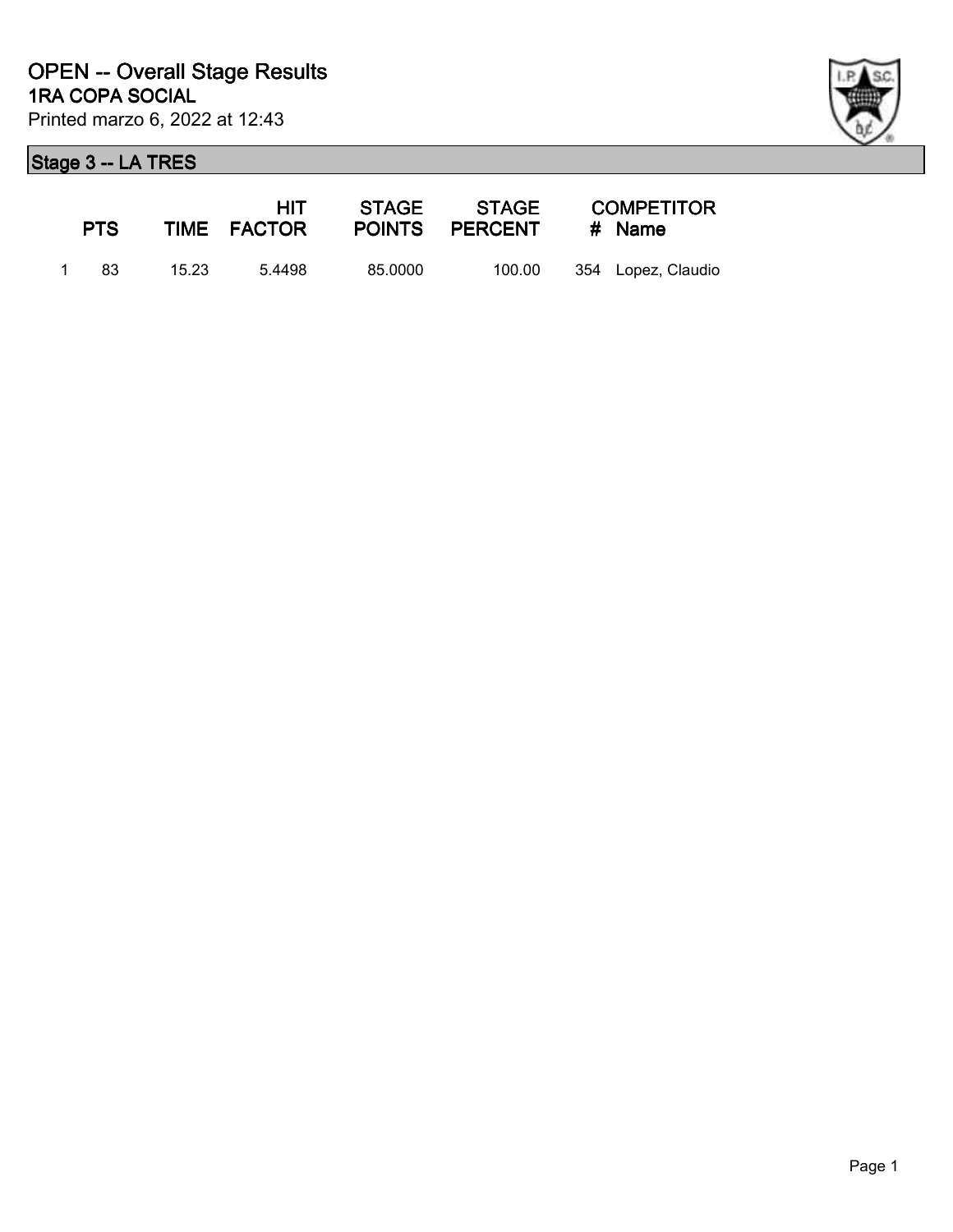# OPEN -- Overall Stage Results
## 1RA COPA SOCIAL
Printed marzo 6, 2022 at 12:43

### Stage 3 -- LA TRES

| | PTS | TIME | HIT FACTOR | STAGE POINTS | STAGE PERCENT | COMPETITOR # | Name |
|---|---|---|---|---|---|---|---|
| 1 | 83 | 15.23 | 5.4498 | 85.0000 | 100.00 | 354 | Lopez, Claudio |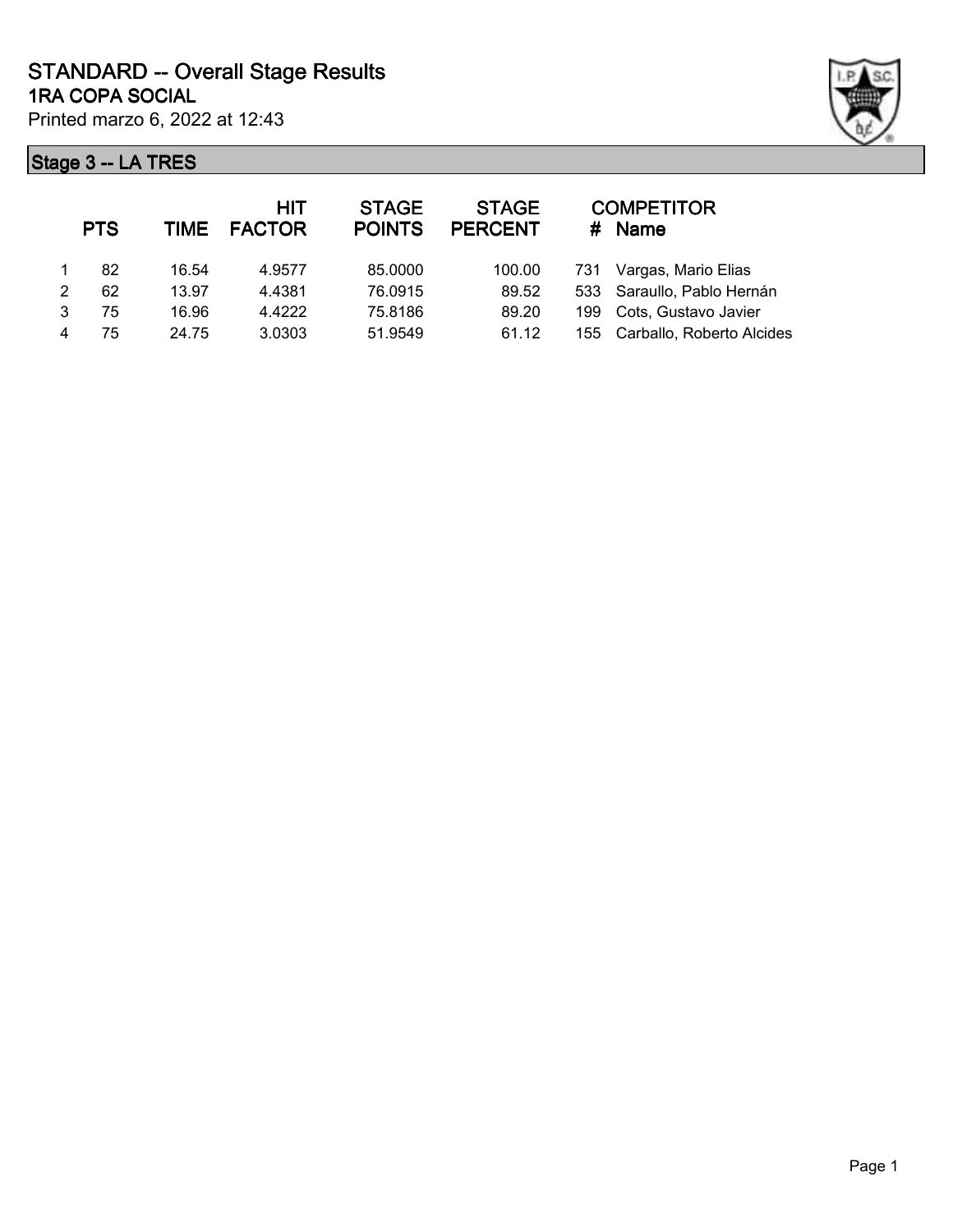# STANDARD -- Overall Stage Results

## 1RA COPA SOCIAL

Printed marzo 6, 2022 at 12:43

### Stage 3 -- LA TRES

| | PTS | TIME | HIT FACTOR | STAGE POINTS | STAGE PERCENT | # | COMPETITOR Name |
|---|---|---|---|---|---|---|---|
| 1 | 82 | 16.54 | 4.9577 | 85.0000 | 100.00 | 731 | Vargas, Mario Elias |
| 2 | 62 | 13.97 | 4.4381 | 76.0915 | 89.52 | 533 | Saraullo, Pablo Hernán |
| 3 | 75 | 16.96 | 4.4222 | 75.8186 | 89.20 | 199 | Cots, Gustavo Javier |
| 4 | 75 | 24.75 | 3.0303 | 51.9549 | 61.12 | 155 | Carballo, Roberto Alcides |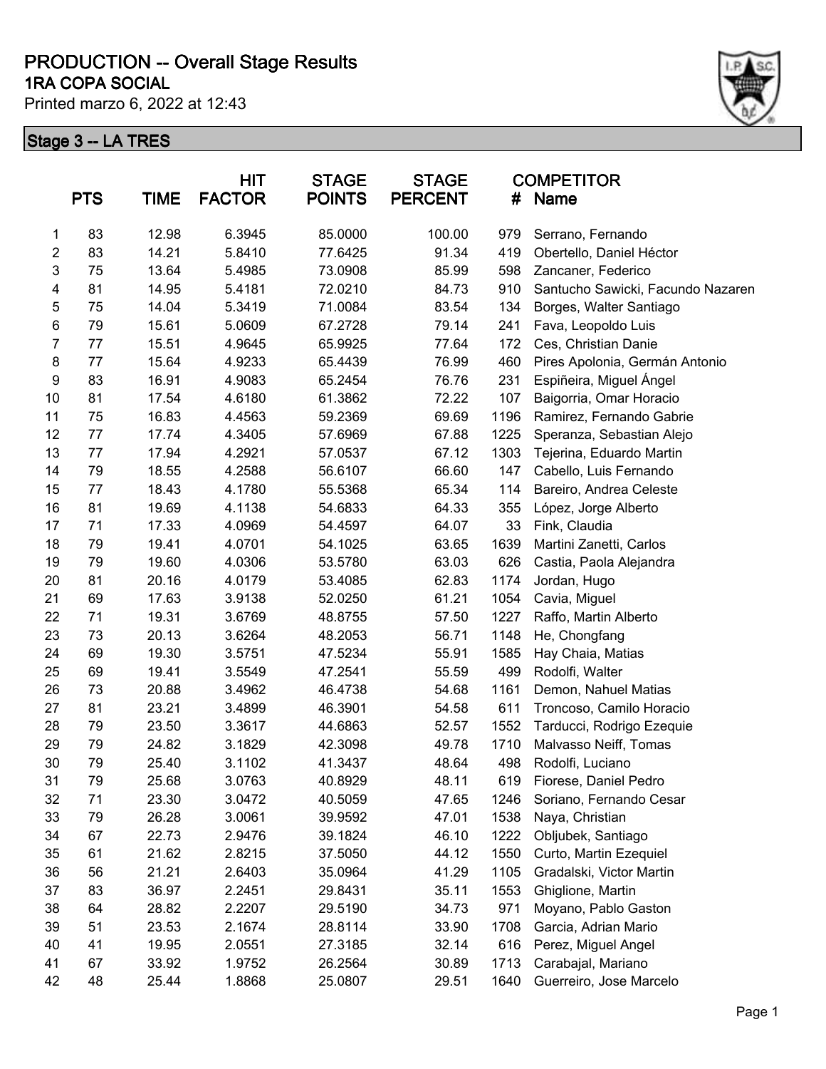# PRODUCTION -- Overall Stage Results

## 1RA COPA SOCIAL

Printed marzo 6, 2022 at 12:43

### Stage 3 -- LA TRES

| | PTS | TIME | HIT FACTOR | STAGE POINTS | STAGE PERCENT | COMPETITOR # | Name |
|---|---|---|---|---|---|---|---|
| 1 | 83 | 12.98 | 6.3945 | 85.0000 | 100.00 | 979 | Serrano, Fernando |
| 2 | 83 | 14.21 | 5.8410 | 77.6425 | 91.34 | 419 | Obertello, Daniel Héctor |
| 3 | 75 | 13.64 | 5.4985 | 73.0908 | 85.99 | 598 | Zancaner, Federico |
| 4 | 81 | 14.95 | 5.4181 | 72.0210 | 84.73 | 910 | Santucho Sawicki, Facundo Nazaren |
| 5 | 75 | 14.04 | 5.3419 | 71.0084 | 83.54 | 134 | Borges, Walter Santiago |
| 6 | 79 | 15.61 | 5.0609 | 67.2728 | 79.14 | 241 | Fava, Leopoldo Luis |
| 7 | 77 | 15.51 | 4.9645 | 65.9925 | 77.64 | 172 | Ces, Christian Danie |
| 8 | 77 | 15.64 | 4.9233 | 65.4439 | 76.99 | 460 | Pires Apolonia, Germán Antonio |
| 9 | 83 | 16.91 | 4.9083 | 65.2454 | 76.76 | 231 | Espiñeira, Miguel Ángel |
| 10 | 81 | 17.54 | 4.6180 | 61.3862 | 72.22 | 107 | Baigorria, Omar Horacio |
| 11 | 75 | 16.83 | 4.4563 | 59.2369 | 69.69 | 1196 | Ramirez, Fernando Gabrie |
| 12 | 77 | 17.74 | 4.3405 | 57.6969 | 67.88 | 1225 | Speranza, Sebastian Alejo |
| 13 | 77 | 17.94 | 4.2921 | 57.0537 | 67.12 | 1303 | Tejerina, Eduardo Martin |
| 14 | 79 | 18.55 | 4.2588 | 56.6107 | 66.60 | 147 | Cabello, Luis Fernando |
| 15 | 77 | 18.43 | 4.1780 | 55.5368 | 65.34 | 114 | Bareiro, Andrea Celeste |
| 16 | 81 | 19.69 | 4.1138 | 54.6833 | 64.33 | 355 | López, Jorge Alberto |
| 17 | 71 | 17.33 | 4.0969 | 54.4597 | 64.07 | 33 | Fink, Claudia |
| 18 | 79 | 19.41 | 4.0701 | 54.1025 | 63.65 | 1639 | Martini Zanetti, Carlos |
| 19 | 79 | 19.60 | 4.0306 | 53.5780 | 63.03 | 626 | Castia, Paola Alejandra |
| 20 | 81 | 20.16 | 4.0179 | 53.4085 | 62.83 | 1174 | Jordan, Hugo |
| 21 | 69 | 17.63 | 3.9138 | 52.0250 | 61.21 | 1054 | Cavia, Miguel |
| 22 | 71 | 19.31 | 3.6769 | 48.8755 | 57.50 | 1227 | Raffo, Martin Alberto |
| 23 | 73 | 20.13 | 3.6264 | 48.2053 | 56.71 | 1148 | He, Chongfang |
| 24 | 69 | 19.30 | 3.5751 | 47.5234 | 55.91 | 1585 | Hay Chaia, Matias |
| 25 | 69 | 19.41 | 3.5549 | 47.2541 | 55.59 | 499 | Rodolfi, Walter |
| 26 | 73 | 20.88 | 3.4962 | 46.4738 | 54.68 | 1161 | Demon, Nahuel Matias |
| 27 | 81 | 23.21 | 3.4899 | 46.3901 | 54.58 | 611 | Troncoso, Camilo Horacio |
| 28 | 79 | 23.50 | 3.3617 | 44.6863 | 52.57 | 1552 | Tarducci, Rodrigo Ezequie |
| 29 | 79 | 24.82 | 3.1829 | 42.3098 | 49.78 | 1710 | Malvasso Neiff, Tomas |
| 30 | 79 | 25.40 | 3.1102 | 41.3437 | 48.64 | 498 | Rodolfi, Luciano |
| 31 | 79 | 25.68 | 3.0763 | 40.8929 | 48.11 | 619 | Fiorese, Daniel Pedro |
| 32 | 71 | 23.30 | 3.0472 | 40.5059 | 47.65 | 1246 | Soriano, Fernando Cesar |
| 33 | 79 | 26.28 | 3.0061 | 39.9592 | 47.01 | 1538 | Naya, Christian |
| 34 | 67 | 22.73 | 2.9476 | 39.1824 | 46.10 | 1222 | Obljubek, Santiago |
| 35 | 61 | 21.62 | 2.8215 | 37.5050 | 44.12 | 1550 | Curto, Martin Ezequiel |
| 36 | 56 | 21.21 | 2.6403 | 35.0964 | 41.29 | 1105 | Gradalski, Victor Martin |
| 37 | 83 | 36.97 | 2.2451 | 29.8431 | 35.11 | 1553 | Ghiglione, Martin |
| 38 | 64 | 28.82 | 2.2207 | 29.5190 | 34.73 | 971 | Moyano, Pablo Gaston |
| 39 | 51 | 23.53 | 2.1674 | 28.8114 | 33.90 | 1708 | Garcia, Adrian Mario |
| 40 | 41 | 19.95 | 2.0551 | 27.3185 | 32.14 | 616 | Perez, Miguel Angel |
| 41 | 67 | 33.92 | 1.9752 | 26.2564 | 30.89 | 1713 | Carabajal, Mariano |
| 42 | 48 | 25.44 | 1.8868 | 25.0807 | 29.51 | 1640 | Guerreiro, Jose Marcelo |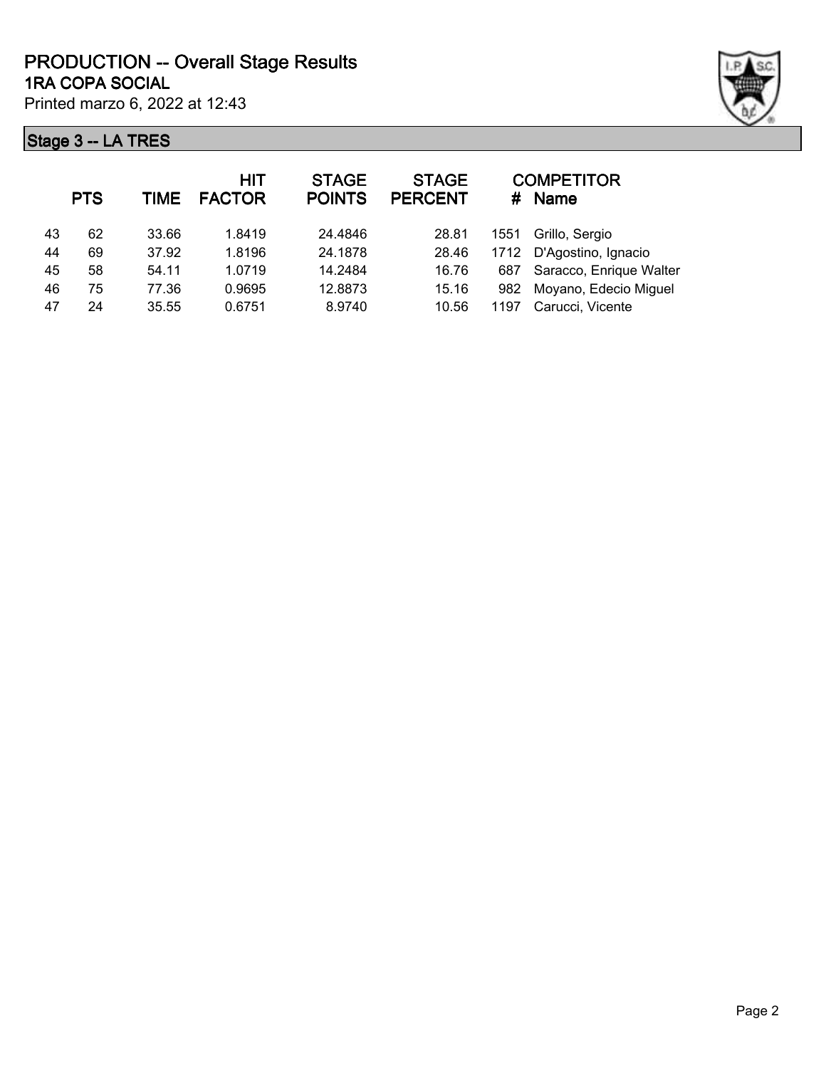# PRODUCTION -- Overall Stage Results

## 1RA COPA SOCIAL

Printed marzo 6, 2022 at 12:43

### Stage 3 -- LA TRES

| | PTS | TIME | HIT FACTOR | STAGE POINTS | STAGE PERCENT | # | COMPETITOR Name |
|---|---|---|---|---|---|---|---|
| 43 | 62 | 33.66 | 1.8419 | 24.4846 | 28.81 | 1551 | Grillo, Sergio |
| 44 | 69 | 37.92 | 1.8196 | 24.1878 | 28.46 | 1712 | D'Agostino, Ignacio |
| 45 | 58 | 54.11 | 1.0719 | 14.2484 | 16.76 | 687 | Saracco, Enrique Walter |
| 46 | 75 | 77.36 | 0.9695 | 12.8873 | 15.16 | 982 | Moyano, Edecio Miguel |
| 47 | 24 | 35.55 | 0.6751 | 8.9740 | 10.56 | 1197 | Carucci, Vicente |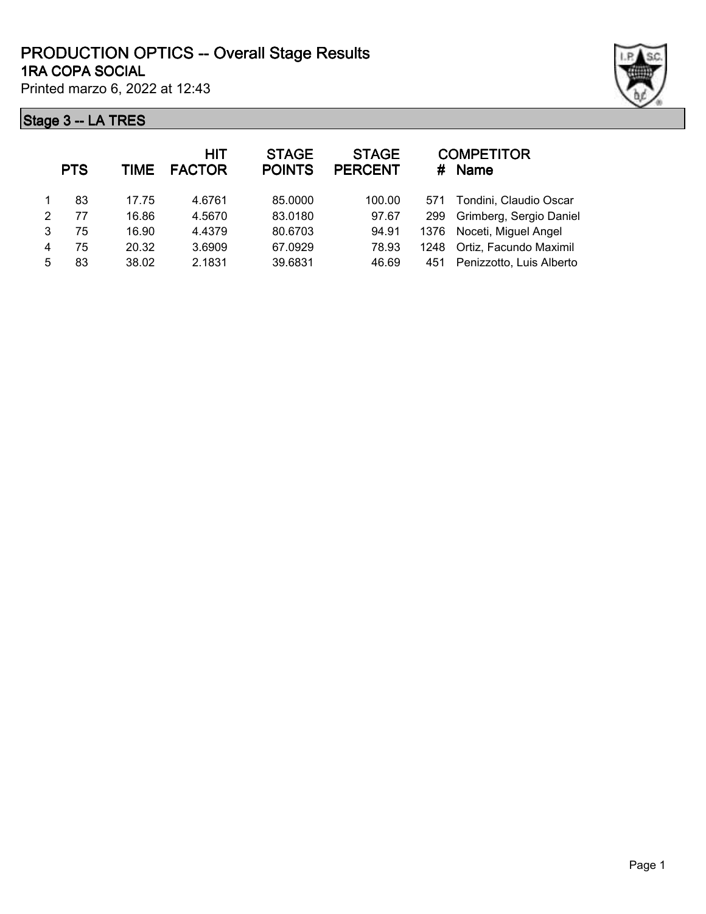# PRODUCTION OPTICS -- Overall Stage Results

## 1RA COPA SOCIAL

Printed marzo 6, 2022 at 12:43

### Stage 3 -- LA TRES

| | PTS | TIME | HIT FACTOR | STAGE POINTS | STAGE PERCENT | # | COMPETITOR Name |
|---|---|---|---|---|---|---|---|
| 1 | 83 | 17.75 | 4.6761 | 85.0000 | 100.00 | 571 | Tondini, Claudio Oscar |
| 2 | 77 | 16.86 | 4.5670 | 83.0180 | 97.67 | 299 | Grimberg, Sergio Daniel |
| 3 | 75 | 16.90 | 4.4379 | 80.6703 | 94.91 | 1376 | Noceti, Miguel Angel |
| 4 | 75 | 20.32 | 3.6909 | 67.0929 | 78.93 | 1248 | Ortiz, Facundo Maximil |
| 5 | 83 | 38.02 | 2.1831 | 39.6831 | 46.69 | 451 | Penizzotto, Luis Alberto |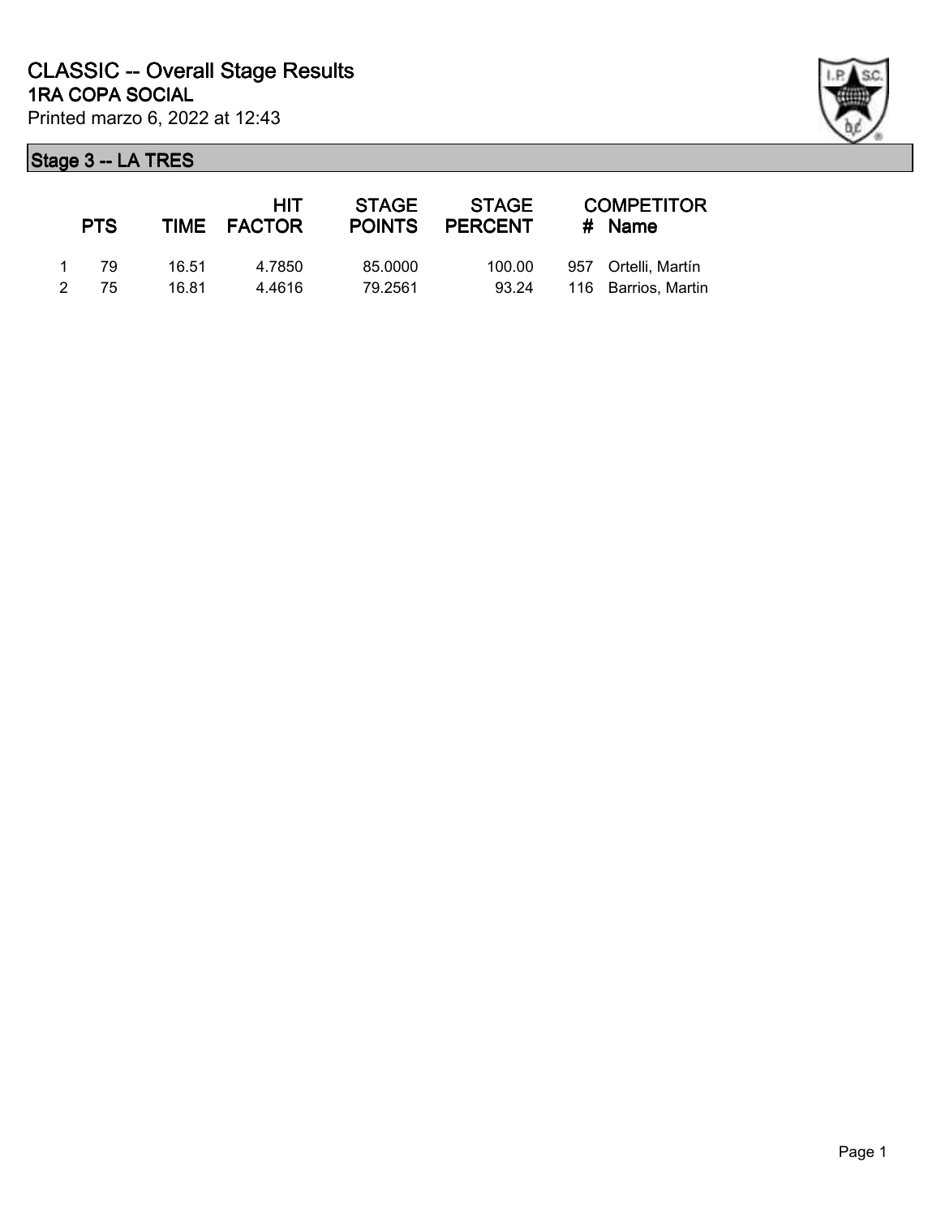# CLASSIC -- Overall Stage Results
## 1RA COPA SOCIAL

Printed marzo 6, 2022 at 12:43

### Stage 3 -- LA TRES

| | PTS | TIME | HIT FACTOR | STAGE POINTS | STAGE PERCENT | COMPETITOR # | Name |
|---|---|---|---|---|---|---|---|
| 1 | 79 | 16.51 | 4.7850 | 85.0000 | 100.00 | 957 | Ortelli, Martín |
| 2 | 75 | 16.81 | 4.4616 | 79.2561 | 93.24 | 116 | Barrios, Martin |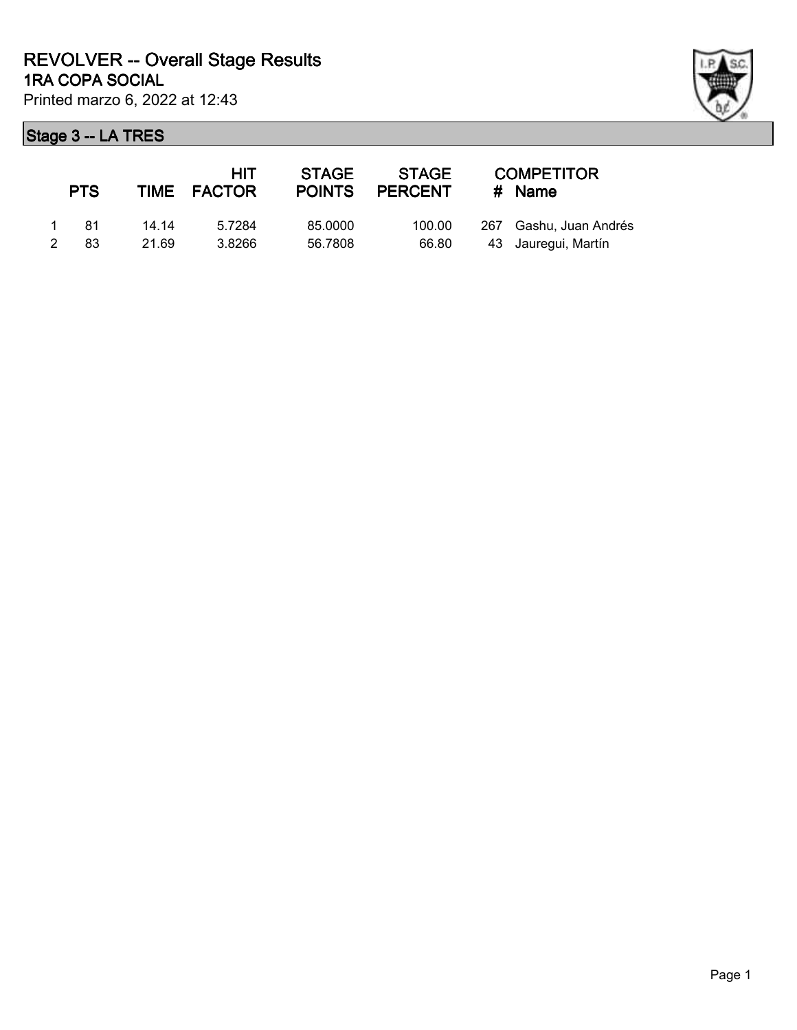# REVOLVER -- Overall Stage Results

## 1RA COPA SOCIAL

Printed marzo 6, 2022 at 12:43

### Stage 3 -- LA TRES

| | PTS | TIME | HIT FACTOR | STAGE POINTS | STAGE PERCENT | # | COMPETITOR Name |
|---|---|---|---|---|---|---|---|
| 1 | 81 | 14.14 | 5.7284 | 85.0000 | 100.00 | 267 | Gashu, Juan Andrés |
| 2 | 83 | 21.69 | 3.8266 | 56.7808 | 66.80 | 43 | Jauregui, Martín |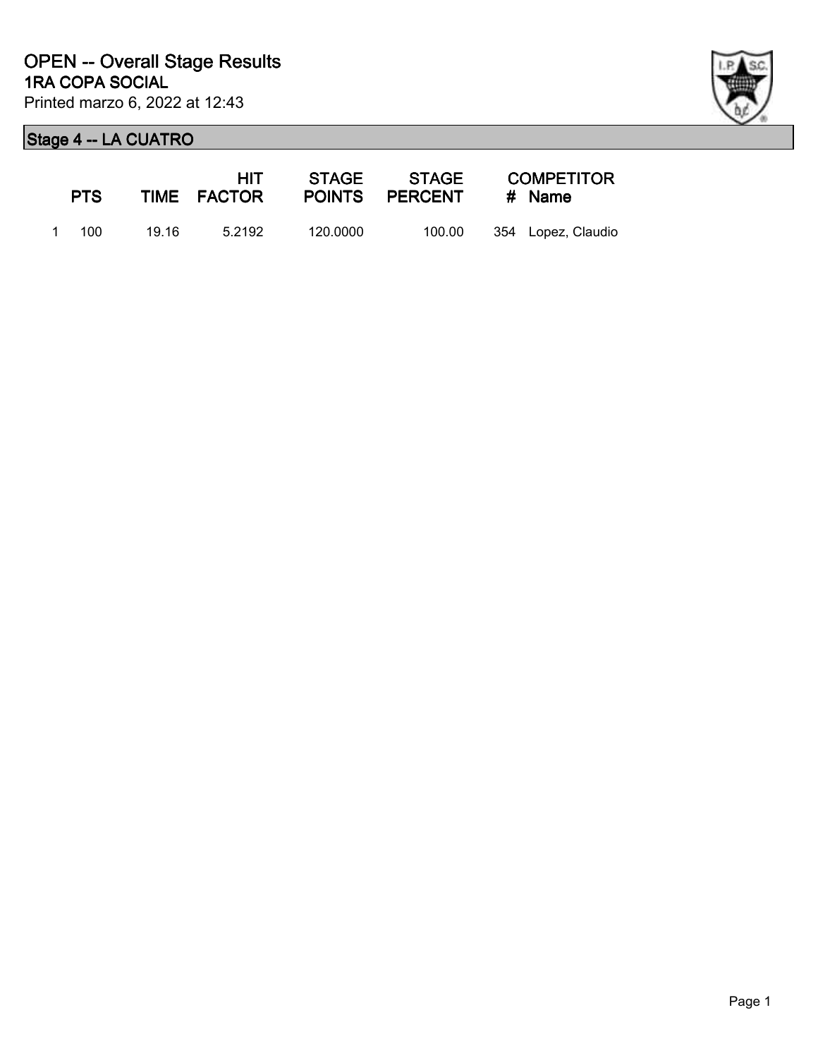# OPEN -- Overall Stage Results

## 1RA COPA SOCIAL

Printed marzo 6, 2022 at 12:43

### Stage 4 -- LA CUATRO

| | PTS | TIME | HIT FACTOR | STAGE POINTS | STAGE PERCENT | COMPETITOR # | Name |
|---|---|---|---|---|---|---|---|
| 1 | 100 | 19.16 | 5.2192 | 120.0000 | 100.00 | 354 | Lopez, Claudio |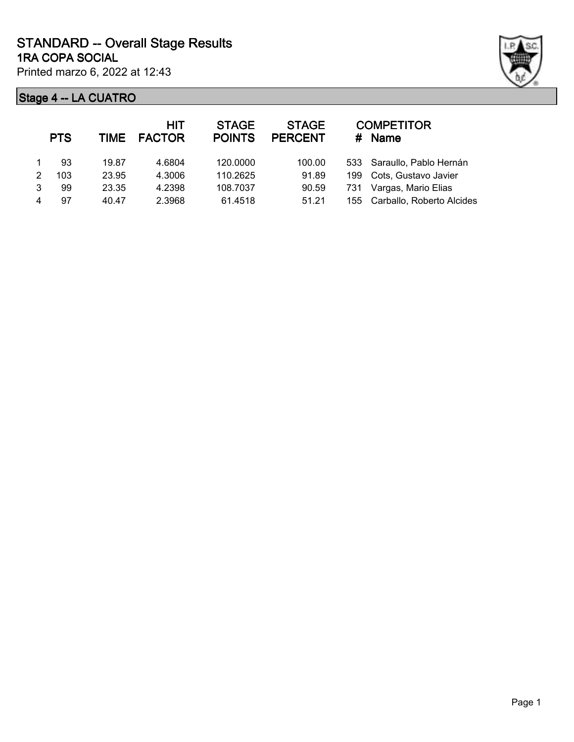# STANDARD -- Overall Stage Results

## 1RA COPA SOCIAL

Printed marzo 6, 2022 at 12:43

### Stage 4 -- LA CUATRO

| | PTS | TIME | HIT FACTOR | STAGE POINTS | STAGE PERCENT | # | COMPETITOR Name |
|---|---|---|---|---|---|---|---|
| 1 | 93 | 19.87 | 4.6804 | 120.0000 | 100.00 | 533 | Saraullo, Pablo Hernán |
| 2 | 103 | 23.95 | 4.3006 | 110.2625 | 91.89 | 199 | Cots, Gustavo Javier |
| 3 | 99 | 23.35 | 4.2398 | 108.7037 | 90.59 | 731 | Vargas, Mario Elias |
| 4 | 97 | 40.47 | 2.3968 | 61.4518 | 51.21 | 155 | Carballo, Roberto Alcides |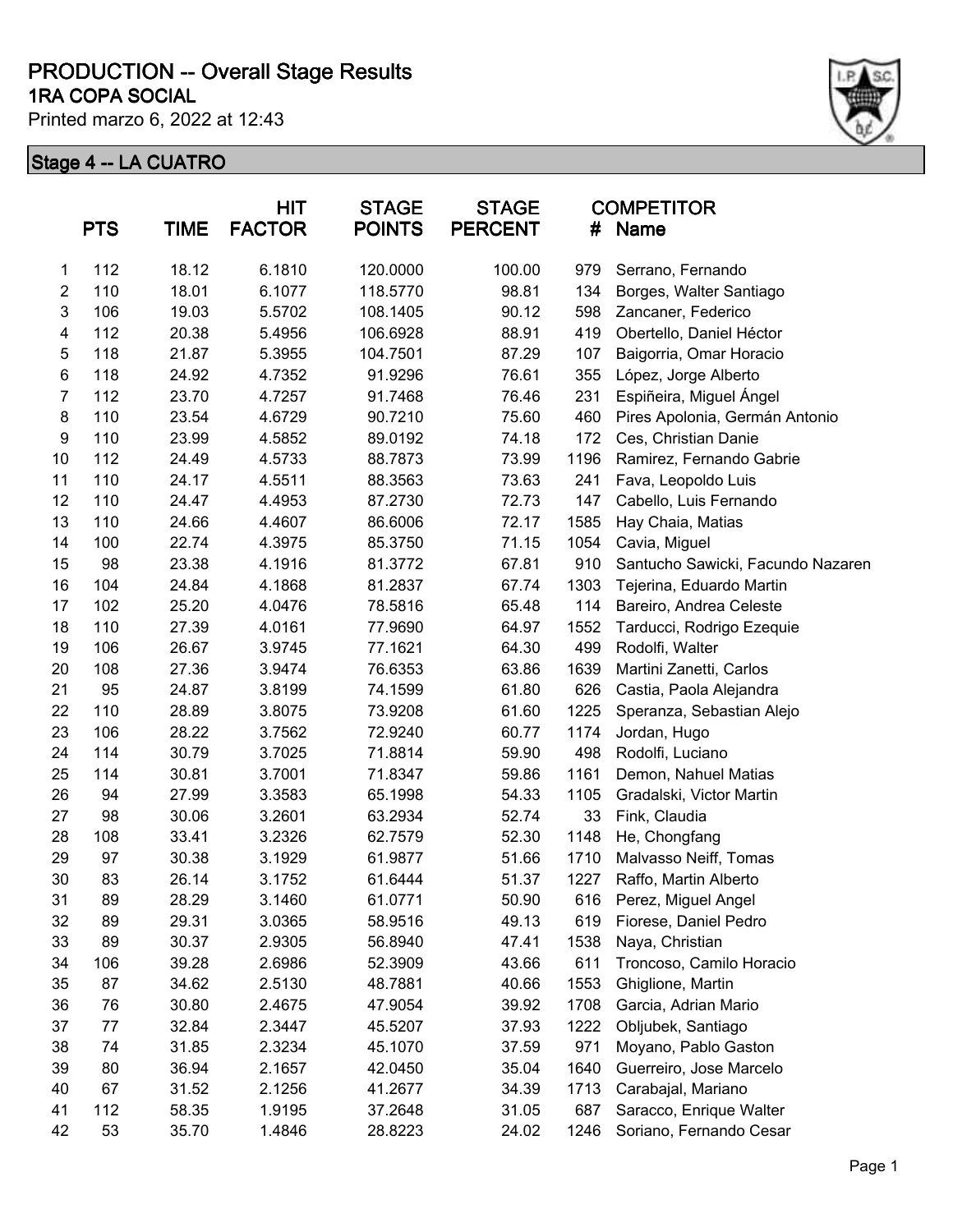# PRODUCTION -- Overall Stage Results

## 1RA COPA SOCIAL

Printed marzo 6, 2022 at 12:43

### Stage 4 -- LA CUATRO

| | PTS | TIME | HIT FACTOR | STAGE POINTS | STAGE PERCENT | COMPETITOR # | Name |
|---|---|---|---|---|---|---|---|
| 1 | 112 | 18.12 | 6.1810 | 120.0000 | 100.00 | 979 | Serrano, Fernando |
| 2 | 110 | 18.01 | 6.1077 | 118.5770 | 98.81 | 134 | Borges, Walter Santiago |
| 3 | 106 | 19.03 | 5.5702 | 108.1405 | 90.12 | 598 | Zancaner, Federico |
| 4 | 112 | 20.38 | 5.4956 | 106.6928 | 88.91 | 419 | Obertello, Daniel Héctor |
| 5 | 118 | 21.87 | 5.3955 | 104.7501 | 87.29 | 107 | Baigorria, Omar Horacio |
| 6 | 118 | 24.92 | 4.7352 | 91.9296 | 76.61 | 355 | López, Jorge Alberto |
| 7 | 112 | 23.70 | 4.7257 | 91.7468 | 76.46 | 231 | Espiñeira, Miguel Ángel |
| 8 | 110 | 23.54 | 4.6729 | 90.7210 | 75.60 | 460 | Pires Apolonia, Germán Antonio |
| 9 | 110 | 23.99 | 4.5852 | 89.0192 | 74.18 | 172 | Ces, Christian Danie |
| 10 | 112 | 24.49 | 4.5733 | 88.7873 | 73.99 | 1196 | Ramirez, Fernando Gabrie |
| 11 | 110 | 24.17 | 4.5511 | 88.3563 | 73.63 | 241 | Fava, Leopoldo Luis |
| 12 | 110 | 24.47 | 4.4953 | 87.2730 | 72.73 | 147 | Cabello, Luis Fernando |
| 13 | 110 | 24.66 | 4.4607 | 86.6006 | 72.17 | 1585 | Hay Chaia, Matias |
| 14 | 100 | 22.74 | 4.3975 | 85.3750 | 71.15 | 1054 | Cavia, Miguel |
| 15 | 98 | 23.38 | 4.1916 | 81.3772 | 67.81 | 910 | Santucho Sawicki, Facundo Nazaren |
| 16 | 104 | 24.84 | 4.1868 | 81.2837 | 67.74 | 1303 | Tejerina, Eduardo Martin |
| 17 | 102 | 25.20 | 4.0476 | 78.5816 | 65.48 | 114 | Bareiro, Andrea Celeste |
| 18 | 110 | 27.39 | 4.0161 | 77.9690 | 64.97 | 1552 | Tarducci, Rodrigo Ezequie |
| 19 | 106 | 26.67 | 3.9745 | 77.1621 | 64.30 | 499 | Rodolfi, Walter |
| 20 | 108 | 27.36 | 3.9474 | 76.6353 | 63.86 | 1639 | Martini Zanetti, Carlos |
| 21 | 95 | 24.87 | 3.8199 | 74.1599 | 61.80 | 626 | Castia, Paola Alejandra |
| 22 | 110 | 28.89 | 3.8075 | 73.9208 | 61.60 | 1225 | Speranza, Sebastian Alejo |
| 23 | 106 | 28.22 | 3.7562 | 72.9240 | 60.77 | 1174 | Jordan, Hugo |
| 24 | 114 | 30.79 | 3.7025 | 71.8814 | 59.90 | 498 | Rodolfi, Luciano |
| 25 | 114 | 30.81 | 3.7001 | 71.8347 | 59.86 | 1161 | Demon, Nahuel Matias |
| 26 | 94 | 27.99 | 3.3583 | 65.1998 | 54.33 | 1105 | Gradalski, Victor Martin |
| 27 | 98 | 30.06 | 3.2601 | 63.2934 | 52.74 | 33 | Fink, Claudia |
| 28 | 108 | 33.41 | 3.2326 | 62.7579 | 52.30 | 1148 | He, Chongfang |
| 29 | 97 | 30.38 | 3.1929 | 61.9877 | 51.66 | 1710 | Malvasso Neiff, Tomas |
| 30 | 83 | 26.14 | 3.1752 | 61.6444 | 51.37 | 1227 | Raffo, Martin Alberto |
| 31 | 89 | 28.29 | 3.1460 | 61.0771 | 50.90 | 616 | Perez, Miguel Angel |
| 32 | 89 | 29.31 | 3.0365 | 58.9516 | 49.13 | 619 | Fiorese, Daniel Pedro |
| 33 | 89 | 30.37 | 2.9305 | 56.8940 | 47.41 | 1538 | Naya, Christian |
| 34 | 106 | 39.28 | 2.6986 | 52.3909 | 43.66 | 611 | Troncoso, Camilo Horacio |
| 35 | 87 | 34.62 | 2.5130 | 48.7881 | 40.66 | 1553 | Ghiglione, Martin |
| 36 | 76 | 30.80 | 2.4675 | 47.9054 | 39.92 | 1708 | Garcia, Adrian Mario |
| 37 | 77 | 32.84 | 2.3447 | 45.5207 | 37.93 | 1222 | Obljubek, Santiago |
| 38 | 74 | 31.85 | 2.3234 | 45.1070 | 37.59 | 971 | Moyano, Pablo Gaston |
| 39 | 80 | 36.94 | 2.1657 | 42.0450 | 35.04 | 1640 | Guerreiro, Jose Marcelo |
| 40 | 67 | 31.52 | 2.1256 | 41.2677 | 34.39 | 1713 | Carabajal, Mariano |
| 41 | 112 | 58.35 | 1.9195 | 37.2648 | 31.05 | 687 | Saracco, Enrique Walter |
| 42 | 53 | 35.70 | 1.4846 | 28.8223 | 24.02 | 1246 | Soriano, Fernando Cesar |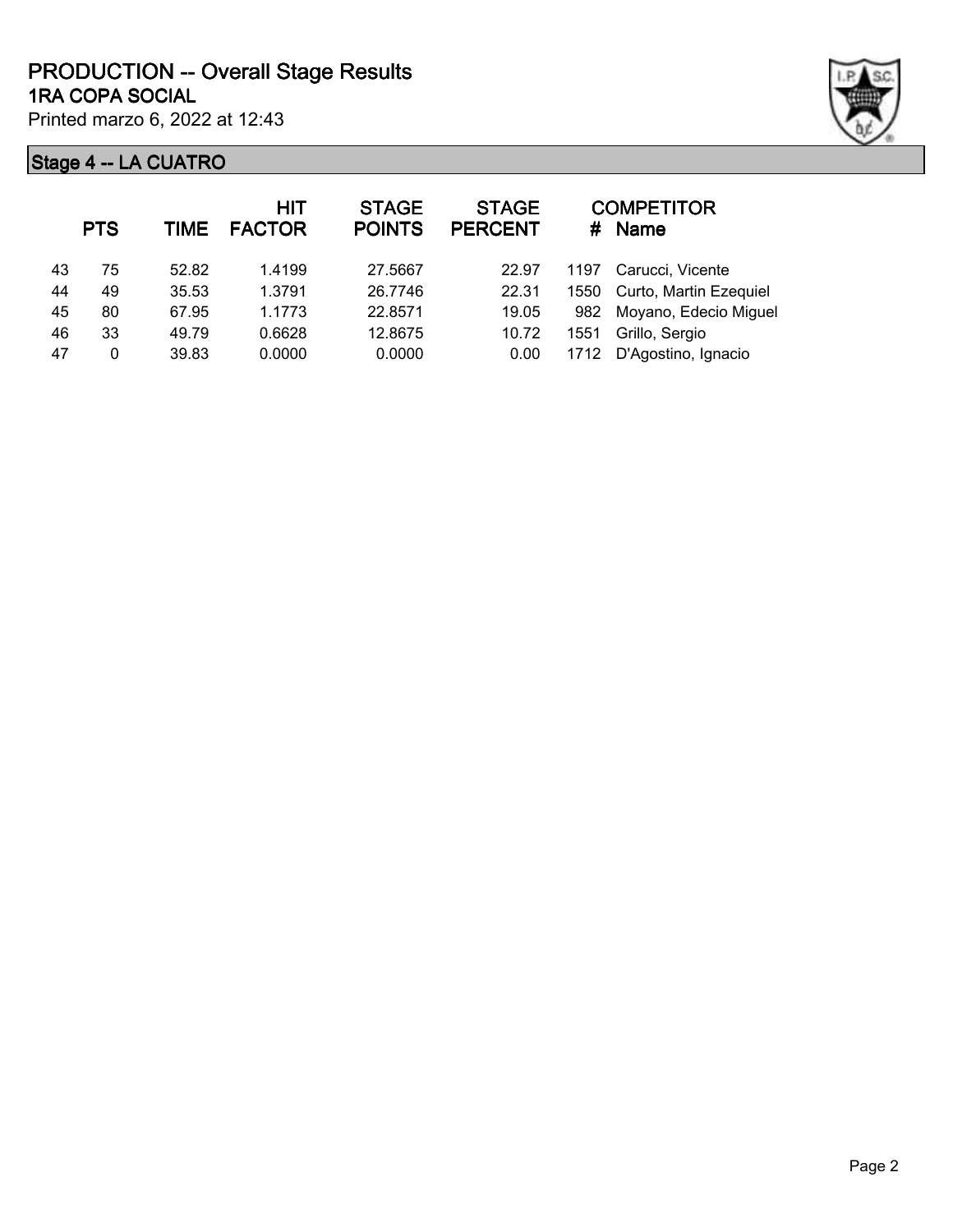# PRODUCTION -- Overall Stage Results

## 1RA COPA SOCIAL

Printed marzo 6, 2022 at 12:43

### Stage 4 -- LA CUATRO

| | PTS | TIME | HIT FACTOR | STAGE POINTS | STAGE PERCENT | # | COMPETITOR Name |
|---|---|---|---|---|---|---|---|
| 43 | 75 | 52.82 | 1.4199 | 27.5667 | 22.97 | 1197 | Carucci, Vicente |
| 44 | 49 | 35.53 | 1.3791 | 26.7746 | 22.31 | 1550 | Curto, Martin Ezequiel |
| 45 | 80 | 67.95 | 1.1773 | 22.8571 | 19.05 | 982 | Moyano, Edecio Miguel |
| 46 | 33 | 49.79 | 0.6628 | 12.8675 | 10.72 | 1551 | Grillo, Sergio |
| 47 | 0 | 39.83 | 0.0000 | 0.0000 | 0.00 | 1712 | D'Agostino, Ignacio |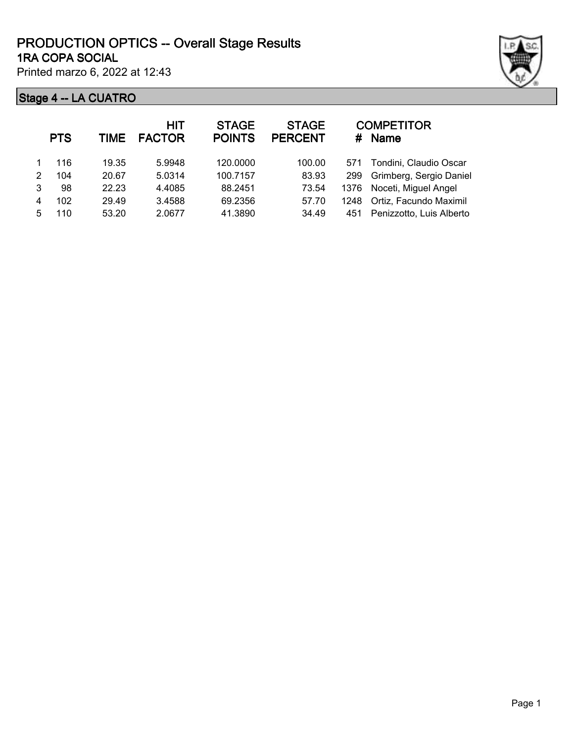# PRODUCTION OPTICS -- Overall Stage Results

## 1RA COPA SOCIAL

Printed marzo 6, 2022 at 12:43

### Stage 4 -- LA CUATRO

| | PTS | TIME | HIT FACTOR | STAGE POINTS | STAGE PERCENT | # | COMPETITOR Name |
|---|---|---|---|---|---|---|---|
| 1 | 116 | 19.35 | 5.9948 | 120.0000 | 100.00 | 571 | Tondini, Claudio Oscar |
| 2 | 104 | 20.67 | 5.0314 | 100.7157 | 83.93 | 299 | Grimberg, Sergio Daniel |
| 3 | 98 | 22.23 | 4.4085 | 88.2451 | 73.54 | 1376 | Noceti, Miguel Angel |
| 4 | 102 | 29.49 | 3.4588 | 69.2356 | 57.70 | 1248 | Ortiz, Facundo Maximil |
| 5 | 110 | 53.20 | 2.0677 | 41.3890 | 34.49 | 451 | Penizzotto, Luis Alberto |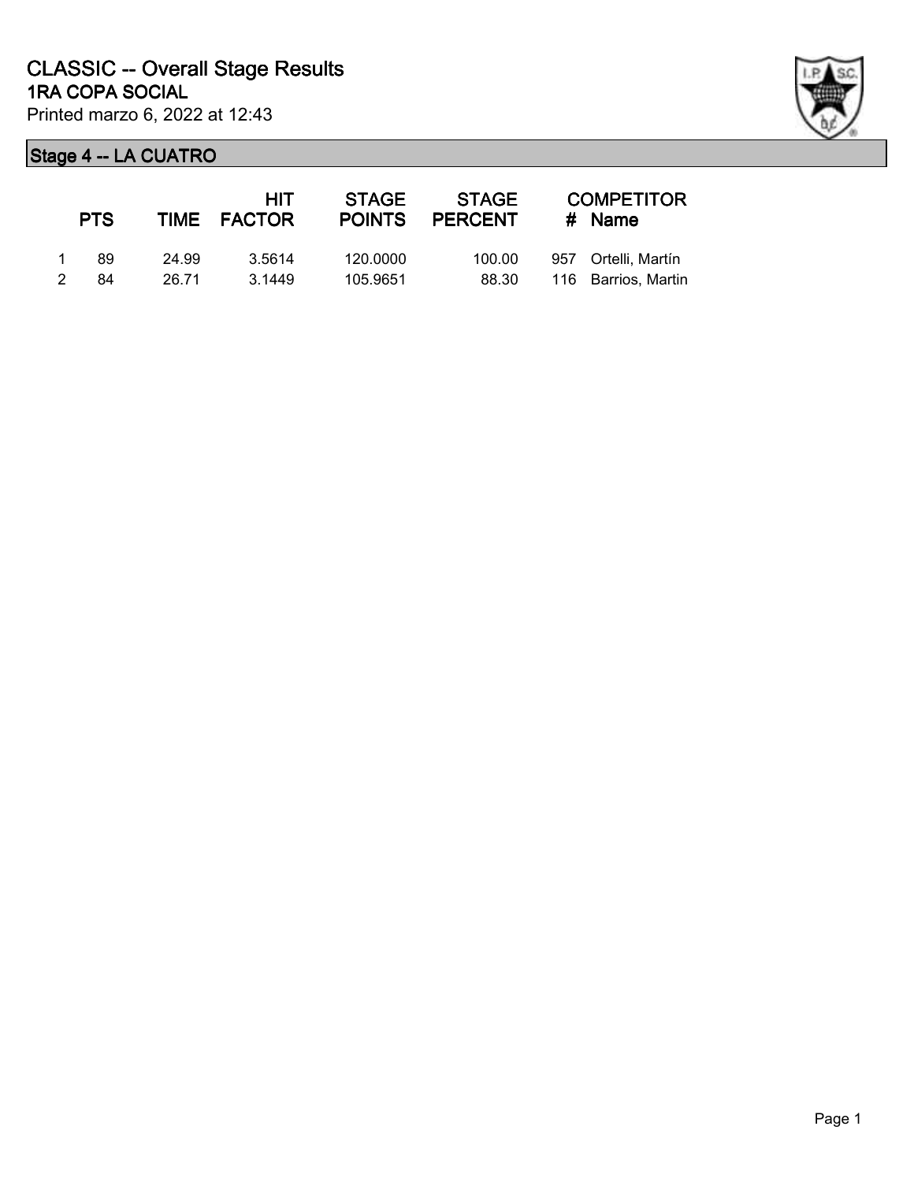# CLASSIC -- Overall Stage Results

## 1RA COPA SOCIAL

Printed marzo 6, 2022 at 12:43

### Stage 4 -- LA CUATRO

| | PTS | TIME | HIT FACTOR | STAGE POINTS | STAGE PERCENT | # | COMPETITOR Name |
|---|---|---|---|---|---|---|---|
| 1 | 89 | 24.99 | 3.5614 | 120.0000 | 100.00 | 957 | Ortelli, Martín |
| 2 | 84 | 26.71 | 3.1449 | 105.9651 | 88.30 | 116 | Barrios, Martin |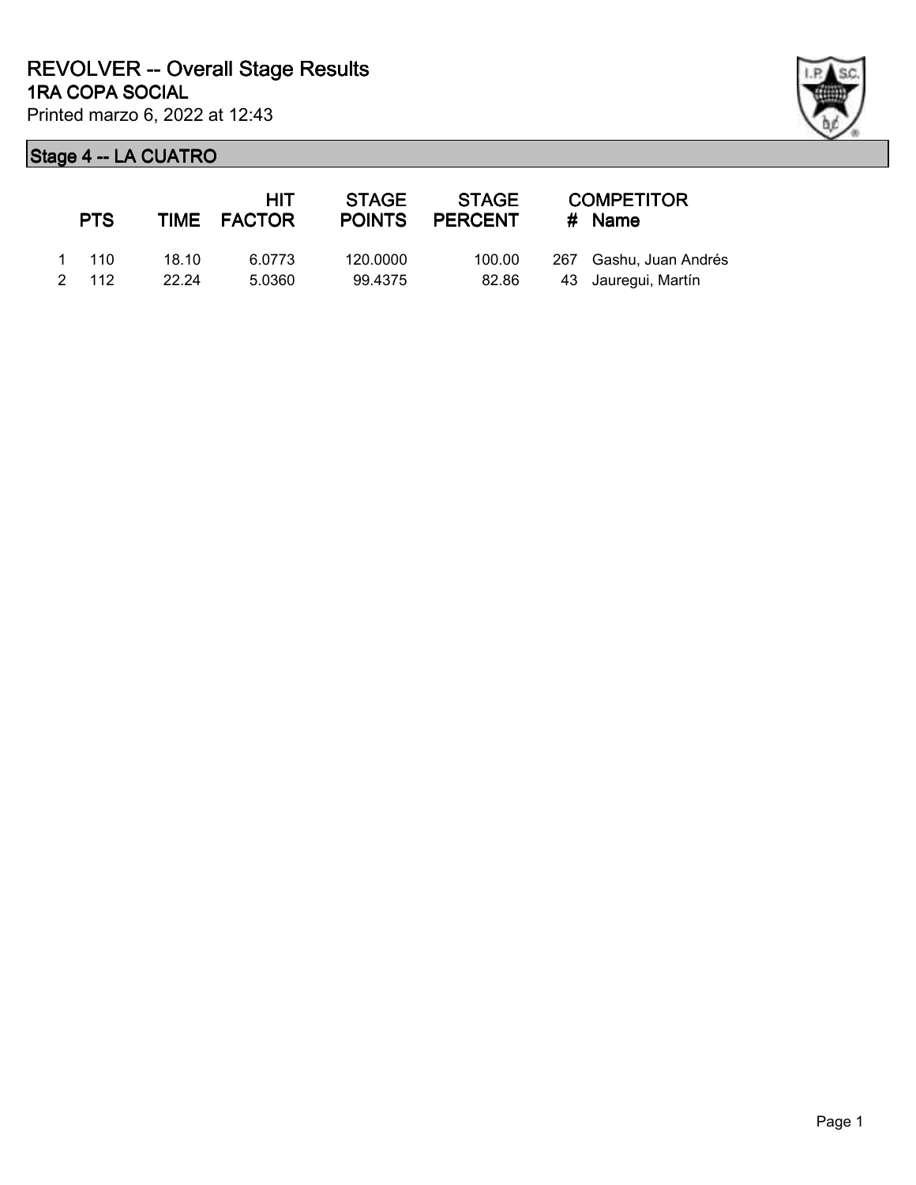# REVOLVER -- Overall Stage Results

## 1RA COPA SOCIAL

Printed marzo 6, 2022 at 12:43

### Stage 4 -- LA CUATRO

| | PTS | TIME | HIT FACTOR | STAGE POINTS | STAGE PERCENT | # | COMPETITOR Name |
|---|---|---|---|---|---|---|---|
| 1 | 110 | 18.10 | 6.0773 | 120.0000 | 100.00 | 267 | Gashu, Juan Andrés |
| 2 | 112 | 22.24 | 5.0360 | 99.4375 | 82.86 | 43 | Jauregui, Martín |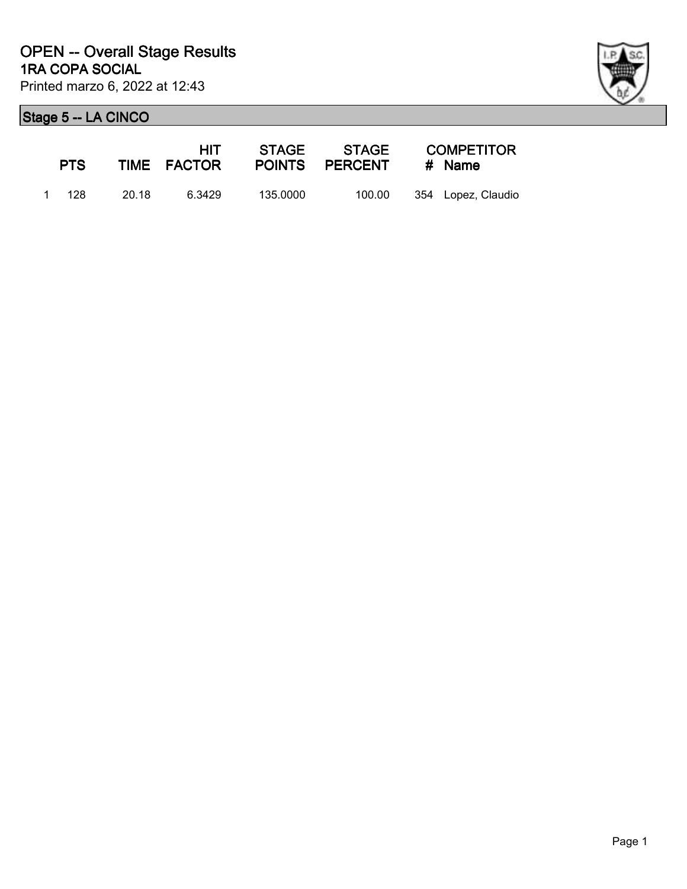# OPEN -- Overall Stage Results

## 1RA COPA SOCIAL

Printed marzo 6, 2022 at 12:43

### Stage 5 -- LA CINCO

| | PTS | TIME | HIT FACTOR | STAGE POINTS | STAGE PERCENT | # | COMPETITOR Name |
|---|---|---|---|---|---|---|---|
| 1 | 128 | 20.18 | 6.3429 | 135.0000 | 100.00 | 354 | Lopez, Claudio |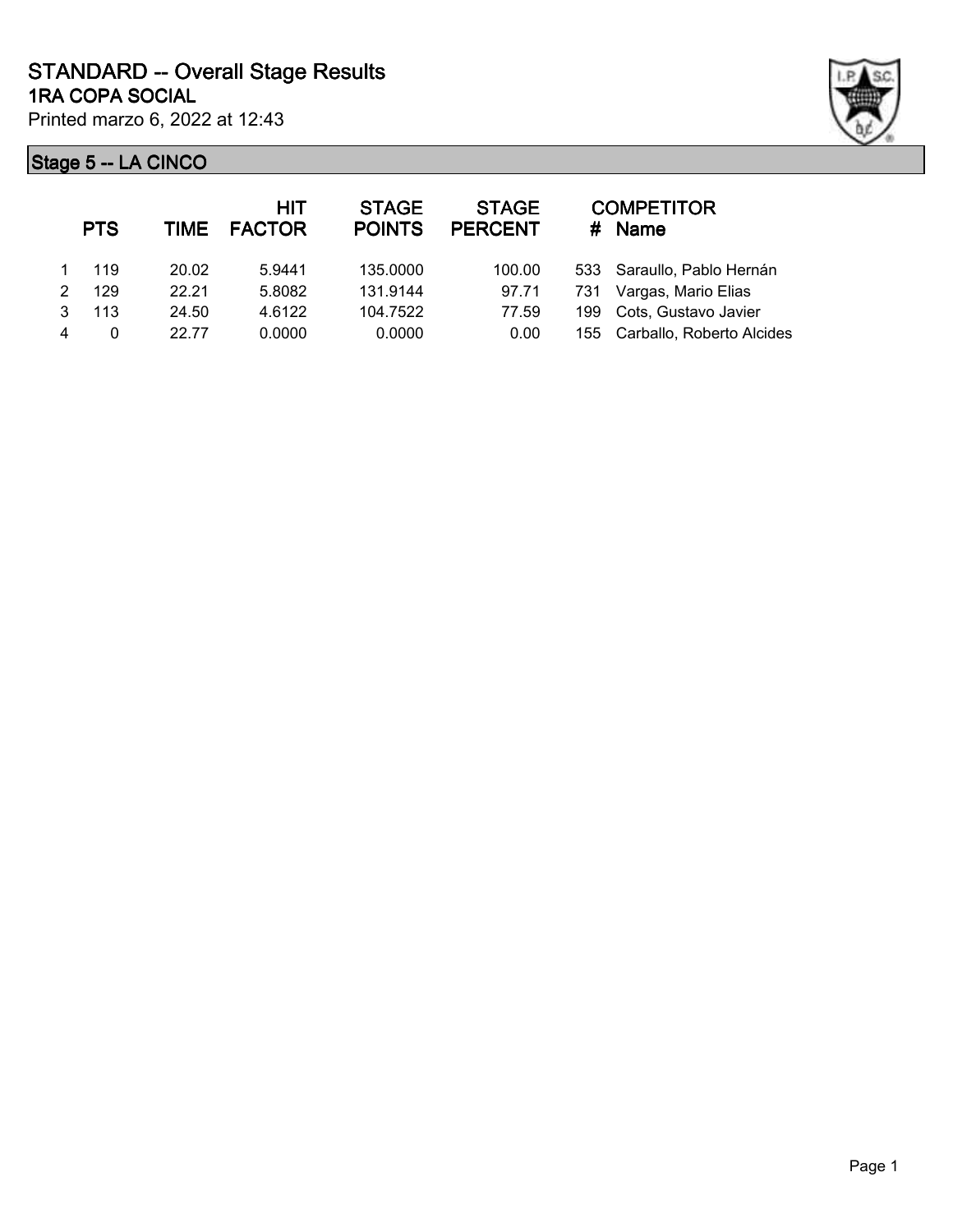# STANDARD -- Overall Stage Results

## 1RA COPA SOCIAL

Printed marzo 6, 2022 at 12:43

### Stage 5 -- LA CINCO

| | PTS | TIME | HIT FACTOR | STAGE POINTS | STAGE PERCENT | # | COMPETITOR Name |
|---|---|---|---|---|---|---|---|
| 1 | 119 | 20.02 | 5.9441 | 135.0000 | 100.00 | 533 | Saraullo, Pablo Hernán |
| 2 | 129 | 22.21 | 5.8082 | 131.9144 | 97.71 | 731 | Vargas, Mario Elias |
| 3 | 113 | 24.50 | 4.6122 | 104.7522 | 77.59 | 199 | Cots, Gustavo Javier |
| 4 | 0 | 22.77 | 0.0000 | 0.0000 | 0.00 | 155 | Carballo, Roberto Alcides |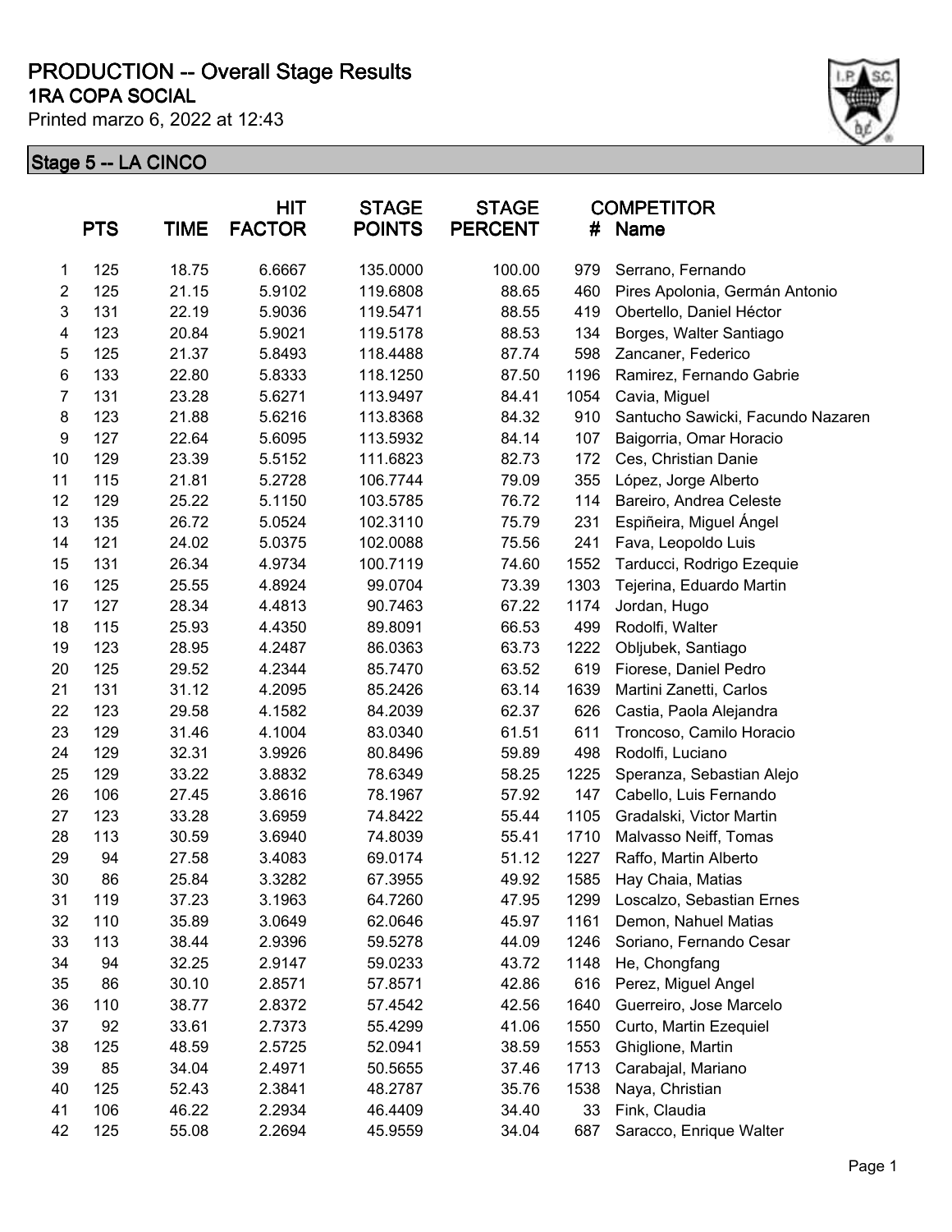# PRODUCTION -- Overall Stage Results

## 1RA COPA SOCIAL

Printed marzo 6, 2022 at 12:43

### Stage 5 -- LA CINCO

| | PTS | TIME | HIT FACTOR | STAGE POINTS | STAGE PERCENT | COMPETITOR # | Name |
|---|---|---|---|---|---|---|---|
| 1 | 125 | 18.75 | 6.6667 | 135.0000 | 100.00 | 979 | Serrano, Fernando |
| 2 | 125 | 21.15 | 5.9102 | 119.6808 | 88.65 | 460 | Pires Apolonia, Germán Antonio |
| 3 | 131 | 22.19 | 5.9036 | 119.5471 | 88.55 | 419 | Obertello, Daniel Héctor |
| 4 | 123 | 20.84 | 5.9021 | 119.5178 | 88.53 | 134 | Borges, Walter Santiago |
| 5 | 125 | 21.37 | 5.8493 | 118.4488 | 87.74 | 598 | Zancaner, Federico |
| 6 | 133 | 22.80 | 5.8333 | 118.1250 | 87.50 | 1196 | Ramirez, Fernando Gabrie |
| 7 | 131 | 23.28 | 5.6271 | 113.9497 | 84.41 | 1054 | Cavia, Miguel |
| 8 | 123 | 21.88 | 5.6216 | 113.8368 | 84.32 | 910 | Santucho Sawicki, Facundo Nazaren |
| 9 | 127 | 22.64 | 5.6095 | 113.5932 | 84.14 | 107 | Baigorria, Omar Horacio |
| 10 | 129 | 23.39 | 5.5152 | 111.6823 | 82.73 | 172 | Ces, Christian Danie |
| 11 | 115 | 21.81 | 5.2728 | 106.7744 | 79.09 | 355 | López, Jorge Alberto |
| 12 | 129 | 25.22 | 5.1150 | 103.5785 | 76.72 | 114 | Bareiro, Andrea Celeste |
| 13 | 135 | 26.72 | 5.0524 | 102.3110 | 75.79 | 231 | Espiñeira, Miguel Ángel |
| 14 | 121 | 24.02 | 5.0375 | 102.0088 | 75.56 | 241 | Fava, Leopoldo Luis |
| 15 | 131 | 26.34 | 4.9734 | 100.7119 | 74.60 | 1552 | Tarducci, Rodrigo Ezequie |
| 16 | 125 | 25.55 | 4.8924 | 99.0704 | 73.39 | 1303 | Tejerina, Eduardo Martin |
| 17 | 127 | 28.34 | 4.4813 | 90.7463 | 67.22 | 1174 | Jordan, Hugo |
| 18 | 115 | 25.93 | 4.4350 | 89.8091 | 66.53 | 499 | Rodolfi, Walter |
| 19 | 123 | 28.95 | 4.2487 | 86.0363 | 63.73 | 1222 | Obljubek, Santiago |
| 20 | 125 | 29.52 | 4.2344 | 85.7470 | 63.52 | 619 | Fiorese, Daniel Pedro |
| 21 | 131 | 31.12 | 4.2095 | 85.2426 | 63.14 | 1639 | Martini Zanetti, Carlos |
| 22 | 123 | 29.58 | 4.1582 | 84.2039 | 62.37 | 626 | Castia, Paola Alejandra |
| 23 | 129 | 31.46 | 4.1004 | 83.0340 | 61.51 | 611 | Troncoso, Camilo Horacio |
| 24 | 129 | 32.31 | 3.9926 | 80.8496 | 59.89 | 498 | Rodolfi, Luciano |
| 25 | 129 | 33.22 | 3.8832 | 78.6349 | 58.25 | 1225 | Speranza, Sebastian Alejo |
| 26 | 106 | 27.45 | 3.8616 | 78.1967 | 57.92 | 147 | Cabello, Luis Fernando |
| 27 | 123 | 33.28 | 3.6959 | 74.8422 | 55.44 | 1105 | Gradalski, Victor Martin |
| 28 | 113 | 30.59 | 3.6940 | 74.8039 | 55.41 | 1710 | Malvasso Neiff, Tomas |
| 29 | 94 | 27.58 | 3.4083 | 69.0174 | 51.12 | 1227 | Raffo, Martin Alberto |
| 30 | 86 | 25.84 | 3.3282 | 67.3955 | 49.92 | 1585 | Hay Chaia, Matias |
| 31 | 119 | 37.23 | 3.1963 | 64.7260 | 47.95 | 1299 | Loscalzo, Sebastian Ernes |
| 32 | 110 | 35.89 | 3.0649 | 62.0646 | 45.97 | 1161 | Demon, Nahuel Matias |
| 33 | 113 | 38.44 | 2.9396 | 59.5278 | 44.09 | 1246 | Soriano, Fernando Cesar |
| 34 | 94 | 32.25 | 2.9147 | 59.0233 | 43.72 | 1148 | He, Chongfang |
| 35 | 86 | 30.10 | 2.8571 | 57.8571 | 42.86 | 616 | Perez, Miguel Angel |
| 36 | 110 | 38.77 | 2.8372 | 57.4542 | 42.56 | 1640 | Guerreiro, Jose Marcelo |
| 37 | 92 | 33.61 | 2.7373 | 55.4299 | 41.06 | 1550 | Curto, Martin Ezequiel |
| 38 | 125 | 48.59 | 2.5725 | 52.0941 | 38.59 | 1553 | Ghiglione, Martin |
| 39 | 85 | 34.04 | 2.4971 | 50.5655 | 37.46 | 1713 | Carabajal, Mariano |
| 40 | 125 | 52.43 | 2.3841 | 48.2787 | 35.76 | 1538 | Naya, Christian |
| 41 | 106 | 46.22 | 2.2934 | 46.4409 | 34.40 | 33 | Fink, Claudia |
| 42 | 125 | 55.08 | 2.2694 | 45.9559 | 34.04 | 687 | Saracco, Enrique Walter |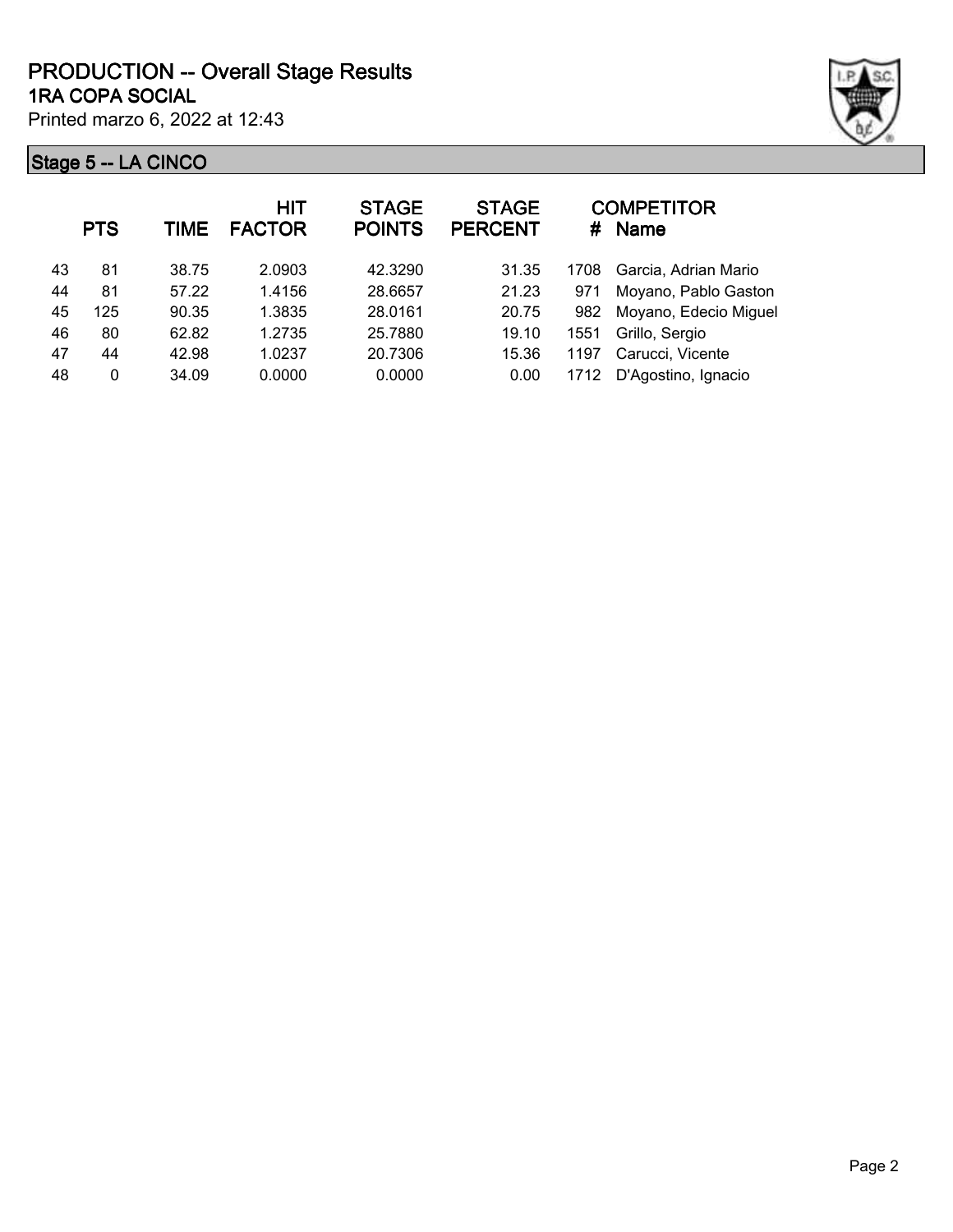# PRODUCTION -- Overall Stage Results

## 1RA COPA SOCIAL

Printed marzo 6, 2022 at 12:43

### Stage 5 -- LA CINCO

| | PTS | TIME | HIT FACTOR | STAGE POINTS | STAGE PERCENT | # | COMPETITOR Name |
|---|---|---|---|---|---|---|---|
| 43 | 81 | 38.75 | 2.0903 | 42.3290 | 31.35 | 1708 | Garcia, Adrian Mario |
| 44 | 81 | 57.22 | 1.4156 | 28.6657 | 21.23 | 971 | Moyano, Pablo Gaston |
| 45 | 125 | 90.35 | 1.3835 | 28.0161 | 20.75 | 982 | Moyano, Edecio Miguel |
| 46 | 80 | 62.82 | 1.2735 | 25.7880 | 19.10 | 1551 | Grillo, Sergio |
| 47 | 44 | 42.98 | 1.0237 | 20.7306 | 15.36 | 1197 | Carucci, Vicente |
| 48 | 0 | 34.09 | 0.0000 | 0.0000 | 0.00 | 1712 | D'Agostino, Ignacio |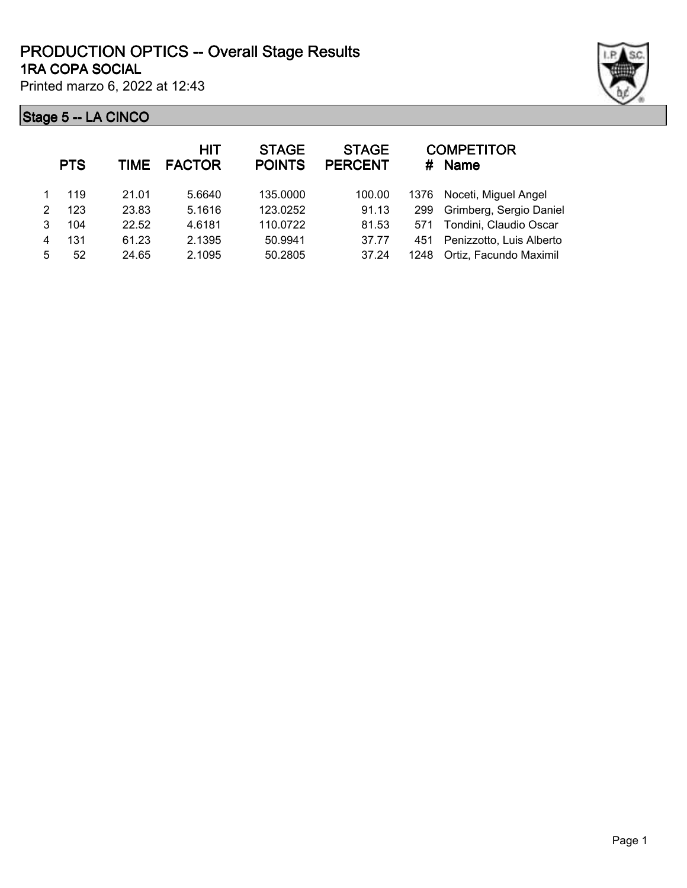# PRODUCTION OPTICS -- Overall Stage Results

## 1RA COPA SOCIAL

Printed marzo 6, 2022 at 12:43

### Stage 5 -- LA CINCO

|  | PTS | TIME | HIT FACTOR | STAGE POINTS | STAGE PERCENT | # | COMPETITOR Name |
|---|---|---|---|---|---|---|---|
| 1 | 119 | 21.01 | 5.6640 | 135.0000 | 100.00 | 1376 | Noceti, Miguel Angel |
| 2 | 123 | 23.83 | 5.1616 | 123.0252 | 91.13 | 299 | Grimberg, Sergio Daniel |
| 3 | 104 | 22.52 | 4.6181 | 110.0722 | 81.53 | 571 | Tondini, Claudio Oscar |
| 4 | 131 | 61.23 | 2.1395 | 50.9941 | 37.77 | 451 | Penizzotto, Luis Alberto |
| 5 | 52 | 24.65 | 2.1095 | 50.2805 | 37.24 | 1248 | Ortiz, Facundo Maximil |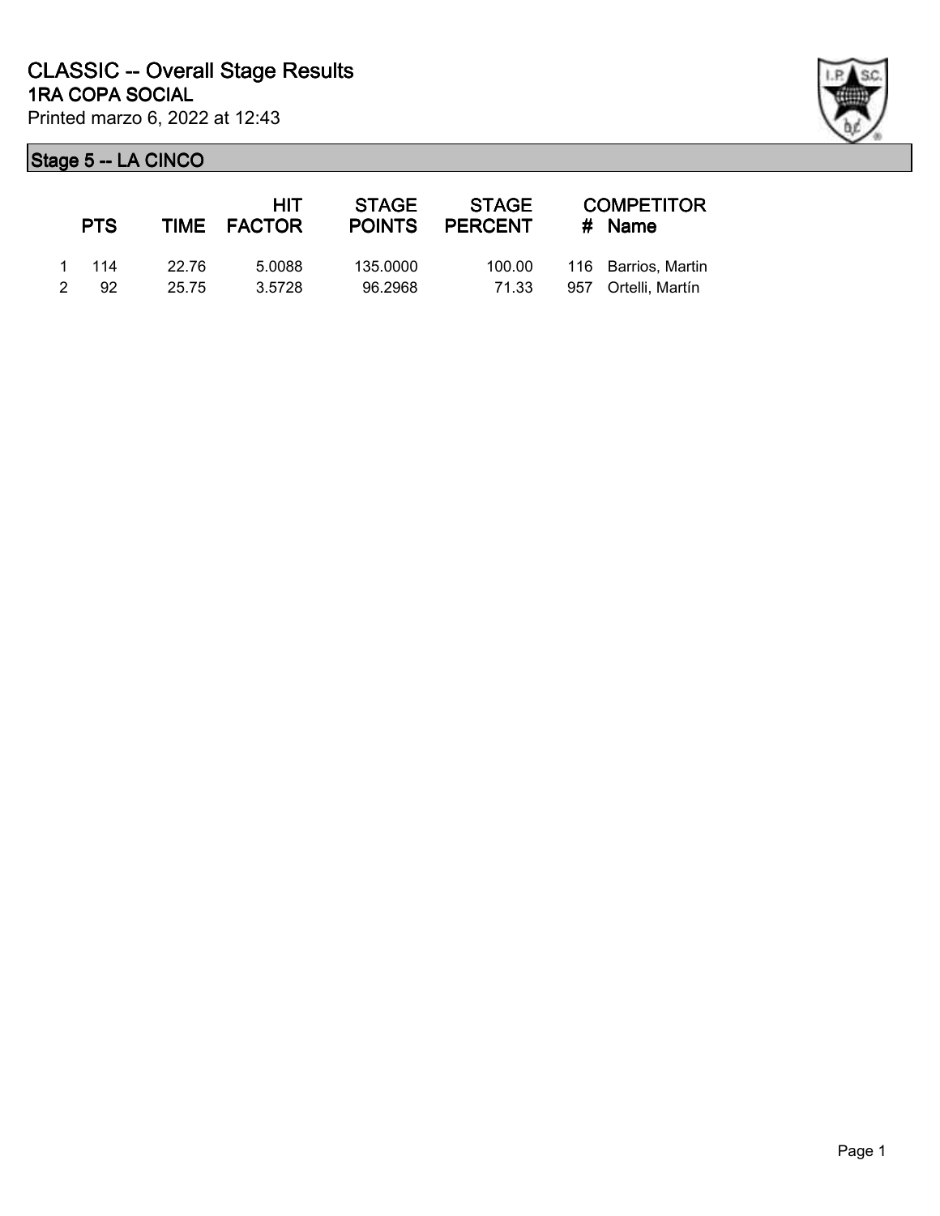# CLASSIC -- Overall Stage Results
## 1RA COPA SOCIAL

Printed marzo 6, 2022 at 12:43

### Stage 5 -- LA CINCO

| | PTS | TIME | HIT FACTOR | STAGE POINTS | STAGE PERCENT | # | COMPETITOR Name |
|---|---|---|---|---|---|---|---|
| 1 | 114 | 22.76 | 5.0088 | 135.0000 | 100.00 | 116 | Barrios, Martin |
| 2 | 92 | 25.75 | 3.5728 | 96.2968 | 71.33 | 957 | Ortelli, Martín |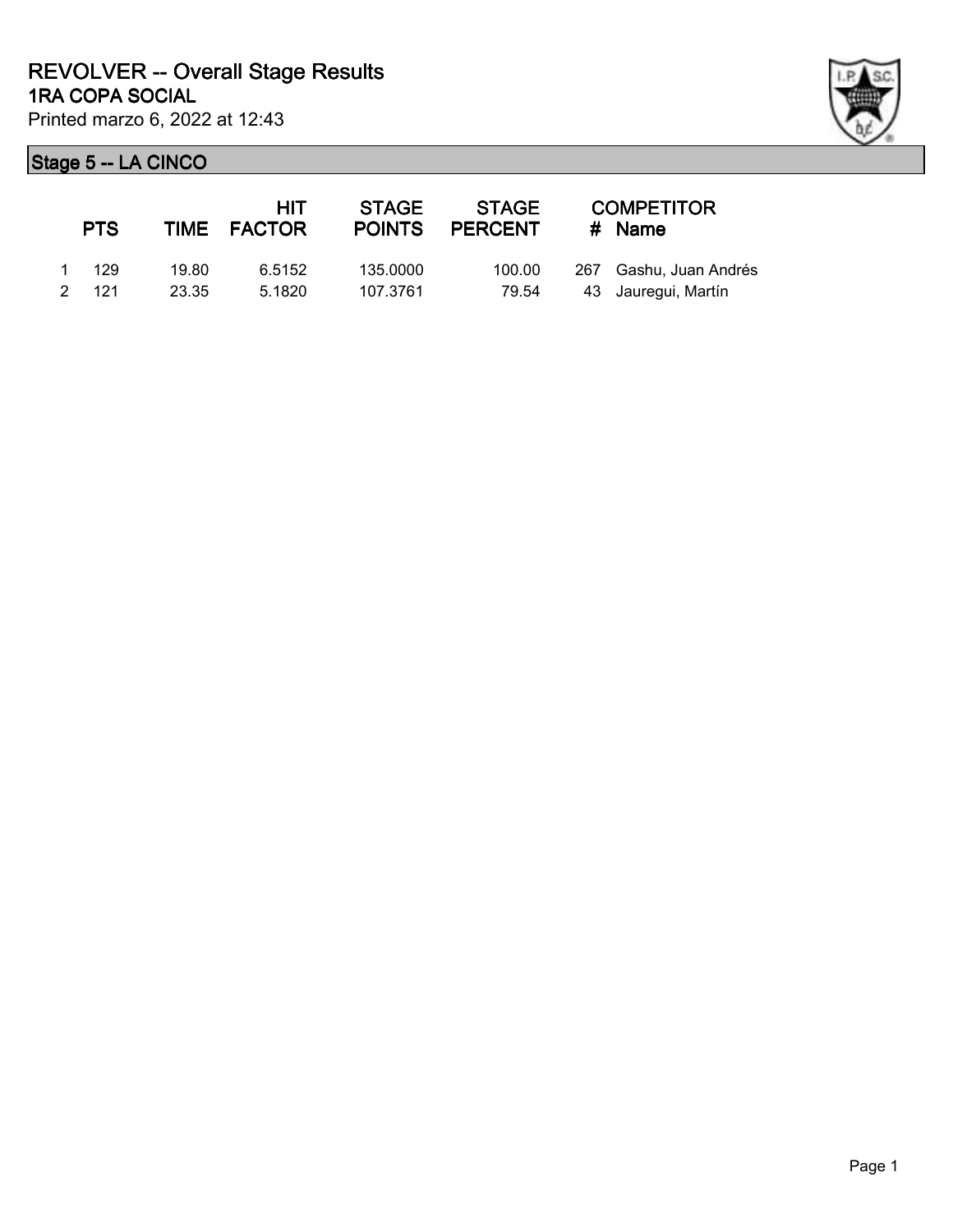# REVOLVER -- Overall Stage Results

## 1RA COPA SOCIAL

Printed marzo 6, 2022 at 12:43

### Stage 5 -- LA CINCO

| | PTS | TIME | HIT FACTOR | STAGE POINTS | STAGE PERCENT | # | COMPETITOR Name |
|---|---|---|---|---|---|---|---|
| 1 | 129 | 19.80 | 6.5152 | 135.0000 | 100.00 | 267 | Gashu, Juan Andrés |
| 2 | 121 | 23.35 | 5.1820 | 107.3761 | 79.54 | 43 | Jauregui, Martín |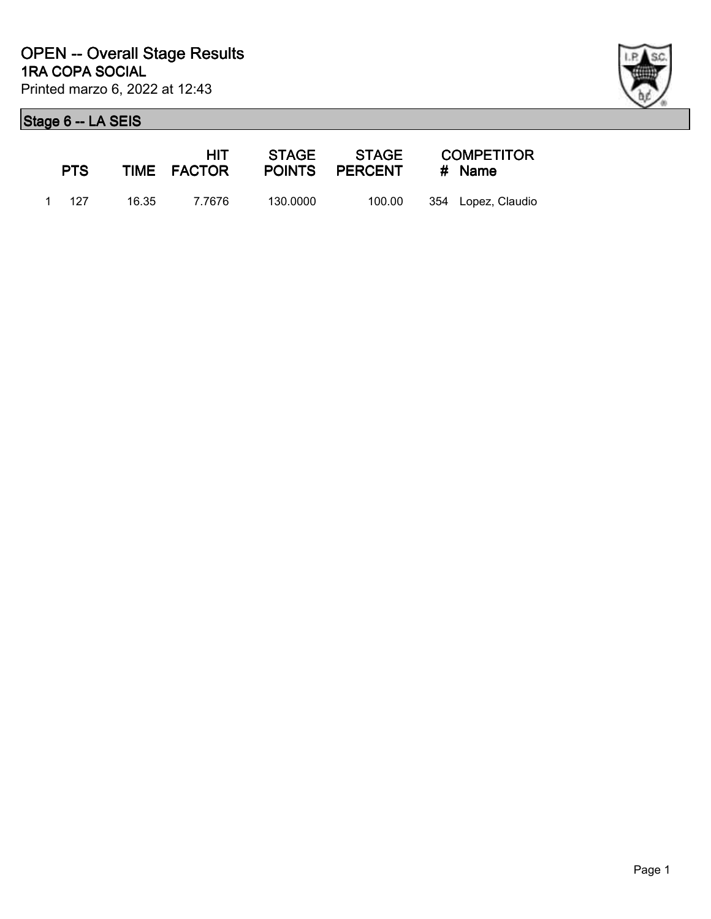# OPEN -- Overall Stage Results

## 1RA COPA SOCIAL

Printed marzo 6, 2022 at 12:43

### Stage 6 -- LA SEIS

| | PTS | TIME | HIT FACTOR | STAGE POINTS | STAGE PERCENT | COMPETITOR # | Name |
|---|---|---|---|---|---|---|---|
| 1 | 127 | 16.35 | 7.7676 | 130.0000 | 100.00 | 354 | Lopez, Claudio |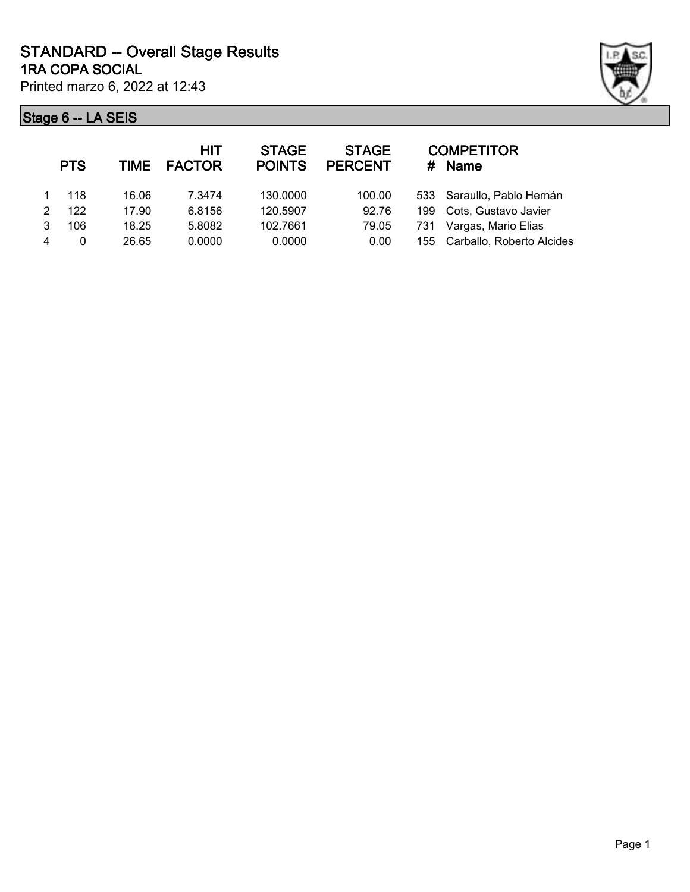# STANDARD -- Overall Stage Results

## 1RA COPA SOCIAL

Printed marzo 6, 2022 at 12:43

### Stage 6 -- LA SEIS

| | PTS | TIME | HIT FACTOR | STAGE POINTS | STAGE PERCENT | # | COMPETITOR Name |
|---|---|---|---|---|---|---|---|
| 1 | 118 | 16.06 | 7.3474 | 130.0000 | 100.00 | 533 | Saraullo, Pablo Hernán |
| 2 | 122 | 17.90 | 6.8156 | 120.5907 | 92.76 | 199 | Cots, Gustavo Javier |
| 3 | 106 | 18.25 | 5.8082 | 102.7661 | 79.05 | 731 | Vargas, Mario Elias |
| 4 | 0 | 26.65 | 0.0000 | 0.0000 | 0.00 | 155 | Carballo, Roberto Alcides |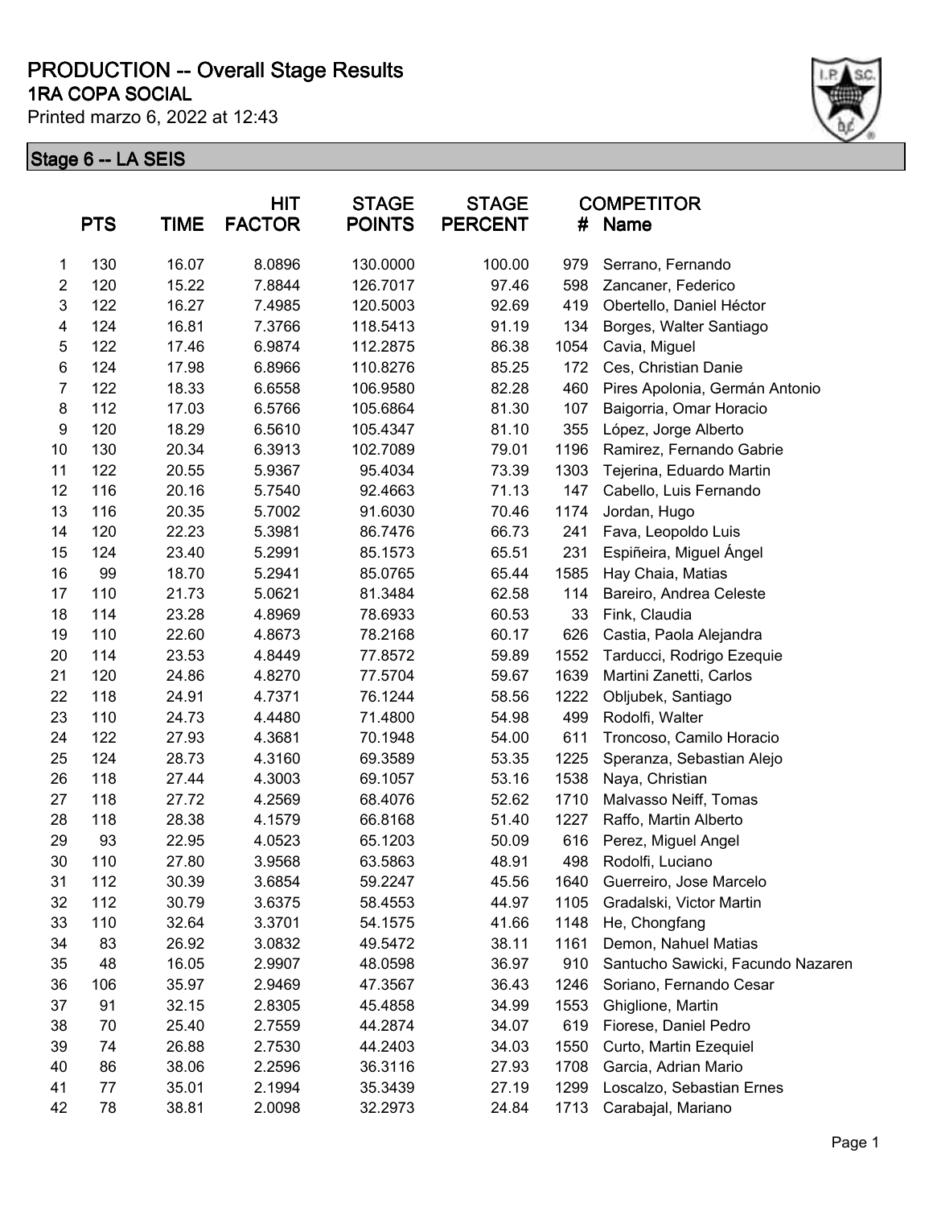# PRODUCTION -- Overall Stage Results

## 1RA COPA SOCIAL

Printed marzo 6, 2022 at 12:43

### Stage 6 -- LA SEIS

| | PTS | TIME | HIT FACTOR | STAGE POINTS | STAGE PERCENT | COMPETITOR # | Name |
|---|---|---|---|---|---|---|---|
| 1 | 130 | 16.07 | 8.0896 | 130.0000 | 100.00 | 979 | Serrano, Fernando |
| 2 | 120 | 15.22 | 7.8844 | 126.7017 | 97.46 | 598 | Zancaner, Federico |
| 3 | 122 | 16.27 | 7.4985 | 120.5003 | 92.69 | 419 | Obertello, Daniel Héctor |
| 4 | 124 | 16.81 | 7.3766 | 118.5413 | 91.19 | 134 | Borges, Walter Santiago |
| 5 | 122 | 17.46 | 6.9874 | 112.2875 | 86.38 | 1054 | Cavia, Miguel |
| 6 | 124 | 17.98 | 6.8966 | 110.8276 | 85.25 | 172 | Ces, Christian Danie |
| 7 | 122 | 18.33 | 6.6558 | 106.9580 | 82.28 | 460 | Pires Apolonia, Germán Antonio |
| 8 | 112 | 17.03 | 6.5766 | 105.6864 | 81.30 | 107 | Baigorria, Omar Horacio |
| 9 | 120 | 18.29 | 6.5610 | 105.4347 | 81.10 | 355 | López, Jorge Alberto |
| 10 | 130 | 20.34 | 6.3913 | 102.7089 | 79.01 | 1196 | Ramirez, Fernando Gabrie |
| 11 | 122 | 20.55 | 5.9367 | 95.4034 | 73.39 | 1303 | Tejerina, Eduardo Martin |
| 12 | 116 | 20.16 | 5.7540 | 92.4663 | 71.13 | 147 | Cabello, Luis Fernando |
| 13 | 116 | 20.35 | 5.7002 | 91.6030 | 70.46 | 1174 | Jordan, Hugo |
| 14 | 120 | 22.23 | 5.3981 | 86.7476 | 66.73 | 241 | Fava, Leopoldo Luis |
| 15 | 124 | 23.40 | 5.2991 | 85.1573 | 65.51 | 231 | Espiñeira, Miguel Ángel |
| 16 | 99 | 18.70 | 5.2941 | 85.0765 | 65.44 | 1585 | Hay Chaia, Matias |
| 17 | 110 | 21.73 | 5.0621 | 81.3484 | 62.58 | 114 | Bareiro, Andrea Celeste |
| 18 | 114 | 23.28 | 4.8969 | 78.6933 | 60.53 | 33 | Fink, Claudia |
| 19 | 110 | 22.60 | 4.8673 | 78.2168 | 60.17 | 626 | Castia, Paola Alejandra |
| 20 | 114 | 23.53 | 4.8449 | 77.8572 | 59.89 | 1552 | Tarducci, Rodrigo Ezequie |
| 21 | 120 | 24.86 | 4.8270 | 77.5704 | 59.67 | 1639 | Martini Zanetti, Carlos |
| 22 | 118 | 24.91 | 4.7371 | 76.1244 | 58.56 | 1222 | Obljubek, Santiago |
| 23 | 110 | 24.73 | 4.4480 | 71.4800 | 54.98 | 499 | Rodolfi, Walter |
| 24 | 122 | 27.93 | 4.3681 | 70.1948 | 54.00 | 611 | Troncoso, Camilo Horacio |
| 25 | 124 | 28.73 | 4.3160 | 69.3589 | 53.35 | 1225 | Speranza, Sebastian Alejo |
| 26 | 118 | 27.44 | 4.3003 | 69.1057 | 53.16 | 1538 | Naya, Christian |
| 27 | 118 | 27.72 | 4.2569 | 68.4076 | 52.62 | 1710 | Malvasso Neiff, Tomas |
| 28 | 118 | 28.38 | 4.1579 | 66.8168 | 51.40 | 1227 | Raffo, Martin Alberto |
| 29 | 93 | 22.95 | 4.0523 | 65.1203 | 50.09 | 616 | Perez, Miguel Angel |
| 30 | 110 | 27.80 | 3.9568 | 63.5863 | 48.91 | 498 | Rodolfi, Luciano |
| 31 | 112 | 30.39 | 3.6854 | 59.2247 | 45.56 | 1640 | Guerreiro, Jose Marcelo |
| 32 | 112 | 30.79 | 3.6375 | 58.4553 | 44.97 | 1105 | Gradalski, Victor Martin |
| 33 | 110 | 32.64 | 3.3701 | 54.1575 | 41.66 | 1148 | He, Chongfang |
| 34 | 83 | 26.92 | 3.0832 | 49.5472 | 38.11 | 1161 | Demon, Nahuel Matias |
| 35 | 48 | 16.05 | 2.9907 | 48.0598 | 36.97 | 910 | Santucho Sawicki, Facundo Nazaren |
| 36 | 106 | 35.97 | 2.9469 | 47.3567 | 36.43 | 1246 | Soriano, Fernando Cesar |
| 37 | 91 | 32.15 | 2.8305 | 45.4858 | 34.99 | 1553 | Ghiglione, Martin |
| 38 | 70 | 25.40 | 2.7559 | 44.2874 | 34.07 | 619 | Fiorese, Daniel Pedro |
| 39 | 74 | 26.88 | 2.7530 | 44.2403 | 34.03 | 1550 | Curto, Martin Ezequiel |
| 40 | 86 | 38.06 | 2.2596 | 36.3116 | 27.93 | 1708 | Garcia, Adrian Mario |
| 41 | 77 | 35.01 | 2.1994 | 35.3439 | 27.19 | 1299 | Loscalzo, Sebastian Ernes |
| 42 | 78 | 38.81 | 2.0098 | 32.2973 | 24.84 | 1713 | Carabajal, Mariano |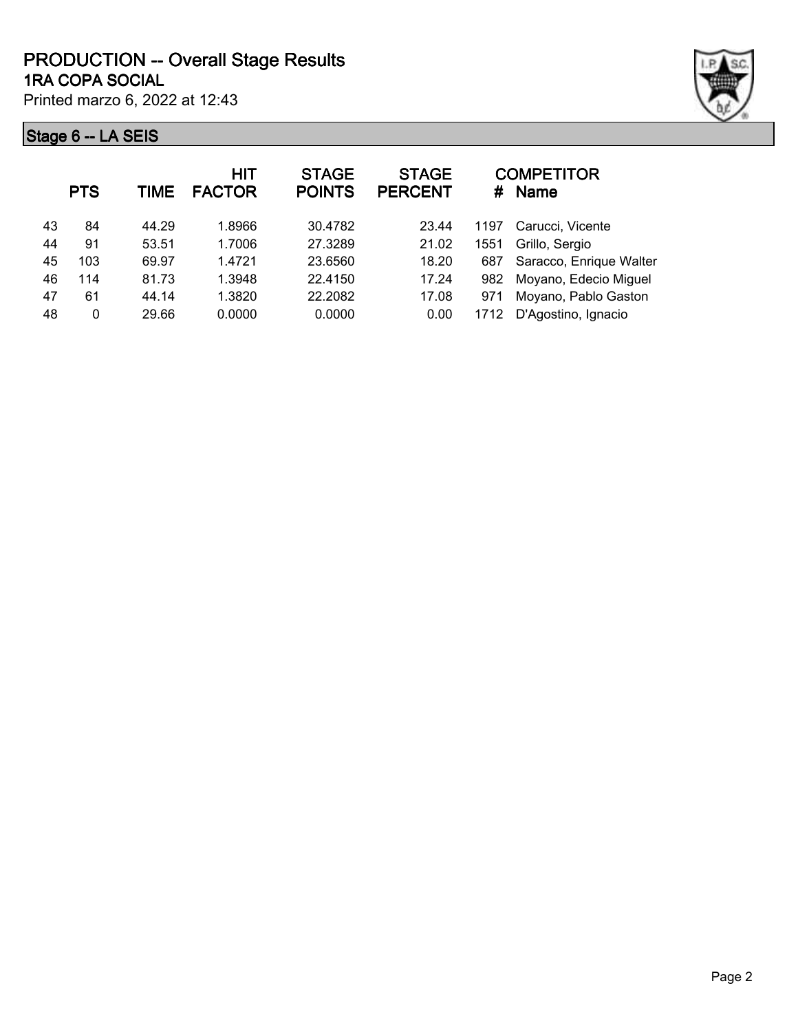# PRODUCTION -- Overall Stage Results

## 1RA COPA SOCIAL

Printed marzo 6, 2022 at 12:43

### Stage 6 -- LA SEIS

| | PTS | TIME | HIT FACTOR | STAGE POINTS | STAGE PERCENT | # | COMPETITOR Name |
|---|---|---|---|---|---|---|---|
| 43 | 84 | 44.29 | 1.8966 | 30.4782 | 23.44 | 1197 | Carucci, Vicente |
| 44 | 91 | 53.51 | 1.7006 | 27.3289 | 21.02 | 1551 | Grillo, Sergio |
| 45 | 103 | 69.97 | 1.4721 | 23.6560 | 18.20 | 687 | Saracco, Enrique Walter |
| 46 | 114 | 81.73 | 1.3948 | 22.4150 | 17.24 | 982 | Moyano, Edecio Miguel |
| 47 | 61 | 44.14 | 1.3820 | 22.2082 | 17.08 | 971 | Moyano, Pablo Gaston |
| 48 | 0 | 29.66 | 0.0000 | 0.0000 | 0.00 | 1712 | D'Agostino, Ignacio |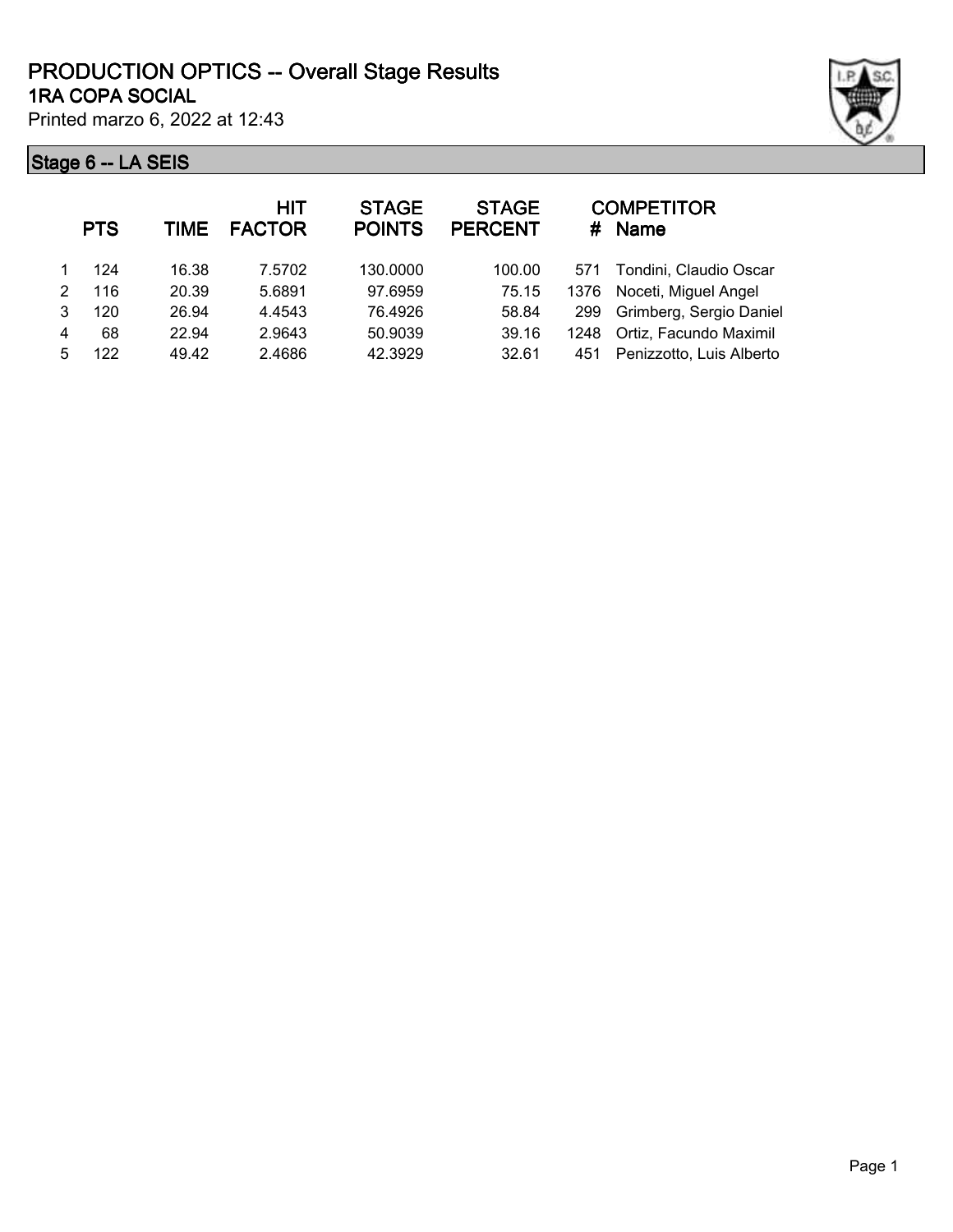# PRODUCTION OPTICS -- Overall Stage Results

## 1RA COPA SOCIAL

Printed marzo 6, 2022 at 12:43

### Stage 6 -- LA SEIS

| | PTS | TIME | HIT FACTOR | STAGE POINTS | STAGE PERCENT | # | COMPETITOR Name |
|---|---|---|---|---|---|---|---|
| 1 | 124 | 16.38 | 7.5702 | 130.0000 | 100.00 | 571 | Tondini, Claudio Oscar |
| 2 | 116 | 20.39 | 5.6891 | 97.6959 | 75.15 | 1376 | Noceti, Miguel Angel |
| 3 | 120 | 26.94 | 4.4543 | 76.4926 | 58.84 | 299 | Grimberg, Sergio Daniel |
| 4 | 68 | 22.94 | 2.9643 | 50.9039 | 39.16 | 1248 | Ortiz, Facundo Maximil |
| 5 | 122 | 49.42 | 2.4686 | 42.3929 | 32.61 | 451 | Penizzotto, Luis Alberto |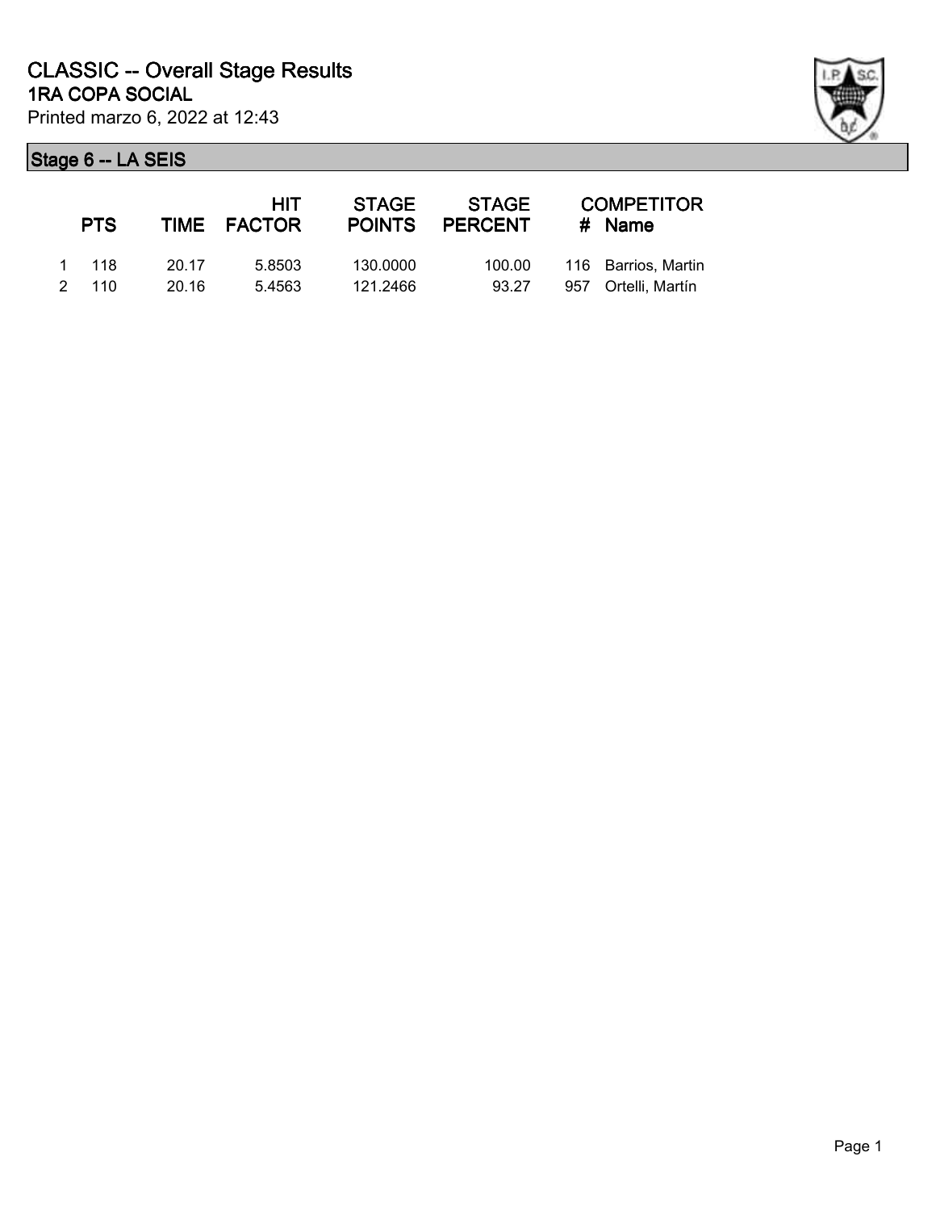# CLASSIC -- Overall Stage Results

## 1RA COPA SOCIAL

Printed marzo 6, 2022 at 12:43

### Stage 6 -- LA SEIS

| | PTS | TIME | HIT FACTOR | STAGE POINTS | STAGE PERCENT | # | COMPETITOR Name |
|---|---|---|---|---|---|---|---|
| 1 | 118 | 20.17 | 5.8503 | 130.0000 | 100.00 | 116 | Barrios, Martin |
| 2 | 110 | 20.16 | 5.4563 | 121.2466 | 93.27 | 957 | Ortelli, Martín |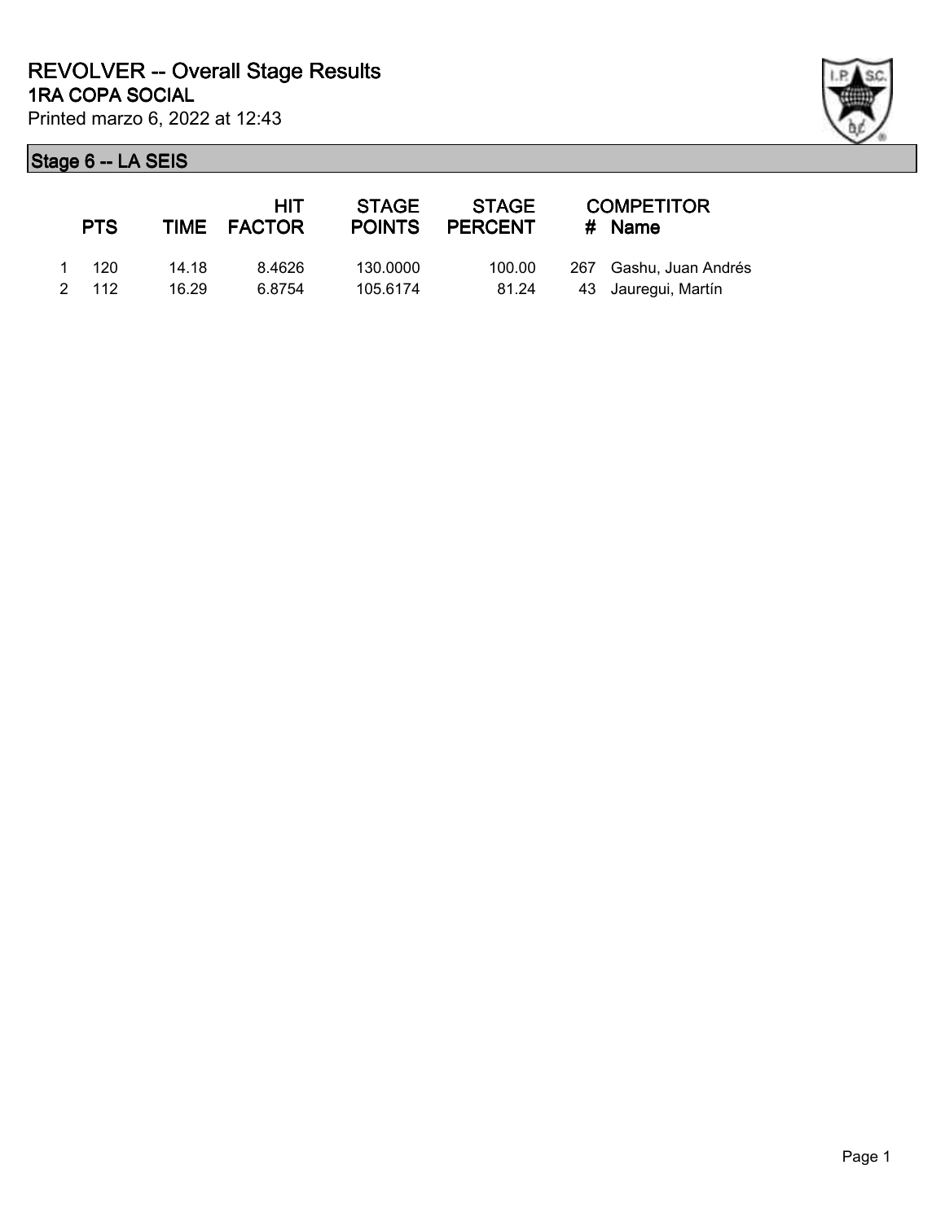# REVOLVER -- Overall Stage Results

## 1RA COPA SOCIAL

Printed marzo 6, 2022 at 12:43

### Stage 6 -- LA SEIS

| | PTS | TIME | HIT FACTOR | STAGE POINTS | STAGE PERCENT | # | COMPETITOR Name |
|---|---|---|---|---|---|---|---|
| 1 | 120 | 14.18 | 8.4626 | 130.0000 | 100.00 | 267 | Gashu, Juan Andrés |
| 2 | 112 | 16.29 | 6.8754 | 105.6174 | 81.24 | 43 | Jauregui, Martín |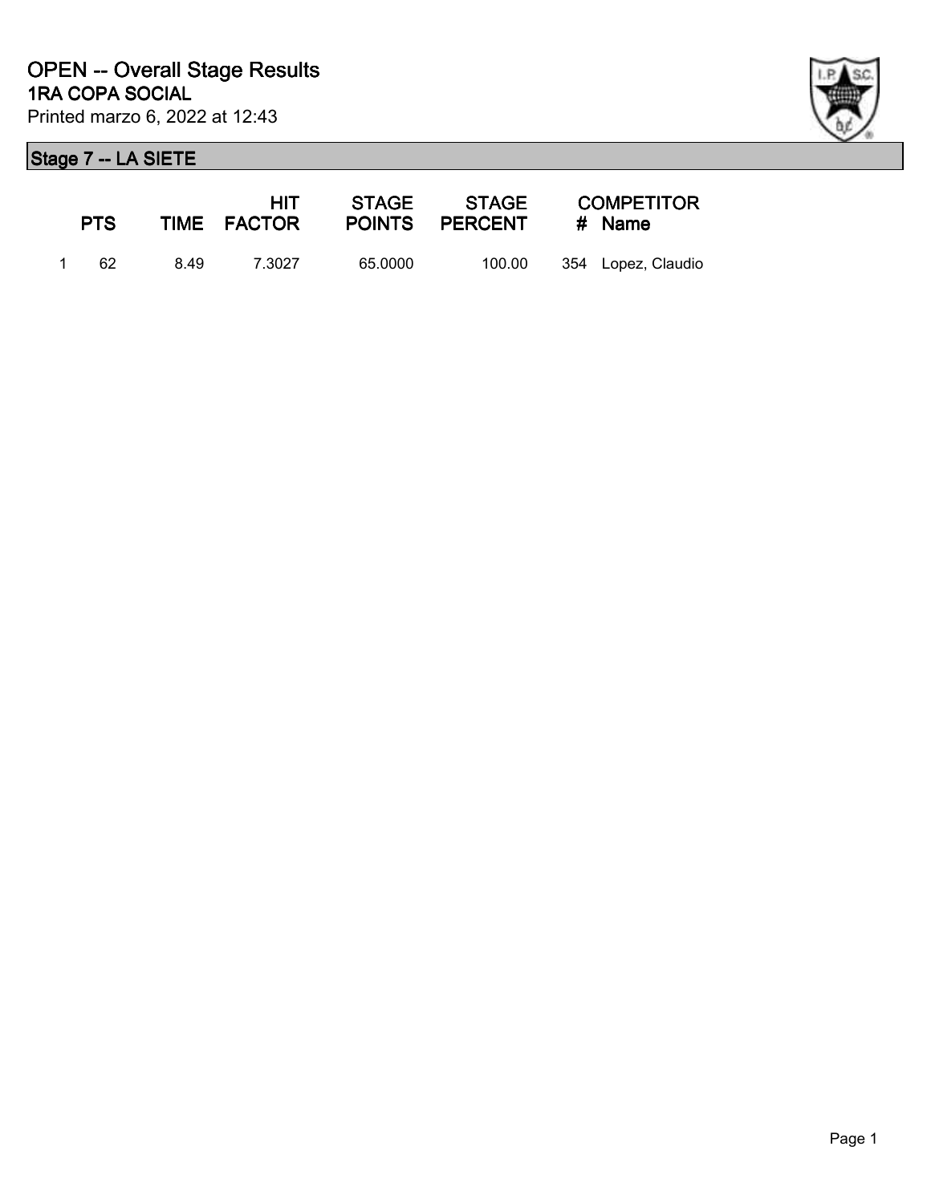# OPEN -- Overall Stage Results

## 1RA COPA SOCIAL

Printed marzo 6, 2022 at 12:43

### Stage 7 -- LA SIETE

| | PTS | TIME | HIT FACTOR | STAGE POINTS | STAGE PERCENT | COMPETITOR # | Name |
|---|---|---|---|---|---|---|---|
| 1 | 62 | 8.49 | 7.3027 | 65.0000 | 100.00 | 354 | Lopez, Claudio |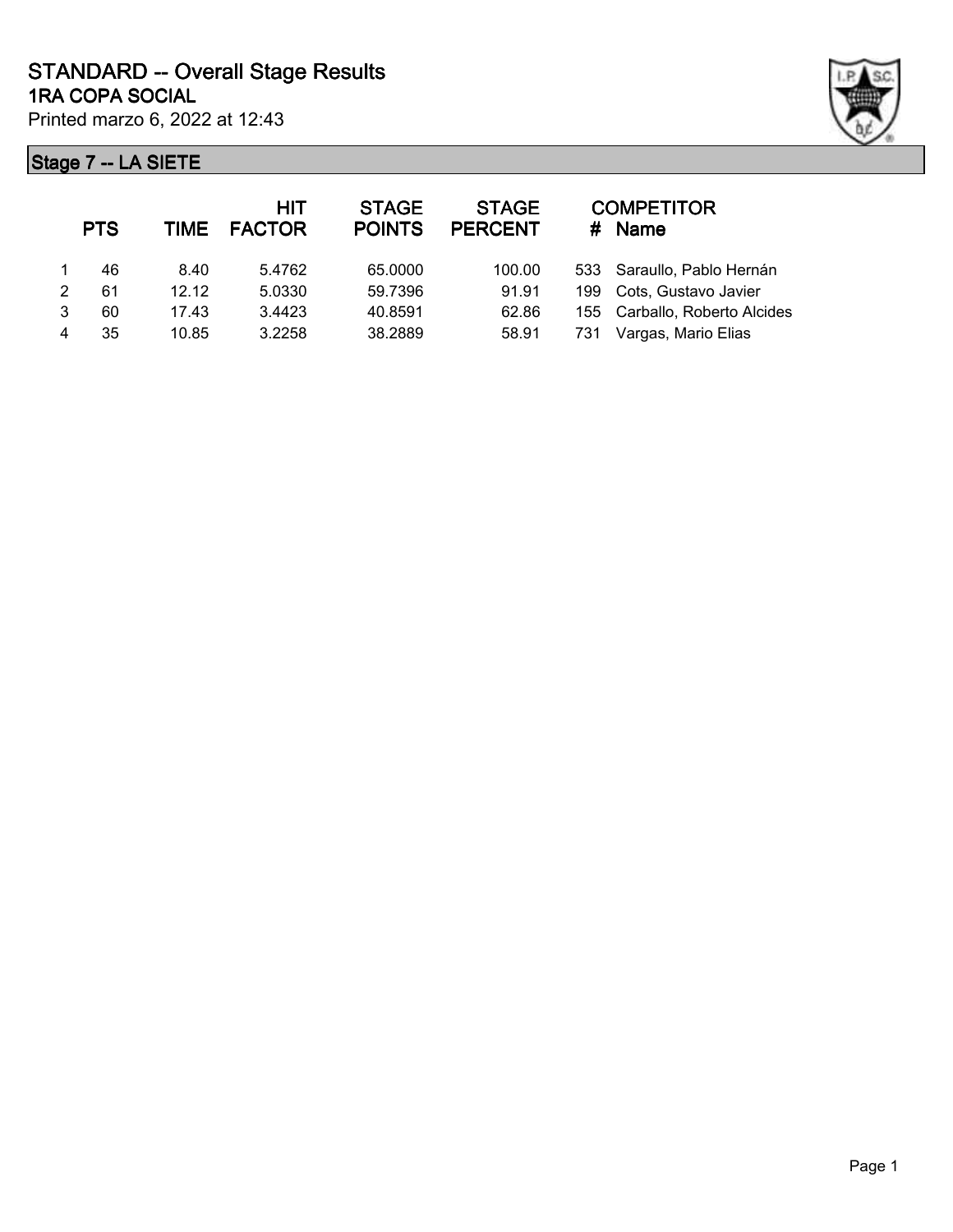# STANDARD -- Overall Stage Results

## 1RA COPA SOCIAL

Printed marzo 6, 2022 at 12:43

### Stage 7 -- LA SIETE

| | PTS | TIME | HIT FACTOR | STAGE POINTS | STAGE PERCENT | # | COMPETITOR Name |
|---|---|---|---|---|---|---|---|
| 1 | 46 | 8.40 | 5.4762 | 65.0000 | 100.00 | 533 | Saraullo, Pablo Hernán |
| 2 | 61 | 12.12 | 5.0330 | 59.7396 | 91.91 | 199 | Cots, Gustavo Javier |
| 3 | 60 | 17.43 | 3.4423 | 40.8591 | 62.86 | 155 | Carballo, Roberto Alcides |
| 4 | 35 | 10.85 | 3.2258 | 38.2889 | 58.91 | 731 | Vargas, Mario Elias |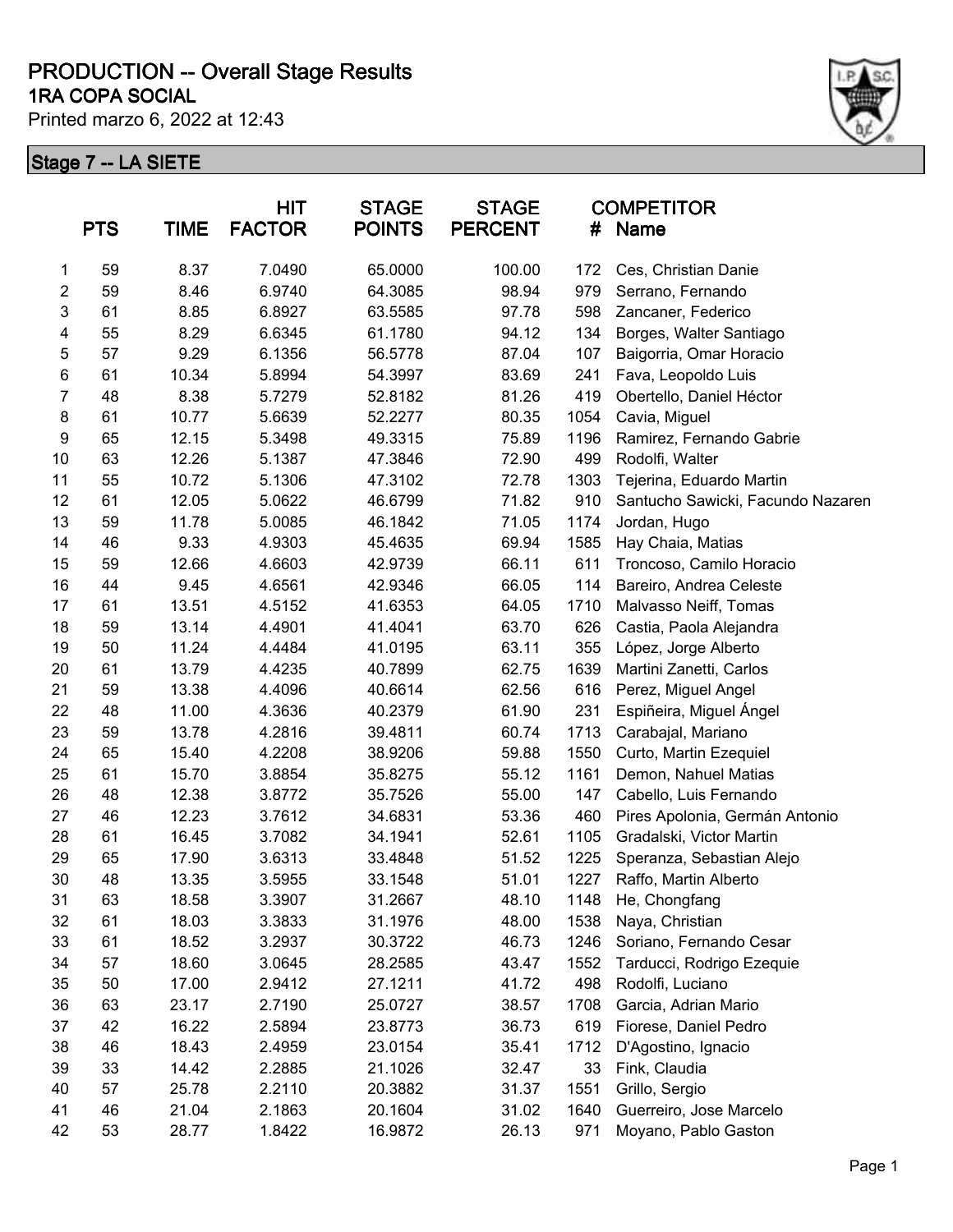# PRODUCTION -- Overall Stage Results

## 1RA COPA SOCIAL

Printed marzo 6, 2022 at 12:43

### Stage 7 -- LA SIETE

| | PTS | TIME | HIT FACTOR | STAGE POINTS | STAGE PERCENT | COMPETITOR # | Name |
|---|---|---|---|---|---|---|---|
| 1 | 59 | 8.37 | 7.0490 | 65.0000 | 100.00 | 172 | Ces, Christian Danie |
| 2 | 59 | 8.46 | 6.9740 | 64.3085 | 98.94 | 979 | Serrano, Fernando |
| 3 | 61 | 8.85 | 6.8927 | 63.5585 | 97.78 | 598 | Zancaner, Federico |
| 4 | 55 | 8.29 | 6.6345 | 61.1780 | 94.12 | 134 | Borges, Walter Santiago |
| 5 | 57 | 9.29 | 6.1356 | 56.5778 | 87.04 | 107 | Baigorria, Omar Horacio |
| 6 | 61 | 10.34 | 5.8994 | 54.3997 | 83.69 | 241 | Fava, Leopoldo Luis |
| 7 | 48 | 8.38 | 5.7279 | 52.8182 | 81.26 | 419 | Obertello, Daniel Héctor |
| 8 | 61 | 10.77 | 5.6639 | 52.2277 | 80.35 | 1054 | Cavia, Miguel |
| 9 | 65 | 12.15 | 5.3498 | 49.3315 | 75.89 | 1196 | Ramirez, Fernando Gabrie |
| 10 | 63 | 12.26 | 5.1387 | 47.3846 | 72.90 | 499 | Rodolfi, Walter |
| 11 | 55 | 10.72 | 5.1306 | 47.3102 | 72.78 | 1303 | Tejerina, Eduardo Martin |
| 12 | 61 | 12.05 | 5.0622 | 46.6799 | 71.82 | 910 | Santucho Sawicki, Facundo Nazaren |
| 13 | 59 | 11.78 | 5.0085 | 46.1842 | 71.05 | 1174 | Jordan, Hugo |
| 14 | 46 | 9.33 | 4.9303 | 45.4635 | 69.94 | 1585 | Hay Chaia, Matias |
| 15 | 59 | 12.66 | 4.6603 | 42.9739 | 66.11 | 611 | Troncoso, Camilo Horacio |
| 16 | 44 | 9.45 | 4.6561 | 42.9346 | 66.05 | 114 | Bareiro, Andrea Celeste |
| 17 | 61 | 13.51 | 4.5152 | 41.6353 | 64.05 | 1710 | Malvasso Neiff, Tomas |
| 18 | 59 | 13.14 | 4.4901 | 41.4041 | 63.70 | 626 | Castia, Paola Alejandra |
| 19 | 50 | 11.24 | 4.4484 | 41.0195 | 63.11 | 355 | López, Jorge Alberto |
| 20 | 61 | 13.79 | 4.4235 | 40.7899 | 62.75 | 1639 | Martini Zanetti, Carlos |
| 21 | 59 | 13.38 | 4.4096 | 40.6614 | 62.56 | 616 | Perez, Miguel Angel |
| 22 | 48 | 11.00 | 4.3636 | 40.2379 | 61.90 | 231 | Espiñeira, Miguel Ángel |
| 23 | 59 | 13.78 | 4.2816 | 39.4811 | 60.74 | 1713 | Carabajal, Mariano |
| 24 | 65 | 15.40 | 4.2208 | 38.9206 | 59.88 | 1550 | Curto, Martin Ezequiel |
| 25 | 61 | 15.70 | 3.8854 | 35.8275 | 55.12 | 1161 | Demon, Nahuel Matias |
| 26 | 48 | 12.38 | 3.8772 | 35.7526 | 55.00 | 147 | Cabello, Luis Fernando |
| 27 | 46 | 12.23 | 3.7612 | 34.6831 | 53.36 | 460 | Pires Apolonia, Germán Antonio |
| 28 | 61 | 16.45 | 3.7082 | 34.1941 | 52.61 | 1105 | Gradalski, Victor Martin |
| 29 | 65 | 17.90 | 3.6313 | 33.4848 | 51.52 | 1225 | Speranza, Sebastian Alejo |
| 30 | 48 | 13.35 | 3.5955 | 33.1548 | 51.01 | 1227 | Raffo, Martin Alberto |
| 31 | 63 | 18.58 | 3.3907 | 31.2667 | 48.10 | 1148 | He, Chongfang |
| 32 | 61 | 18.03 | 3.3833 | 31.1976 | 48.00 | 1538 | Naya, Christian |
| 33 | 61 | 18.52 | 3.2937 | 30.3722 | 46.73 | 1246 | Soriano, Fernando Cesar |
| 34 | 57 | 18.60 | 3.0645 | 28.2585 | 43.47 | 1552 | Tarducci, Rodrigo Ezequie |
| 35 | 50 | 17.00 | 2.9412 | 27.1211 | 41.72 | 498 | Rodolfi, Luciano |
| 36 | 63 | 23.17 | 2.7190 | 25.0727 | 38.57 | 1708 | Garcia, Adrian Mario |
| 37 | 42 | 16.22 | 2.5894 | 23.8773 | 36.73 | 619 | Fiorese, Daniel Pedro |
| 38 | 46 | 18.43 | 2.4959 | 23.0154 | 35.41 | 1712 | D'Agostino, Ignacio |
| 39 | 33 | 14.42 | 2.2885 | 21.1026 | 32.47 | 33 | Fink, Claudia |
| 40 | 57 | 25.78 | 2.2110 | 20.3882 | 31.37 | 1551 | Grillo, Sergio |
| 41 | 46 | 21.04 | 2.1863 | 20.1604 | 31.02 | 1640 | Guerreiro, Jose Marcelo |
| 42 | 53 | 28.77 | 1.8422 | 16.9872 | 26.13 | 971 | Moyano, Pablo Gaston |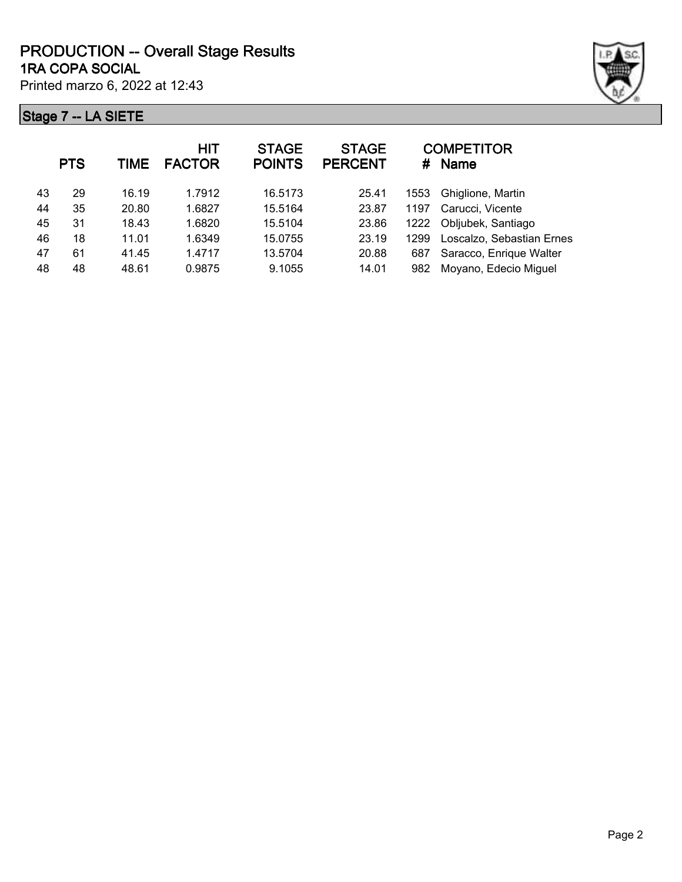# PRODUCTION -- Overall Stage Results

## 1RA COPA SOCIAL

Printed marzo 6, 2022 at 12:43

### Stage 7 -- LA SIETE

| | PTS | TIME | HIT FACTOR | STAGE POINTS | STAGE PERCENT | # | COMPETITOR Name |
|---|---|---|---|---|---|---|---|
| 43 | 29 | 16.19 | 1.7912 | 16.5173 | 25.41 | 1553 | Ghiglione, Martin |
| 44 | 35 | 20.80 | 1.6827 | 15.5164 | 23.87 | 1197 | Carucci, Vicente |
| 45 | 31 | 18.43 | 1.6820 | 15.5104 | 23.86 | 1222 | Obljubek, Santiago |
| 46 | 18 | 11.01 | 1.6349 | 15.0755 | 23.19 | 1299 | Loscalzo, Sebastian Ernes |
| 47 | 61 | 41.45 | 1.4717 | 13.5704 | 20.88 | 687 | Saracco, Enrique Walter |
| 48 | 48 | 48.61 | 0.9875 | 9.1055 | 14.01 | 982 | Moyano, Edecio Miguel |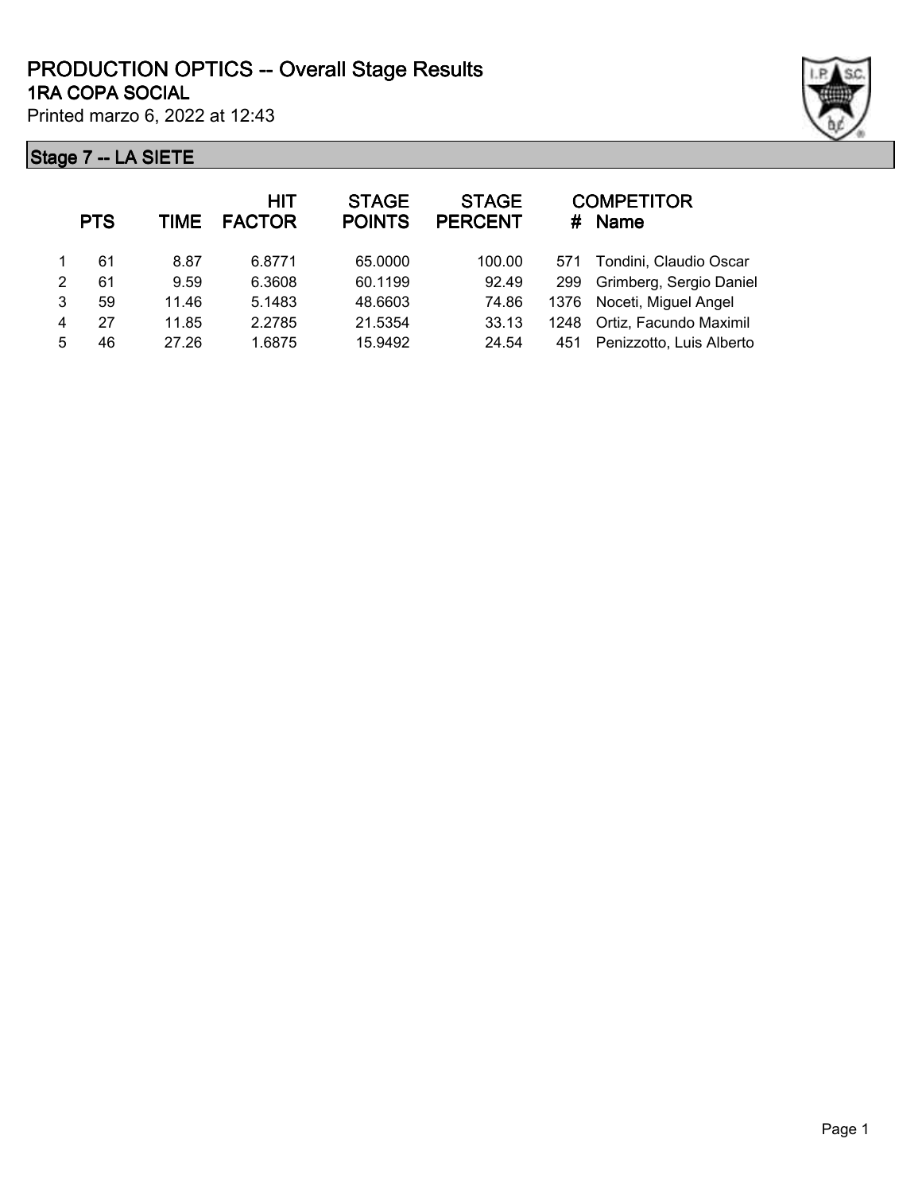# PRODUCTION OPTICS -- Overall Stage Results

## 1RA COPA SOCIAL

Printed marzo 6, 2022 at 12:43

### Stage 7 -- LA SIETE

| | PTS | TIME | HIT FACTOR | STAGE POINTS | STAGE PERCENT | # | COMPETITOR Name |
|---|---|---|---|---|---|---|---|
| 1 | 61 | 8.87 | 6.8771 | 65.0000 | 100.00 | 571 | Tondini, Claudio Oscar |
| 2 | 61 | 9.59 | 6.3608 | 60.1199 | 92.49 | 299 | Grimberg, Sergio Daniel |
| 3 | 59 | 11.46 | 5.1483 | 48.6603 | 74.86 | 1376 | Noceti, Miguel Angel |
| 4 | 27 | 11.85 | 2.2785 | 21.5354 | 33.13 | 1248 | Ortiz, Facundo Maximil |
| 5 | 46 | 27.26 | 1.6875 | 15.9492 | 24.54 | 451 | Penizzotto, Luis Alberto |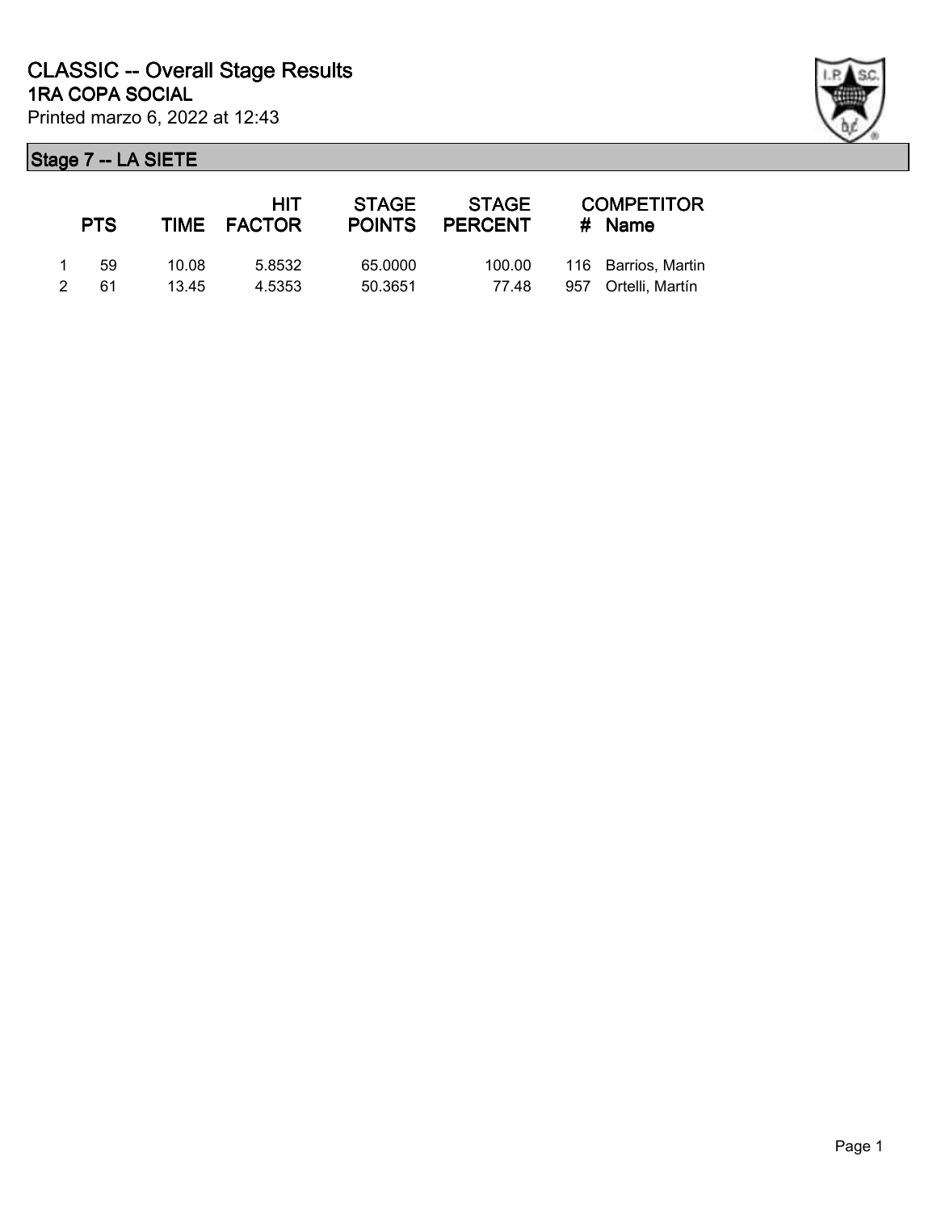# CLASSIC -- Overall Stage Results

## 1RA COPA SOCIAL

Printed marzo 6, 2022 at 12:43

### Stage 7 -- LA SIETE

| | PTS | TIME | HIT FACTOR | STAGE POINTS | STAGE PERCENT | # | COMPETITOR Name |
|---|---|---|---|---|---|---|---|
| 1 | 59 | 10.08 | 5.8532 | 65.0000 | 100.00 | 116 | Barrios, Martin |
| 2 | 61 | 13.45 | 4.5353 | 50.3651 | 77.48 | 957 | Ortelli, Martín |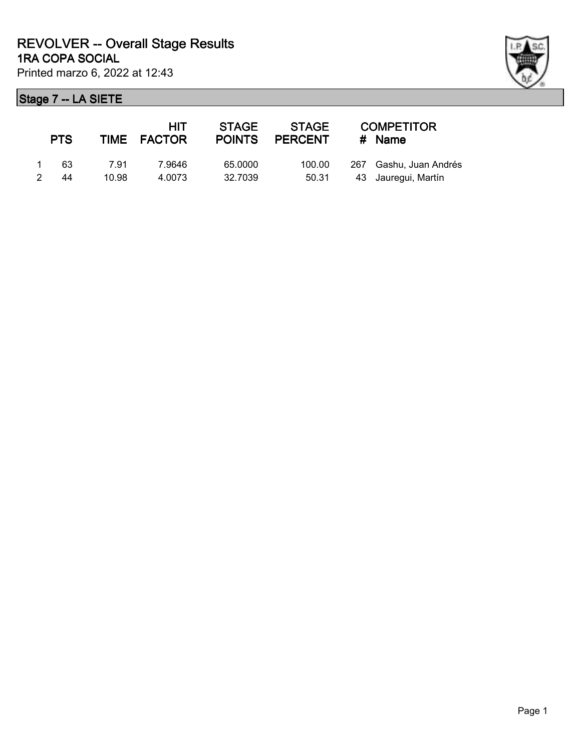# REVOLVER -- Overall Stage Results

## 1RA COPA SOCIAL

Printed marzo 6, 2022 at 12:43

### Stage 7 -- LA SIETE

| | PTS | TIME | HIT FACTOR | STAGE POINTS | STAGE PERCENT | # | COMPETITOR Name |
|---|---|---|---|---|---|---|---|
| 1 | 63 | 7.91 | 7.9646 | 65.0000 | 100.00 | 267 | Gashu, Juan Andrés |
| 2 | 44 | 10.98 | 4.0073 | 32.7039 | 50.31 | 43 | Jauregui, Martín |